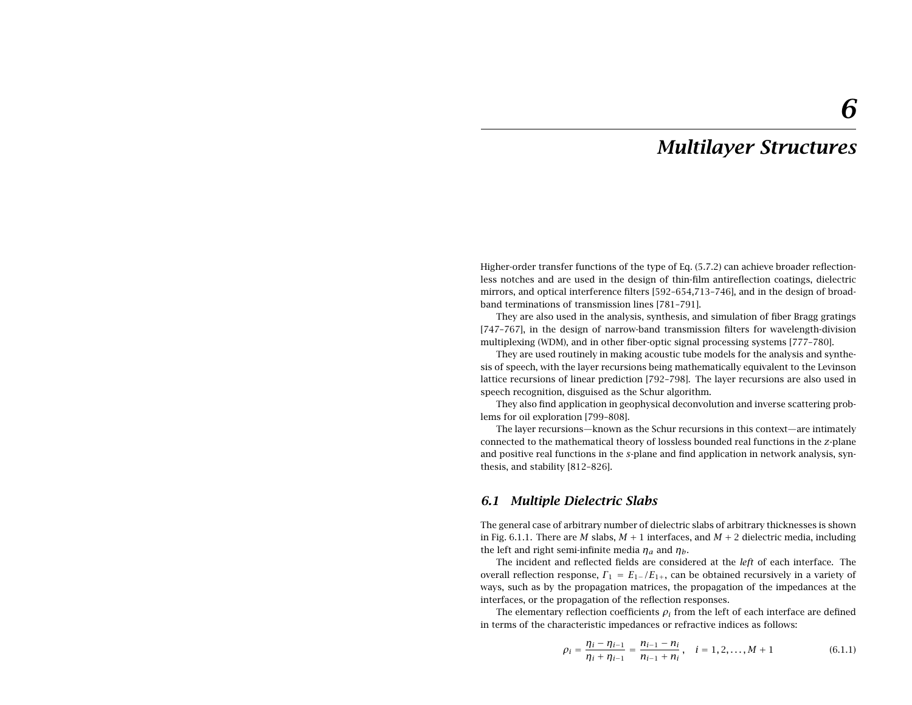# 6

# Multilayer Structures

Higher-order transfer functions of the type of Eq. (5.7.2) can achieve broader reflectionless notches and are used in the design of thin-film antireflection coatings, dielectric mirrors, and optical interference filters [592–654,713–746], and in the design of broadband terminations of transmission lines [781–791].

They are also used in the analysis, synthesis, and simulation of fiber Bragg gratings [747–767], in the design of narrow-band transmission filters for wavelength-division multiplexing (WDM), and in other fiber-optic signal processing systems [777–780].

They are used routinely in making acoustic tube models for the analysis and synthesis of speech, with the layer recursions being mathematically equivalent to the Levinson lattice recursions of linear prediction [792–798]. The layer recursions are also used in speech recognition, disguised as the Schur algorithm.

They also find application in geophysical deconvolution and inverse scattering problems for oil exploration [799–808].

The layer recursions—known as the Schur recursions in this context—are intimately connected to the mathematical theory of lossless bounded real functions in the $z$-plane and positive real functions in the $s$-plane and find application in network analysis, synthesis, and stability [812–826].

## 6.1 Multiple Dielectric Slabs

The general case of arbitrary number of dielectric slabs of arbitrary thicknesses is shown in Fig. 6.1.1. There are $M$ slabs, $M+1$ interfaces, and $M+2$ dielectric media, including the left and right semi-infinite media $\eta_a$ and $\eta_b$.

The incident and reflected fields are considered at the *left* of each interface. The overall reflection response, $\Gamma_1 = E_{1-}/E_{1+}$, can be obtained recursively in a variety of ways, such as by the propagation matrices, the propagation of the impedances at the interfaces, or the propagation of the reflection responses.

The elementary reflection coefficients $\rho_i$ from the left of each interface are defined in terms of the characteristic impedances or refractive indices as follows:

$$\rho_i = \frac{\eta_i - \eta_{i-1}}{\eta_i + \eta_{i-1}} = \frac{n_{i-1} - n_i}{n_{i-1} + n_i}\,, \quad i = 1, 2, \ldots, M+1 \tag{6.1.1}$$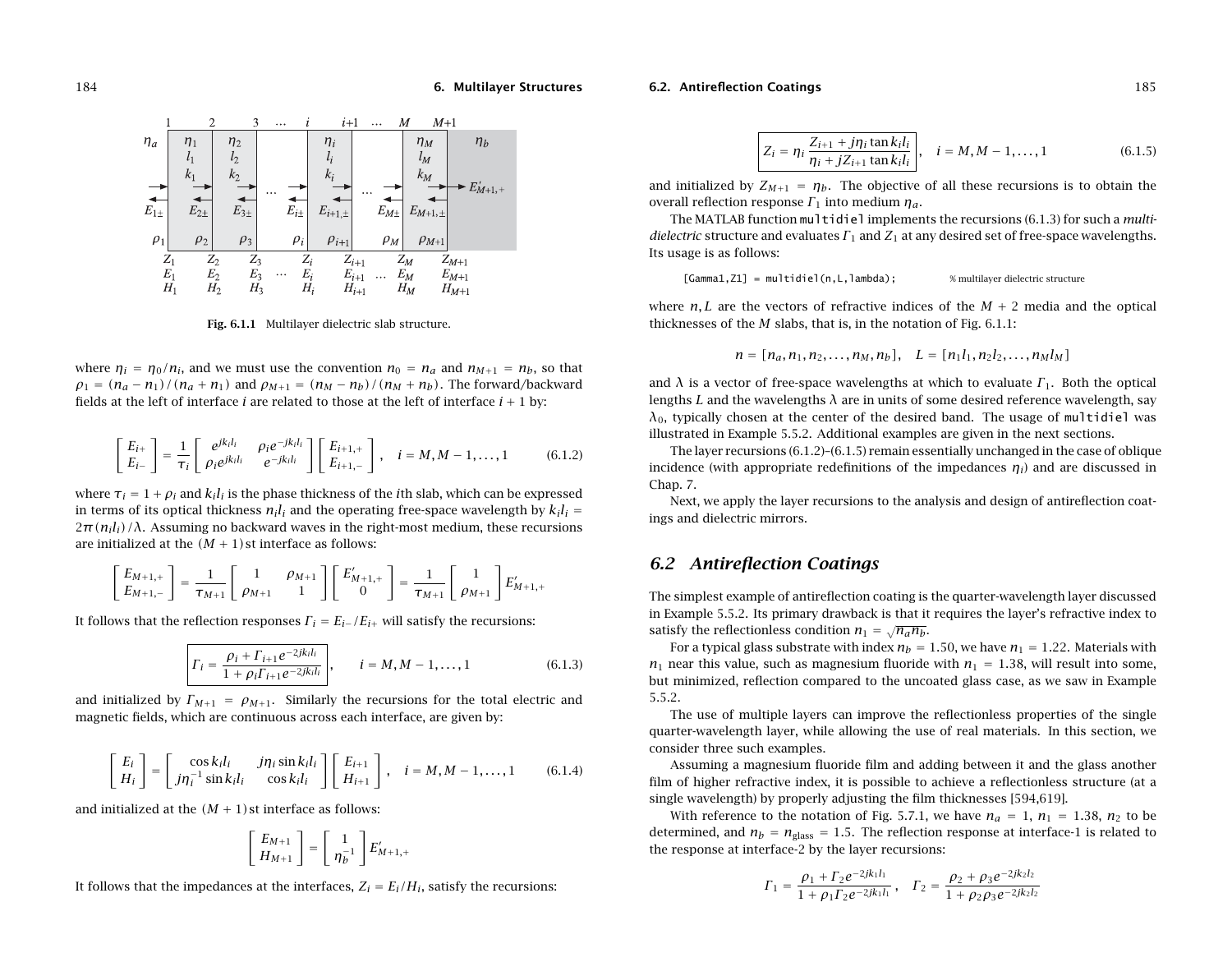Fig. 6.1.1 Multilayer dielectric slab structure.

where $\eta_i = \eta_0/n_i$, and we must use the convention $n_0 = n_a$ and $n_{M+1} = n_b$, so that $\rho_1 = (n_a - n_1)/(n_a + n_1)$ and $\rho_{M+1} = (n_M - n_b)/(n_M + n_b)$. The forward/backward fields at the left of interface $i$ are related to those at the left of interface $i+1$ by:

$$\begin{bmatrix} E_{i+} \\ E_{i-} \end{bmatrix} = \frac{1}{\tau_i} \begin{bmatrix} e^{jk_i l_i} & \rho_i e^{-jk_i l_i} \\ \rho_i e^{jk_i l_i} & e^{-jk_i l_i} \end{bmatrix} \begin{bmatrix} E_{i+1,+} \\ E_{i+1,-} \end{bmatrix}, \quad i = M, M-1, \dots, 1 \tag{6.1.2}$$

where $\tau_i = 1 + \rho_i$ and $k_i l_i$ is the phase thickness of the $i$th slab, which can be expressed in terms of its optical thickness $n_i l_i$ and the operating free-space wavelength by $k_i l_i = 2\pi(n_i l_i)/\lambda$. Assuming no backward waves in the right-most medium, these recursions are initialized at the $(M+1)$st interface as follows:

$$\begin{bmatrix} E_{M+1,+} \\ E_{M+1,-} \end{bmatrix} = \frac{1}{\tau_{M+1}} \begin{bmatrix} 1 & \rho_{M+1} \\ \rho_{M+1} & 1 \end{bmatrix} \begin{bmatrix} E'_{M+1,+} \\ 0 \end{bmatrix} = \frac{1}{\tau_{M+1}} \begin{bmatrix} 1 \\ \rho_{M+1} \end{bmatrix} E'_{M+1,+}$$

It follows that the reflection responses $\Gamma_i = E_{i-}/E_{i+}$ will satisfy the recursions:

$$\boxed{\Gamma_i = \frac{\rho_i + \Gamma_{i+1} e^{-2jk_i l_i}}{1 + \rho_i \Gamma_{i+1} e^{-2jk_i l_i}}}, \qquad i = M, M-1, \dots, 1 \tag{6.1.3}$$

and initialized by $\Gamma_{M+1} = \rho_{M+1}$. Similarly the recursions for the total electric and magnetic fields, which are continuous across each interface, are given by:

$$\begin{bmatrix} E_i \\ H_i \end{bmatrix} = \begin{bmatrix} \cos k_i l_i & j\eta_i \sin k_i l_i \\ j\eta_i^{-1} \sin k_i l_i & \cos k_i l_i \end{bmatrix} \begin{bmatrix} E_{i+1} \\ H_{i+1} \end{bmatrix}, \quad i = M, M-1, \dots, 1 \tag{6.1.4}$$

and initialized at the $(M+1)$st interface as follows:

$$\begin{bmatrix} E_{M+1} \\ H_{M+1} \end{bmatrix} = \begin{bmatrix} 1 \\ \eta_b^{-1} \end{bmatrix} E'_{M+1,+}$$

It follows that the impedances at the interfaces, $Z_i = E_i/H_i$, satisfy the recursions:

$$\boxed{Z_i = \eta_i \frac{Z_{i+1} + j\eta_i \tan k_i l_i}{\eta_i + jZ_{i+1} \tan k_i l_i}}, \quad i = M, M-1, \dots, 1 \tag{6.1.5}$$

and initialized by $Z_{M+1} = \eta_b$. The objective of all these recursions is to obtain the overall reflection response $\Gamma_1$ into medium $\eta_a$.

The MATLAB function `multidiel` implements the recursions (6.1.3) for such a *multidielectric* structure and evaluates $\Gamma_1$ and $Z_1$ at any desired set of free-space wavelengths. Its usage is as follows:

```
[Gamma1,Z1] = multidiel(n,L,lambda);        % multilayer dielectric structure
```

where $n, L$ are the vectors of refractive indices of the $M+2$ media and the optical thicknesses of the $M$ slabs, that is, in the notation of Fig. 6.1.1:

$$n = [n_a, n_1, n_2, \dots, n_M, n_b], \quad L = [n_1 l_1, n_2 l_2, \dots, n_M l_M]$$

and $\lambda$ is a vector of free-space wavelengths at which to evaluate $\Gamma_1$. Both the optical lengths $L$ and the wavelengths $\lambda$ are in units of some desired reference wavelength, say $\lambda_0$, typically chosen at the center of the desired band. The usage of `multidiel` was illustrated in Example 5.5.2. Additional examples are given in the next sections.

The layer recursions (6.1.2)–(6.1.5) remain essentially unchanged in the case of oblique incidence (with appropriate redefinitions of the impedances $\eta_i$) and are discussed in Chap. 7.

Next, we apply the layer recursions to the analysis and design of antireflection coatings and dielectric mirrors.

## *6.2 Antireflection Coatings*

The simplest example of antireflection coating is the quarter-wavelength layer discussed in Example 5.5.2. Its primary drawback is that it requires the layer's refractive index to satisfy the reflectionless condition $n_1 = \sqrt{n_a n_b}$.

For a typical glass substrate with index $n_b = 1.50$, we have $n_1 = 1.22$. Materials with $n_1$ near this value, such as magnesium fluoride with $n_1 = 1.38$, will result into some, but minimized, reflection compared to the uncoated glass case, as we saw in Example 5.5.2.

The use of multiple layers can improve the reflectionless properties of the single quarter-wavelength layer, while allowing the use of real materials. In this section, we consider three such examples.

Assuming a magnesium fluoride film and adding between it and the glass another film of higher refractive index, it is possible to achieve a reflectionless structure (at a single wavelength) by properly adjusting the film thicknesses [594,619].

With reference to the notation of Fig. 5.7.1, we have $n_a = 1$, $n_1 = 1.38$, $n_2$ to be determined, and $n_b = n_{\text{glass}} = 1.5$. The reflection response at interface-1 is related to the response at interface-2 by the layer recursions:

$$\Gamma_1 = \frac{\rho_1 + \Gamma_2 e^{-2jk_1 l_1}}{1 + \rho_1 \Gamma_2 e^{-2jk_1 l_1}}, \quad \Gamma_2 = \frac{\rho_2 + \rho_3 e^{-2jk_2 l_2}}{1 + \rho_2 \rho_3 e^{-2jk_2 l_2}}$$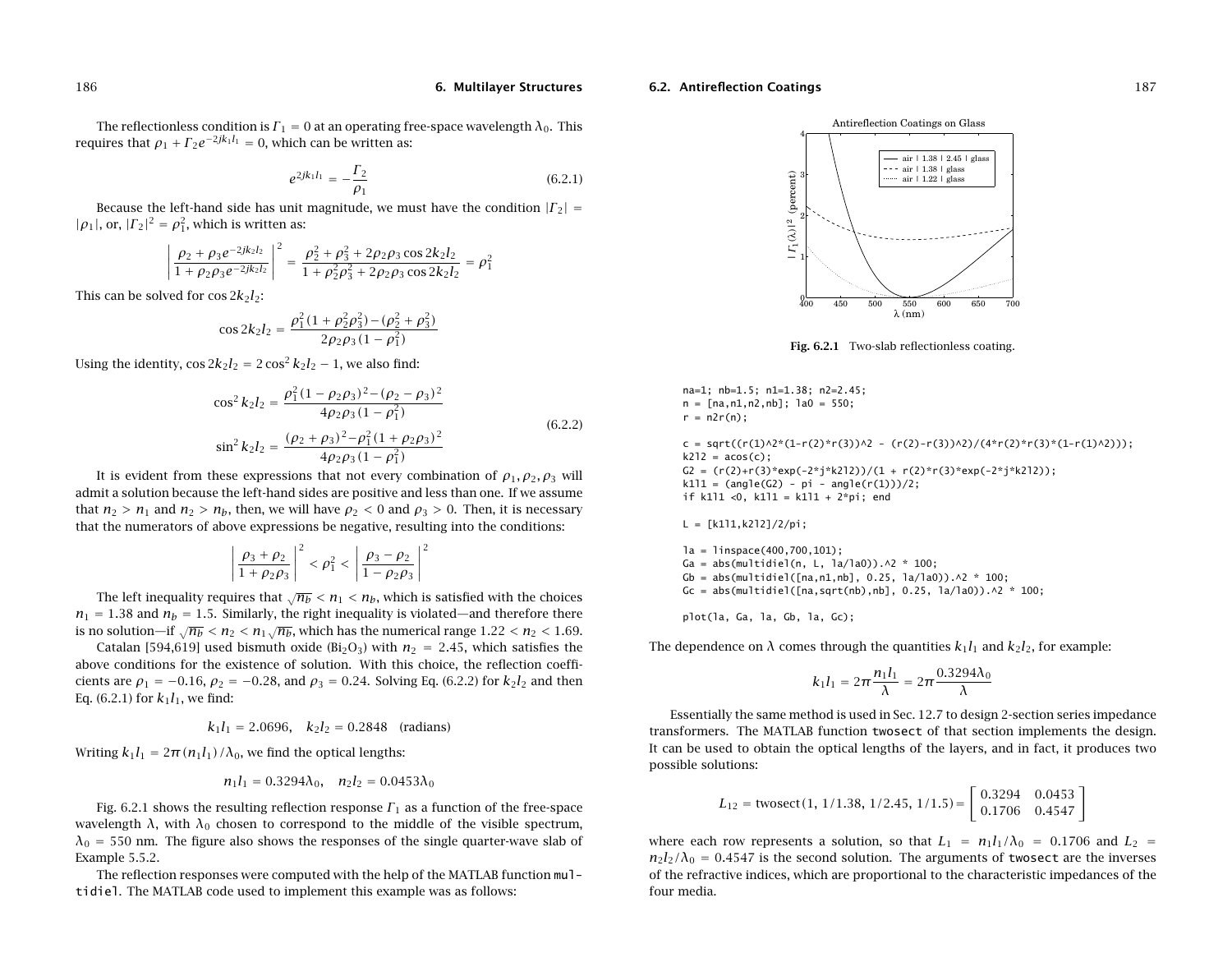The reflectionless condition is $\Gamma_1 = 0$ at an operating free-space wavelength $\lambda_0$. This requires that $\rho_1 + \Gamma_2 e^{-2jk_1l_1} = 0$, which can be written as:

$$e^{2jk_1l_1} = -\frac{\Gamma_2}{\rho_1} \tag{6.2.1}$$

Because the left-hand side has unit magnitude, we must have the condition $|\Gamma_2| = |\rho_1|$, or, $|\Gamma_2|^2 = \rho_1^2$, which is written as:

$$\left|\frac{\rho_2 + \rho_3 e^{-2jk_2l_2}}{1 + \rho_2\rho_3 e^{-2jk_2l_2}}\right|^2 = \frac{\rho_2^2 + \rho_3^2 + 2\rho_2\rho_3\cos 2k_2l_2}{1 + \rho_2^2\rho_3^2 + 2\rho_2\rho_3\cos 2k_2l_2} = \rho_1^2$$

This can be solved for $\cos 2k_2l_2$:

$$\cos 2k_2l_2 = \frac{\rho_1^2(1 + \rho_2^2\rho_3^2) - (\rho_2^2 + \rho_3^2)}{2\rho_2\rho_3(1 - \rho_1^2)}$$

Using the identity, $\cos 2k_2l_2 = 2\cos^2 k_2l_2 - 1$, we also find:

$$\begin{aligned}
\cos^2 k_2l_2 &= \frac{\rho_1^2(1 - \rho_2\rho_3)^2 - (\rho_2 - \rho_3)^2}{4\rho_2\rho_3(1 - \rho_1^2)} \\
\sin^2 k_2l_2 &= \frac{(\rho_2 + \rho_3)^2 - \rho_1^2(1 + \rho_2\rho_3)^2}{4\rho_2\rho_3(1 - \rho_1^2)}
\end{aligned} \tag{6.2.2}$$

It is evident from these expressions that not every combination of $\rho_1, \rho_2, \rho_3$ will admit a solution because the left-hand sides are positive and less than one. If we assume that $n_2 > n_1$ and $n_2 > n_b$, then, we will have $\rho_2 < 0$ and $\rho_3 > 0$. Then, it is necessary that the numerators of above expressions be negative, resulting into the conditions:

$$\left|\frac{\rho_3 + \rho_2}{1 + \rho_2\rho_3}\right|^2 < \rho_1^2 < \left|\frac{\rho_3 - \rho_2}{1 - \rho_2\rho_3}\right|^2$$

The left inequality requires that $\sqrt{n_b} < n_1 < n_b$, which is satisfied with the choices $n_1 = 1.38$ and $n_b = 1.5$. Similarly, the right inequality is violated—and therefore there is no solution—if $\sqrt{n_b} < n_2 < n_1\sqrt{n_b}$, which has the numerical range $1.22 < n_2 < 1.69$.

Catalan [594,619] used bismuth oxide ($Bi_2O_3$) with $n_2 = 2.45$, which satisfies the above conditions for the existence of solution. With this choice, the reflection coefficients are $\rho_1 = -0.16$, $\rho_2 = -0.28$, and $\rho_3 = 0.24$. Solving Eq. (6.2.2) for $k_2l_2$ and then Eq. (6.2.1) for $k_1l_1$, we find:

$$k_1l_1 = 2.0696, \quad k_2l_2 = 0.2848 \quad \text{(radians)}$$

Writing $k_1l_1 = 2\pi(n_1l_1)/\lambda_0$, we find the optical lengths:

$$n_1l_1 = 0.3294\lambda_0, \quad n_2l_2 = 0.0453\lambda_0$$

Fig. 6.2.1 shows the resulting reflection response $\Gamma_1$ as a function of the free-space wavelength $\lambda$, with $\lambda_0$ chosen to correspond to the middle of the visible spectrum, $\lambda_0 = 550$ nm. The figure also shows the responses of the single quarter-wave slab of Example 5.5.2.

The reflection responses were computed with the help of the MATLAB function `multidiel`. The MATLAB code used to implement this example was as follows:

**Fig. 6.2.1** Two-slab reflectionless coating.

```
na=1; nb=1.5; n1=1.38; n2=2.45;
n = [na,n1,n2,nb]; la0 = 550;
r = n2r(n);

c = sqrt((r(1)^2*(1-r(2)*r(3))^2 - (r(2)-r(3))^2)/(4*r(2)*r(3)*(1-r(1)^2)));
k2l2 = acos(c);
G2 = (r(2)+r(3)*exp(-2*j*k2l2))/(1 + r(2)*r(3)*exp(-2*j*k2l2));
k1l1 = (angle(G2) - pi - angle(r(1)))/2;
if k1l1 <0, k1l1 = k1l1 + 2*pi; end

L = [k1l1,k2l2]/2/pi;

la = linspace(400,700,101);
Ga = abs(multidiel(n, L, la/la0)).^2 * 100;
Gb = abs(multidiel([na,n1,nb], 0.25, la/la0)).^2 * 100;
Gc = abs(multidiel([na,sqrt(nb),nb], 0.25, la/la0)).^2 * 100;

plot(la, Ga, la, Gb, la, Gc);
```

The dependence on $\lambda$ comes through the quantities $k_1l_1$ and $k_2l_2$, for example:

$$k_1l_1 = 2\pi\frac{n_1l_1}{\lambda} = 2\pi\frac{0.3294\lambda_0}{\lambda}$$

Essentially the same method is used in Sec. 12.7 to design 2-section series impedance transformers. The MATLAB function `twosect` of that section implements the design. It can be used to obtain the optical lengths of the layers, and in fact, it produces two possible solutions:

$$L_{12} = \text{twosect}(1,\ 1/1.38,\ 1/2.45,\ 1/1.5) = \begin{bmatrix} 0.3294 & 0.0453 \\ 0.1706 & 0.4547 \end{bmatrix}$$

where each row represents a solution, so that $L_1 = n_1l_1/\lambda_0 = 0.1706$ and $L_2 = n_2l_2/\lambda_0 = 0.4547$ is the second solution. The arguments of `twosect` are the inverses of the refractive indices, which are proportional to the characteristic impedances of the four media.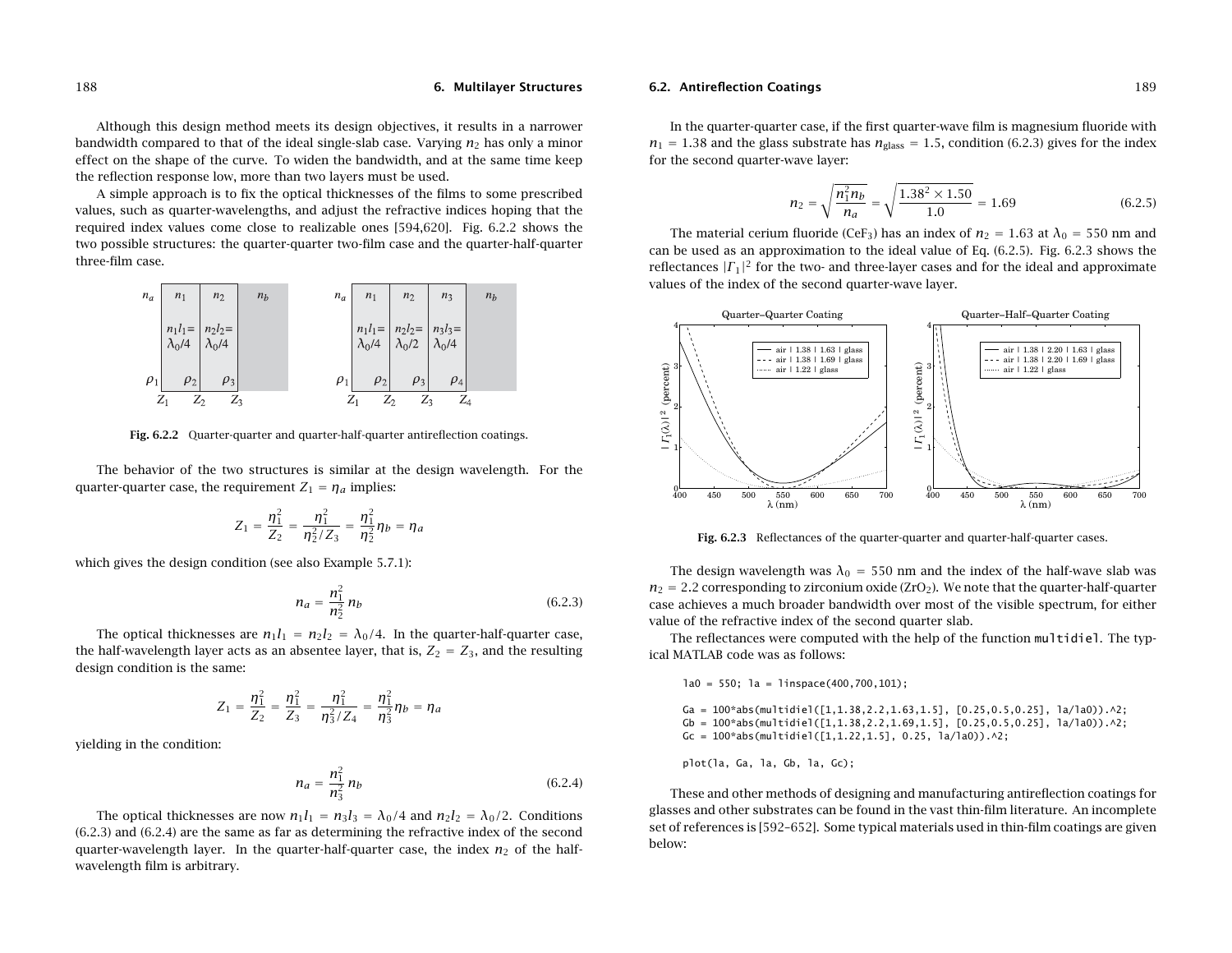Although this design method meets its design objectives, it results in a narrower bandwidth compared to that of the ideal single-slab case. Varying $n_2$ has only a minor effect on the shape of the curve. To widen the bandwidth, and at the same time keep the reflection response low, more than two layers must be used.

A simple approach is to fix the optical thicknesses of the films to some prescribed values, such as quarter-wavelengths, and adjust the refractive indices hoping that the required index values come close to realizable ones [594,620]. Fig. 6.2.2 shows the two possible structures: the quarter-quarter two-film case and the quarter-half-quarter three-film case.

Fig. 6.2.2 Quarter-quarter and quarter-half-quarter antireflection coatings.

The behavior of the two structures is similar at the design wavelength. For the quarter-quarter case, the requirement $Z_1 = \eta_a$ implies:

$$Z_1 = \frac{\eta_1^2}{Z_2} = \frac{\eta_1^2}{\eta_2^2/Z_3} = \frac{\eta_1^2}{\eta_2^2}\eta_b = \eta_a$$

which gives the design condition (see also Example 5.7.1):

$$n_a = \frac{n_1^2}{n_2^2}\, n_b \tag{6.2.3}$$

The optical thicknesses are $n_1 l_1 = n_2 l_2 = \lambda_0/4$. In the quarter-half-quarter case, the half-wavelength layer acts as an absentee layer, that is, $Z_2 = Z_3$, and the resulting design condition is the same:

$$Z_1 = \frac{\eta_1^2}{Z_2} = \frac{\eta_1^2}{Z_3} = \frac{\eta_1^2}{\eta_3^2/Z_4} = \frac{\eta_1^2}{\eta_3^2}\eta_b = \eta_a$$

yielding in the condition:

$$n_a = \frac{n_1^2}{n_3^2}\, n_b \tag{6.2.4}$$

The optical thicknesses are now $n_1 l_1 = n_3 l_3 = \lambda_0/4$ and $n_2 l_2 = \lambda_0/2$. Conditions (6.2.3) and (6.2.4) are the same as far as determining the refractive index of the second quarter-wavelength layer. In the quarter-half-quarter case, the index $n_2$ of the half-wavelength film is arbitrary.

In the quarter-quarter case, if the first quarter-wave film is magnesium fluoride with $n_1 = 1.38$ and the glass substrate has $n_{\text{glass}} = 1.5$, condition (6.2.3) gives for the index for the second quarter-wave layer:

$$n_2 = \sqrt{\frac{n_1^2 n_b}{n_a}} = \sqrt{\frac{1.38^2 \times 1.50}{1.0}} = 1.69 \tag{6.2.5}$$

The material cerium fluoride ($CeF_3$) has an index of $n_2 = 1.63$ at $\lambda_0 = 550$ nm and can be used as an approximation to the ideal value of Eq. (6.2.5). Fig. 6.2.3 shows the reflectances $|\Gamma_1|^2$ for the two- and three-layer cases and for the ideal and approximate values of the index of the second quarter-wave layer.

Fig. 6.2.3 Reflectances of the quarter-quarter and quarter-half-quarter cases.

The design wavelength was $\lambda_0 = 550$ nm and the index of the half-wave slab was $n_2 = 2.2$ corresponding to zirconium oxide ($ZrO_2$). We note that the quarter-half-quarter case achieves a much broader bandwidth over most of the visible spectrum, for either value of the refractive index of the second quarter slab.

The reflectances were computed with the help of the function `multidiel`. The typical MATLAB code was as follows:

```
la0 = 550; la = linspace(400,700,101);

Ga = 100*abs(multidiel([1,1.38,2.2,1.63,1.5], [0.25,0.5,0.25], la/la0)).^2;
Gb = 100*abs(multidiel([1,1.38,2.2,1.69,1.5], [0.25,0.5,0.25], la/la0)).^2;
Gc = 100*abs(multidiel([1,1.22,1.5], 0.25, la/la0)).^2;

plot(la, Ga, la, Gb, la, Gc);
```

These and other methods of designing and manufacturing antireflection coatings for glasses and other substrates can be found in the vast thin-film literature. An incomplete set of references is [592–652]. Some typical materials used in thin-film coatings are given below: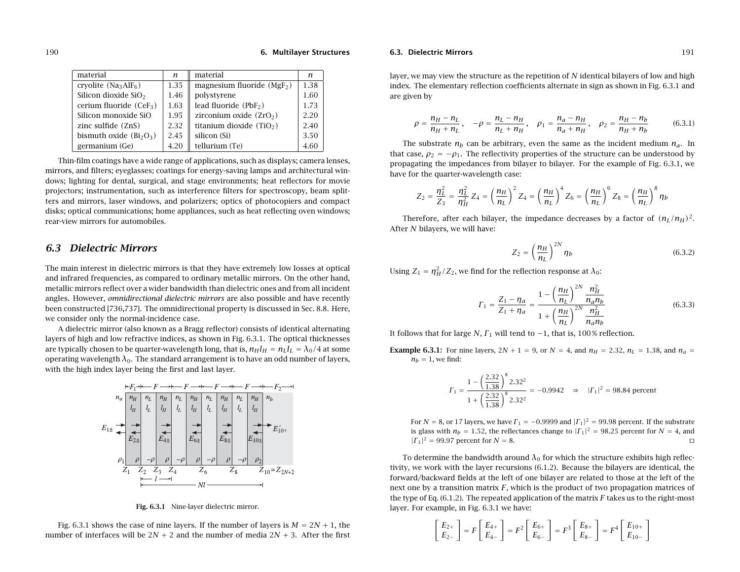| material | $n$ | material | $n$ |
|---|---|---|---|
| cryolite ($Na_3AlF_6$) | 1.35 | magnesium fluoride ($MgF_2$) | 1.38 |
| Silicon dioxide $SiO_2$ | 1.46 | polystyrene | 1.60 |
| cerium fluoride ($CeF_3$) | 1.63 | lead fluoride ($PbF_2$) | 1.73 |
| Silicon monoxide SiO | 1.95 | zirconium oxide ($ZrO_2$) | 2.20 |
| zinc sulfide (ZnS) | 2.32 | titanium dioxide ($TiO_2$) | 2.40 |
| bismuth oxide ($Bi_2O_3$) | 2.45 | silicon (Si) | 3.50 |
| germanium (Ge) | 4.20 | tellurium (Te) | 4.60 |

Thin-film coatings have a wide range of applications, such as displays; camera lenses, mirrors, and filters; eyeglasses; coatings for energy-saving lamps and architectural windows; lighting for dental, surgical, and stage environments; heat reflectors for movie projectors; instrumentation, such as interference filters for spectroscopy, beam splitters and mirrors, laser windows, and polarizers; optics of photocopiers and compact disks; optical communications; home appliances, such as heat reflecting oven windows; rear-view mirrors for automobiles.

## 6.3 Dielectric Mirrors

The main interest in dielectric mirrors is that they have extremely low losses at optical and infrared frequencies, as compared to ordinary metallic mirrors. On the other hand, metallic mirrors reflect over a wider bandwidth than dielectric ones and from all incident angles. However, *omnidirectional dielectric mirrors* are also possible and have recently been constructed [736,737]. The omnidirectional property is discussed in Sec. 8.8. Here, we consider only the normal-incidence case.

A dielectric mirror (also known as a Bragg reflector) consists of identical alternating layers of high and low refractive indices, as shown in Fig. 6.3.1. The optical thicknesses are typically chosen to be quarter-wavelength long, that is, $n_H l_H = n_L l_L = \lambda_0/4$ at some operating wavelength $\lambda_0$. The standard arrangement is to have an odd number of layers, with the high index layer being the first and last layer.

**Fig. 6.3.1** Nine-layer dielectric mirror.

Fig. 6.3.1 shows the case of nine layers. If the number of layers is $M = 2N+1$, the number of interfaces will be $2N+2$ and the number of media $2N+3$. After the first layer, we may view the structure as the repetition of $N$ identical bilayers of low and high index. The elementary reflection coefficients alternate in sign as shown in Fig. 6.3.1 and are given by

$$\rho = \frac{n_H - n_L}{n_H + n_L}, \quad -\rho = \frac{n_L - n_H}{n_L + n_H}, \quad \rho_1 = \frac{n_a - n_H}{n_a + n_H}, \quad \rho_2 = \frac{n_H - n_b}{n_H + n_b} \tag{6.3.1}$$

The substrate $n_b$ can be arbitrary, even the same as the incident medium $n_a$. In that case, $\rho_2 = -\rho_1$. The reflectivity properties of the structure can be understood by propagating the impedances from bilayer to bilayer. For the example of Fig. 6.3.1, we have for the quarter-wavelength case:

$$Z_2 = \frac{\eta_L^2}{Z_3} = \frac{\eta_L^2}{\eta_H^2} Z_4 = \left(\frac{n_H}{n_L}\right)^2 Z_4 = \left(\frac{n_H}{n_L}\right)^4 Z_6 = \left(\frac{n_H}{n_L}\right)^6 Z_8 = \left(\frac{n_H}{n_L}\right)^8 \eta_b$$

Therefore, after each bilayer, the impedance decreases by a factor of $(n_L/n_H)^2$. After $N$ bilayers, we will have:

$$Z_2 = \left(\frac{n_H}{n_L}\right)^{2N} \eta_b \tag{6.3.2}$$

Using $Z_1 = \eta_H^2/Z_2$, we find for the reflection response at $\lambda_0$:

$$\Gamma_1 = \frac{Z_1 - \eta_a}{Z_1 + \eta_a} = \frac{1 - \left(\dfrac{n_H}{n_L}\right)^{2N} \dfrac{n_H^2}{n_a n_b}}{1 + \left(\dfrac{n_H}{n_L}\right)^{2N} \dfrac{n_H^2}{n_a n_b}} \tag{6.3.3}$$

It follows that for large $N$, $\Gamma_1$ will tend to $-1$, that is, 100% reflection.

**Example 6.3.1:** For nine layers, $2N+1 = 9$, or $N = 4$, and $n_H = 2.32$, $n_L = 1.38$, and $n_a = n_b = 1$, we find:

$$\Gamma_1 = \frac{1 - \left(\dfrac{2.32}{1.38}\right)^8 2.32^2}{1 + \left(\dfrac{2.32}{1.38}\right)^8 2.32^2} = -0.9942 \quad \Rightarrow \quad |\Gamma_1|^2 = 98.84 \text{ percent}$$

For $N = 8$, or 17 layers, we have $\Gamma_1 = -0.9999$ and $|\Gamma_1|^2 = 99.98$ percent. If the substrate is glass with $n_b = 1.52$, the reflectances change to $|\Gamma_1|^2 = 98.25$ percent for $N = 4$, and $|\Gamma_1|^2 = 99.97$ percent for $N = 8$. □

To determine the bandwidth around $\lambda_0$ for which the structure exhibits high reflectivity, we work with the layer recursions (6.1.2). Because the bilayers are identical, the forward/backward fields at the left of one bilayer are related to those at the left of the next one by a transition matrix $F$, which is the product of two propagation matrices of the type of Eq. (6.1.2). The repeated application of the matrix $F$ takes us to the right-most layer. For example, in Fig. 6.3.1 we have:

$$\begin{bmatrix} E_{2+} \\ E_{2-} \end{bmatrix} = F \begin{bmatrix} E_{4+} \\ E_{4-} \end{bmatrix} = F^2 \begin{bmatrix} E_{6+} \\ E_{6-} \end{bmatrix} = F^3 \begin{bmatrix} E_{8+} \\ E_{8-} \end{bmatrix} = F^4 \begin{bmatrix} E_{10+} \\ E_{10-} \end{bmatrix}$$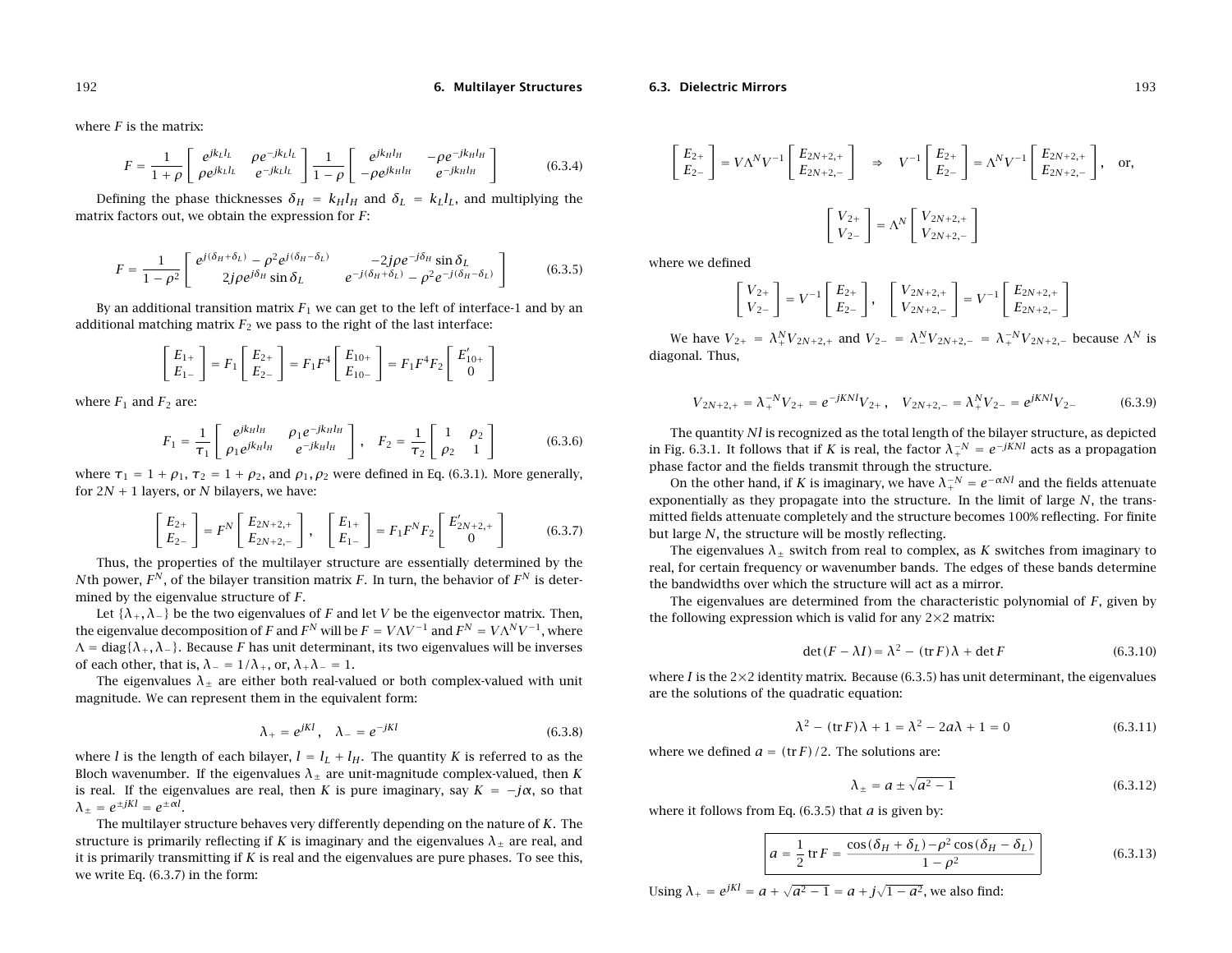where $F$ is the matrix:

$$F = \frac{1}{1+\rho}\begin{bmatrix} e^{jk_L l_L} & \rho e^{-jk_L l_L} \\ \rho e^{jk_L l_L} & e^{-jk_L l_L} \end{bmatrix} \frac{1}{1-\rho}\begin{bmatrix} e^{jk_H l_H} & -\rho e^{-jk_H l_H} \\ -\rho e^{jk_H l_H} & e^{-jk_H l_H} \end{bmatrix} \tag{6.3.4}$$

Defining the phase thicknesses $\delta_H = k_H l_H$ and $\delta_L = k_L l_L$, and multiplying the matrix factors out, we obtain the expression for $F$:

$$F = \frac{1}{1-\rho^2}\begin{bmatrix} e^{j(\delta_H+\delta_L)} - \rho^2 e^{j(\delta_H-\delta_L)} & -2j\rho e^{-j\delta_H}\sin\delta_L \\ 2j\rho e^{j\delta_H}\sin\delta_L & e^{-j(\delta_H+\delta_L)} - \rho^2 e^{-j(\delta_H-\delta_L)} \end{bmatrix} \tag{6.3.5}$$

By an additional transition matrix $F_1$ we can get to the left of interface-1 and by an additional matching matrix $F_2$ we pass to the right of the last interface:

$$\begin{bmatrix} E_{1+} \\ E_{1-} \end{bmatrix} = F_1 \begin{bmatrix} E_{2+} \\ E_{2-} \end{bmatrix} = F_1 F^4 \begin{bmatrix} E_{10+} \\ E_{10-} \end{bmatrix} = F_1 F^4 F_2 \begin{bmatrix} E'_{10+} \\ 0 \end{bmatrix}$$

where $F_1$ and $F_2$ are:

$$F_1 = \frac{1}{\tau_1}\begin{bmatrix} e^{jk_H l_H} & \rho_1 e^{-jk_H l_H} \\ \rho_1 e^{jk_H l_H} & e^{-jk_H l_H} \end{bmatrix}, \quad F_2 = \frac{1}{\tau_2}\begin{bmatrix} 1 & \rho_2 \\ \rho_2 & 1 \end{bmatrix} \tag{6.3.6}$$

where $\tau_1 = 1+\rho_1$, $\tau_2 = 1+\rho_2$, and $\rho_1, \rho_2$ were defined in Eq. (6.3.1). More generally, for $2N+1$ layers, or $N$ bilayers, we have:

$$\begin{bmatrix} E_{2+} \\ E_{2-} \end{bmatrix} = F^N \begin{bmatrix} E_{2N+2,+} \\ E_{2N+2,-} \end{bmatrix}, \quad \begin{bmatrix} E_{1+} \\ E_{1-} \end{bmatrix} = F_1 F^N F_2 \begin{bmatrix} E'_{2N+2,+} \\ 0 \end{bmatrix} \tag{6.3.7}$$

Thus, the properties of the multilayer structure are essentially determined by the $N$th power, $F^N$, of the bilayer transition matrix $F$. In turn, the behavior of $F^N$ is determined by the eigenvalue structure of $F$.

Let $\{\lambda_+, \lambda_-\}$ be the two eigenvalues of $F$ and let $V$ be the eigenvector matrix. Then, the eigenvalue decomposition of $F$ and $F^N$ will be $F = V\Lambda V^{-1}$ and $F^N = V\Lambda^N V^{-1}$, where $\Lambda = \text{diag}\{\lambda_+, \lambda_-\}$. Because $F$ has unit determinant, its two eigenvalues will be inverses of each other, that is, $\lambda_- = 1/\lambda_+$, or, $\lambda_+\lambda_- = 1$.

The eigenvalues $\lambda_\pm$ are either both real-valued or both complex-valued with unit magnitude. We can represent them in the equivalent form:

$$\lambda_+ = e^{jKl}, \quad \lambda_- = e^{-jKl} \tag{6.3.8}$$

where $l$ is the length of each bilayer, $l = l_L + l_H$. The quantity $K$ is referred to as the Bloch wavenumber. If the eigenvalues $\lambda_\pm$ are unit-magnitude complex-valued, then $K$ is real. If the eigenvalues are real, then $K$ is pure imaginary, say $K = -j\alpha$, so that $\lambda_\pm = e^{\pm jKl} = e^{\pm\alpha l}$.

The multilayer structure behaves very differently depending on the nature of $K$. The structure is primarily reflecting if $K$ is imaginary and the eigenvalues $\lambda_\pm$ are real, and it is primarily transmitting if $K$ is real and the eigenvalues are pure phases. To see this, we write Eq. (6.3.7) in the form:

$$\begin{bmatrix} E_{2+} \\ E_{2-} \end{bmatrix} = V\Lambda^N V^{-1}\begin{bmatrix} E_{2N+2,+} \\ E_{2N+2,-} \end{bmatrix} \quad\Rightarrow\quad V^{-1}\begin{bmatrix} E_{2+} \\ E_{2-} \end{bmatrix} = \Lambda^N V^{-1}\begin{bmatrix} E_{2N+2,+} \\ E_{2N+2,-} \end{bmatrix}, \quad \text{or,}$$

$$\begin{bmatrix} V_{2+} \\ V_{2-} \end{bmatrix} = \Lambda^N \begin{bmatrix} V_{2N+2,+} \\ V_{2N+2,-} \end{bmatrix}$$

where we defined

$$\begin{bmatrix} V_{2+} \\ V_{2-} \end{bmatrix} = V^{-1}\begin{bmatrix} E_{2+} \\ E_{2-} \end{bmatrix}, \quad \begin{bmatrix} V_{2N+2,+} \\ V_{2N+2,-} \end{bmatrix} = V^{-1}\begin{bmatrix} E_{2N+2,+} \\ E_{2N+2,-} \end{bmatrix}$$

We have $V_{2+} = \lambda_+^N V_{2N+2,+}$ and $V_{2-} = \lambda_-^N V_{2N+2,-} = \lambda_+^{-N} V_{2N+2,-}$ because $\Lambda^N$ is diagonal. Thus,

$$V_{2N+2,+} = \lambda_+^{-N} V_{2+} = e^{-jKNl}V_{2+}, \quad V_{2N+2,-} = \lambda_+^N V_{2-} = e^{jKNl}V_{2-} \tag{6.3.9}$$

The quantity $Nl$ is recognized as the total length of the bilayer structure, as depicted in Fig. 6.3.1. It follows that if $K$ is real, the factor $\lambda_+^{-N} = e^{-jKNl}$ acts as a propagation phase factor and the fields transmit through the structure.

On the other hand, if $K$ is imaginary, we have $\lambda_+^{-N} = e^{-\alpha Nl}$ and the fields attenuate exponentially as they propagate into the structure. In the limit of large $N$, the transmitted fields attenuate completely and the structure becomes 100% reflecting. For finite but large $N$, the structure will be mostly reflecting.

The eigenvalues $\lambda_\pm$ switch from real to complex, as $K$ switches from imaginary to real, for certain frequency or wavenumber bands. The edges of these bands determine the bandwidths over which the structure will act as a mirror.

The eigenvalues are determined from the characteristic polynomial of $F$, given by the following expression which is valid for any $2\times 2$ matrix:

$$\det(F - \lambda I) = \lambda^2 - (\text{tr}\,F)\,\lambda + \det F \tag{6.3.10}$$

where $I$ is the $2\times 2$ identity matrix. Because (6.3.5) has unit determinant, the eigenvalues are the solutions of the quadratic equation:

$$\lambda^2 - (\text{tr}\,F)\lambda + 1 = \lambda^2 - 2a\lambda + 1 = 0 \tag{6.3.11}$$

where we defined $a = (\text{tr}\,F)/2$. The solutions are:

$$\lambda_\pm = a \pm \sqrt{a^2 - 1} \tag{6.3.12}$$

where it follows from Eq. (6.3.5) that $a$ is given by:

$$\boxed{a = \frac{1}{2}\,\text{tr}\,F = \frac{\cos(\delta_H+\delta_L) - \rho^2\cos(\delta_H-\delta_L)}{1-\rho^2}} \tag{6.3.13}$$

Using $\lambda_+ = e^{jKl} = a + \sqrt{a^2-1} = a + j\sqrt{1-a^2}$, we also find: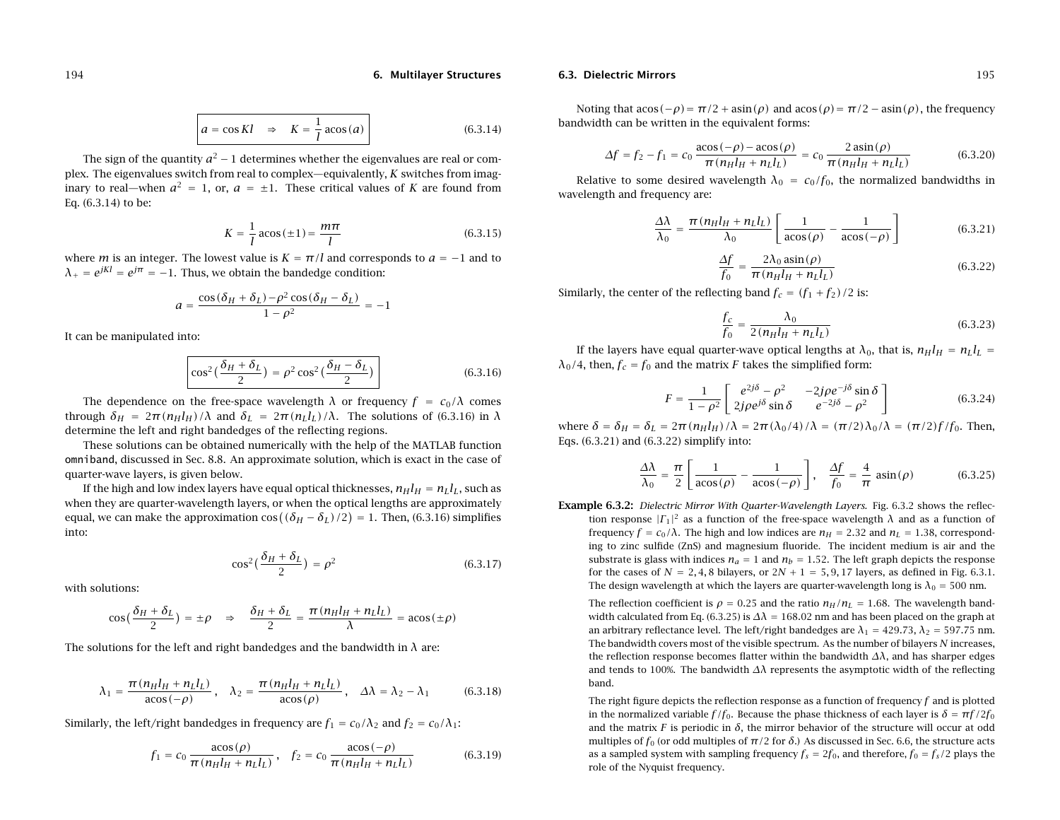$$a = \cos Kl \quad \Rightarrow \quad K = \frac{1}{l}\,\text{acos}(a) \tag{6.3.14}$$

The sign of the quantity $a^2 - 1$ determines whether the eigenvalues are real or complex. The eigenvalues switch from real to complex—equivalently, $K$ switches from imaginary to real—when $a^2 = 1$, or, $a = \pm 1$. These critical values of $K$ are found from Eq. (6.3.14) to be:

$$K = \frac{1}{l}\,\text{acos}(\pm 1) = \frac{m\pi}{l} \tag{6.3.15}$$

where $m$ is an integer. The lowest value is $K = \pi/l$ and corresponds to $a = -1$ and to $\lambda_+ = e^{jKl} = e^{j\pi} = -1$. Thus, we obtain the bandedge condition:

$$a = \frac{\cos(\delta_H + \delta_L) - \rho^2 \cos(\delta_H - \delta_L)}{1 - \rho^2} = -1$$

It can be manipulated into:

$$\cos^2\Big(\frac{\delta_H + \delta_L}{2}\Big) = \rho^2 \cos^2\Big(\frac{\delta_H - \delta_L}{2}\Big) \tag{6.3.16}$$

The dependence on the free-space wavelength $\lambda$ or frequency $f = c_0/\lambda$ comes through $\delta_H = 2\pi(n_H l_H)/\lambda$ and $\delta_L = 2\pi(n_L l_L)/\lambda$. The solutions of (6.3.16) in $\lambda$ determine the left and right bandedges of the reflecting regions.

These solutions can be obtained numerically with the help of the MATLAB function omniband, discussed in Sec. 8.8. An approximate solution, which is exact in the case of quarter-wave layers, is given below.

If the high and low index layers have equal optical thicknesses, $n_H l_H = n_L l_L$, such as when they are quarter-wavelength layers, or when the optical lengths are approximately equal, we can make the approximation $\cos\big((\delta_H - \delta_L)/2\big) = 1$. Then, (6.3.16) simplifies into:

$$\cos^2\Big(\frac{\delta_H + \delta_L}{2}\Big) = \rho^2 \tag{6.3.17}$$

with solutions:

$$\cos\Big(\frac{\delta_H + \delta_L}{2}\Big) = \pm\rho \quad \Rightarrow \quad \frac{\delta_H + \delta_L}{2} = \frac{\pi(n_H l_H + n_L l_L)}{\lambda} = \text{acos}(\pm\rho)$$

The solutions for the left and right bandedges and the bandwidth in $\lambda$ are:

$$\lambda_1 = \frac{\pi(n_H l_H + n_L l_L)}{\text{acos}(-\rho)}\,, \quad \lambda_2 = \frac{\pi(n_H l_H + n_L l_L)}{\text{acos}(\rho)}\,, \quad \Delta\lambda = \lambda_2 - \lambda_1 \tag{6.3.18}$$

Similarly, the left/right bandedges in frequency are $f_1 = c_0/\lambda_2$ and $f_2 = c_0/\lambda_1$:

$$f_1 = c_0\,\frac{\text{acos}(\rho)}{\pi(n_H l_H + n_L l_L)}\,, \quad f_2 = c_0\,\frac{\text{acos}(-\rho)}{\pi(n_H l_H + n_L l_L)} \tag{6.3.19}$$

Noting that $\text{acos}(-\rho) = \pi/2 + \text{asin}(\rho)$ and $\text{acos}(\rho) = \pi/2 - \text{asin}(\rho)$, the frequency bandwidth can be written in the equivalent forms:

$$\Delta f = f_2 - f_1 = c_0\,\frac{\text{acos}(-\rho) - \text{acos}(\rho)}{\pi(n_H l_H + n_L l_L)} = c_0\,\frac{2\,\text{asin}(\rho)}{\pi(n_H l_H + n_L l_L)} \tag{6.3.20}$$

Relative to some desired wavelength $\lambda_0 = c_0/f_0$, the normalized bandwidths in wavelength and frequency are:

$$\frac{\Delta\lambda}{\lambda_0} = \frac{\pi(n_H l_H + n_L l_L)}{\lambda_0}\left[\frac{1}{\text{acos}(\rho)} - \frac{1}{\text{acos}(-\rho)}\right] \tag{6.3.21}$$

$$\frac{\Delta f}{f_0} = \frac{2\lambda_0\,\text{asin}(\rho)}{\pi(n_H l_H + n_L l_L)} \tag{6.3.22}$$

Similarly, the center of the reflecting band $f_c = (f_1 + f_2)/2$ is:

$$\frac{f_c}{f_0} = \frac{\lambda_0}{2(n_H l_H + n_L l_L)} \tag{6.3.23}$$

If the layers have equal quarter-wave optical lengths at $\lambda_0$, that is, $n_H l_H = n_L l_L = \lambda_0/4$, then, $f_c = f_0$ and the matrix $F$ takes the simplified form:

$$F = \frac{1}{1 - \rho^2}\begin{bmatrix} e^{2j\delta} - \rho^2 & -2j\rho e^{-j\delta}\sin\delta \\ 2j\rho e^{j\delta}\sin\delta & e^{-2j\delta} - \rho^2 \end{bmatrix} \tag{6.3.24}$$

where $\delta = \delta_H = \delta_L = 2\pi(n_H l_H)/\lambda = 2\pi(\lambda_0/4)/\lambda = (\pi/2)\lambda_0/\lambda = (\pi/2)f/f_0$. Then, Eqs. (6.3.21) and (6.3.22) simplify into:

$$\frac{\Delta\lambda}{\lambda_0} = \frac{\pi}{2}\left[\frac{1}{\text{acos}(\rho)} - \frac{1}{\text{acos}(-\rho)}\right], \quad \frac{\Delta f}{f_0} = \frac{4}{\pi}\,\text{asin}(\rho) \tag{6.3.25}$$

**Example 6.3.2:** *Dielectric Mirror With Quarter-Wavelength Layers.* Fig. 6.3.2 shows the reflection response $|\Gamma_1|^2$ as a function of the free-space wavelength $\lambda$ and as a function of frequency $f = c_0/\lambda$. The high and low indices are $n_H = 2.32$ and $n_L = 1.38$, corresponding to zinc sulfide (ZnS) and magnesium fluoride. The incident medium is air and the substrate is glass with indices $n_a = 1$ and $n_b = 1.52$. The left graph depicts the response for the cases of $N = 2, 4, 8$ bilayers, or $2N + 1 = 5, 9, 17$ layers, as defined in Fig. 6.3.1. The design wavelength at which the layers are quarter-wavelength long is $\lambda_0 = 500$ nm.

The reflection coefficient is $\rho = 0.25$ and the ratio $n_H/n_L = 1.68$. The wavelength bandwidth calculated from Eq. (6.3.25) is $\Delta\lambda = 168.02$ nm and has been placed on the graph at an arbitrary reflectance level. The left/right bandedges are $\lambda_1 = 429.73$, $\lambda_2 = 597.75$ nm. The bandwidth covers most of the visible spectrum. As the number of bilayers $N$ increases, the reflection response becomes flatter within the bandwidth $\Delta\lambda$, and has sharper edges and tends to 100%. The bandwidth $\Delta\lambda$ represents the asymptotic width of the reflecting band.

The right figure depicts the reflection response as a function of frequency $f$ and is plotted in the normalized variable $f/f_0$. Because the phase thickness of each layer is $\delta = \pi f/2f_0$ and the matrix $F$ is periodic in $\delta$, the mirror behavior of the structure will occur at odd multiples of $f_0$ (or odd multiples of $\pi/2$ for $\delta$.) As discussed in Sec. 6.6, the structure acts as a sampled system with sampling frequency $f_s = 2f_0$, and therefore, $f_0 = f_s/2$ plays the role of the Nyquist frequency.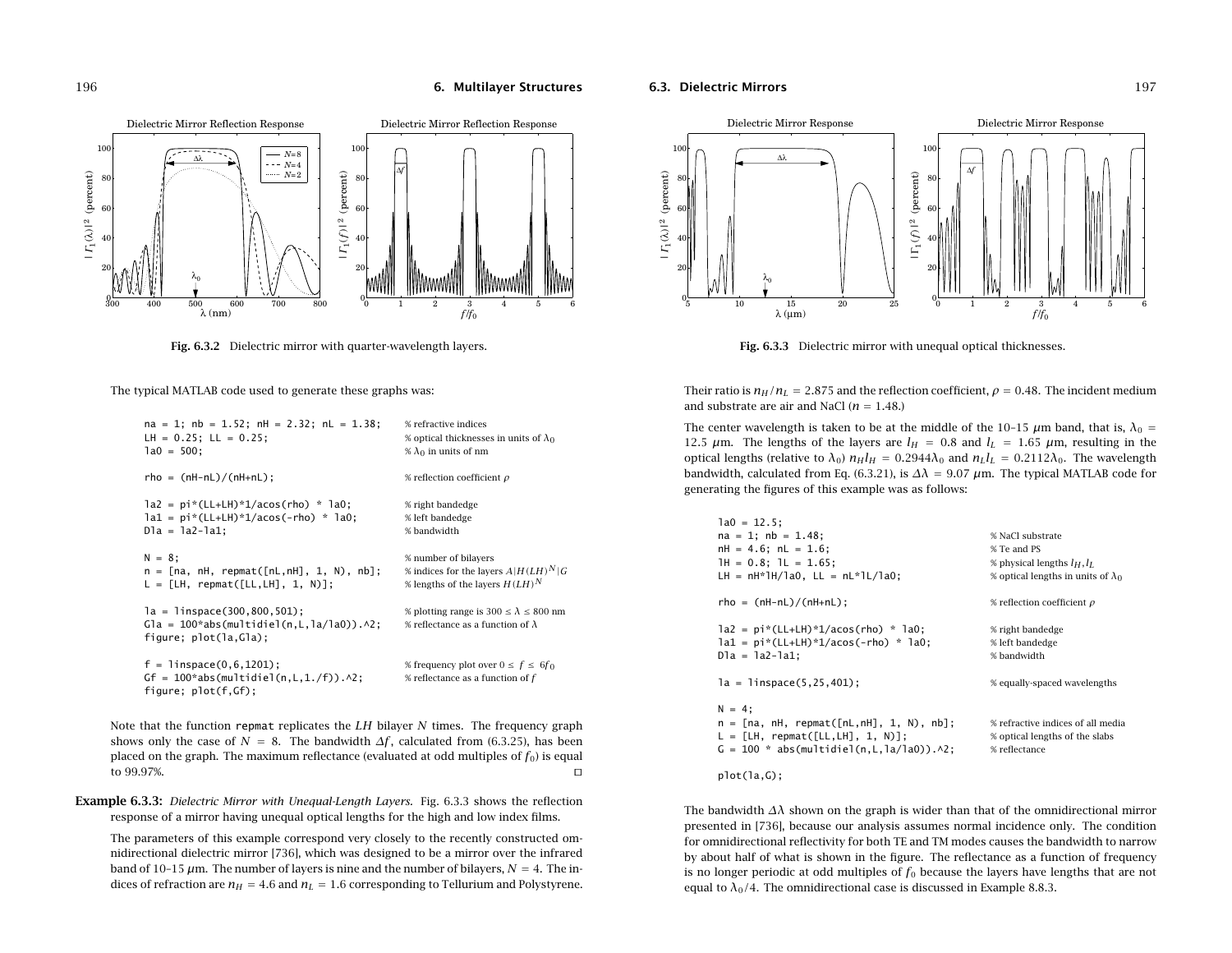Fig. 6.3.2 Dielectric mirror with quarter-wavelength layers.

The typical MATLAB code used to generate these graphs was:

```
na = 1; nb = 1.52; nH = 2.32; nL = 1.38;     % refractive indices
LH = 0.25; LL = 0.25;                        % optical thicknesses in units of λ0
la0 = 500;                                   % λ0 in units of nm

rho = (nH-nL)/(nH+nL);                       % reflection coefficient ρ

la2 = pi*(LL+LH)*1/acos(rho) * la0;          % right bandedge
la1 = pi*(LL+LH)*1/acos(-rho) * la0;         % left bandedge
Dla = la2-la1;                               % bandwidth

N = 8;                                       % number of bilayers
n = [na, nH, repmat([nL,nH], 1, N), nb];     % indices for the layers A|H(LH)^N|G
L = [LH, repmat([LL,LH], 1, N)];             % lengths of the layers H(LH)^N

la = linspace(300,800,501);                  % plotting range is 300 ≤ λ ≤ 800 nm
Gla = 100*abs(multidiel(n,L,la/la0)).^2;     % reflectance as a function of λ
figure; plot(la,Gla);

f = linspace(0,6,1201);                      % frequency plot over 0 ≤ f ≤ 6f0
Gf = 100*abs(multidiel(n,L,1./f)).^2;        % reflectance as a function of f
figure; plot(f,Gf);
```

Note that the function `repmat` replicates the $LH$ bilayer $N$ times. The frequency graph shows only the case of $N = 8$. The bandwidth $\Delta f$, calculated from (6.3.25), has been placed on the graph. The maximum reflectance (evaluated at odd multiples of $f_0$) is equal to 99.97%. □

**Example 6.3.3:** *Dielectric Mirror with Unequal-Length Layers.* Fig. 6.3.3 shows the reflection response of a mirror having unequal optical lengths for the high and low index films.

The parameters of this example correspond very closely to the recently constructed omnidirectional dielectric mirror [736], which was designed to be a mirror over the infrared band of 10–15 $\mu$m. The number of layers is nine and the number of bilayers, $N = 4$. The indices of refraction are $n_H = 4.6$ and $n_L = 1.6$ corresponding to Tellurium and Polystyrene.

Fig. 6.3.3 Dielectric mirror with unequal optical thicknesses.

Their ratio is $n_H/n_L = 2.875$ and the reflection coefficient, $\rho = 0.48$. The incident medium and substrate are air and NaCl ($n = 1.48$.)

The center wavelength is taken to be at the middle of the 10–15 $\mu$m band, that is, $\lambda_0 = 12.5\ \mu$m. The lengths of the layers are $l_H = 0.8$ and $l_L = 1.65\ \mu$m, resulting in the optical lengths (relative to $\lambda_0$) $n_H l_H = 0.2944\lambda_0$ and $n_L l_L = 0.2112\lambda_0$. The wavelength bandwidth, calculated from Eq. (6.3.21), is $\Delta\lambda = 9.07\ \mu$m. The typical MATLAB code for generating the figures of this example was as follows:

```
la0 = 12.5;
na = 1; nb = 1.48;                           % NaCl substrate
nH = 4.6; nL = 1.6;                          % Te and PS
lH = 0.8; lL = 1.65;                         % physical lengths lH, lL
LH = nH*lH/la0, LL = nL*lL/la0;              % optical lengths in units of λ0

rho = (nH-nL)/(nH+nL);                       % reflection coefficient ρ

la2 = pi*(LL+LH)*1/acos(rho) * la0;          % right bandedge
la1 = pi*(LL+LH)*1/acos(-rho) * la0;         % left bandedge
Dla = la2-la1;                               % bandwidth

la = linspace(5,25,401);                     % equally-spaced wavelengths

N = 4;
n = [na, nH, repmat([nL,nH], 1, N), nb];     % refractive indices of all media
L = [LH, repmat([LL,LH], 1, N)];             % optical lengths of the slabs
G = 100 * abs(multidiel(n,L,la/la0)).^2;     % reflectance

plot(la,G);
```

The bandwidth $\Delta\lambda$ shown on the graph is wider than that of the omnidirectional mirror presented in [736], because our analysis assumes normal incidence only. The condition for omnidirectional reflectivity for both TE and TM modes causes the bandwidth to narrow by about half of what is shown in the figure. The reflectance as a function of frequency is no longer periodic at odd multiples of $f_0$ because the layers have lengths that are not equal to $\lambda_0/4$. The omnidirectional case is discussed in Example 8.8.3.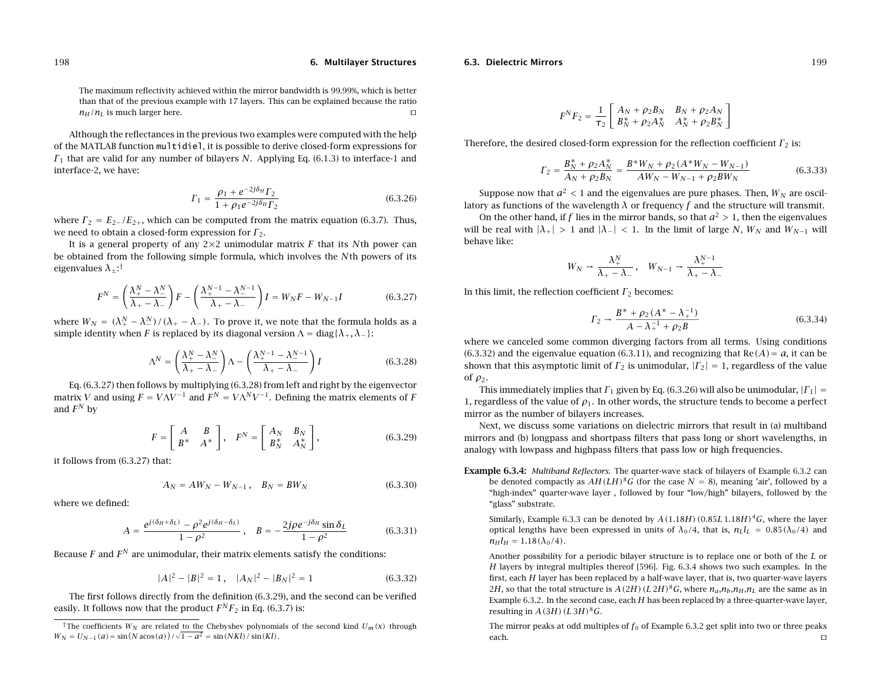The maximum reflectivity achieved within the mirror bandwidth is 99.99%, which is better than that of the previous example with 17 layers. This can be explained because the ratio $n_H/n_L$ is much larger here. □

Although the reflectances in the previous two examples were computed with the help of the MATLAB function `multidiel`, it is possible to derive closed-form expressions for $\Gamma_1$ that are valid for any number of bilayers $N$. Applying Eq. (6.1.3) to interface-1 and interface-2, we have:

$$\Gamma_1 = \frac{\rho_1 + e^{-2j\delta_H}\Gamma_2}{1 + \rho_1 e^{-2j\delta_H}\Gamma_2} \tag{6.3.26}$$

where $\Gamma_2 = E_{2-}/E_{2+}$, which can be computed from the matrix equation (6.3.7). Thus, we need to obtain a closed-form expression for $\Gamma_2$.

It is a general property of any $2\times 2$ unimodular matrix $F$ that its $N$th power can be obtained from the following simple formula, which involves the $N$th powers of its eigenvalues $\lambda_\pm$:†

$$F^N = \left(\frac{\lambda_+^N - \lambda_-^N}{\lambda_+ - \lambda_-}\right)F - \left(\frac{\lambda_+^{N-1} - \lambda_-^{N-1}}{\lambda_+ - \lambda_-}\right)I = W_N F - W_{N-1} I \tag{6.3.27}$$

where $W_N = (\lambda_+^N - \lambda_-^N)/(\lambda_+ - \lambda_-)$. To prove it, we note that the formula holds as a simple identity when $F$ is replaced by its diagonal version $\Lambda = \text{diag}\{\lambda_+, \lambda_-\}$:

$$\Lambda^N = \left(\frac{\lambda_+^N - \lambda_-^N}{\lambda_+ - \lambda_-}\right)\Lambda - \left(\frac{\lambda_+^{N-1} - \lambda_-^{N-1}}{\lambda_+ - \lambda_-}\right)I \tag{6.3.28}$$

Eq. (6.3.27) then follows by multiplying (6.3.28) from left and right by the eigenvector matrix $V$ and using $F = V\Lambda V^{-1}$ and $F^N = V\Lambda^N V^{-1}$. Defining the matrix elements of $F$ and $F^N$ by

$$F = \begin{bmatrix} A & B \\ B^* & A^* \end{bmatrix}, \quad F^N = \begin{bmatrix} A_N & B_N \\ B_N^* & A_N^* \end{bmatrix}, \tag{6.3.29}$$

it follows from (6.3.27) that:

$$A_N = AW_N - W_{N-1}, \quad B_N = BW_N \tag{6.3.30}$$

where we defined:

$$A = \frac{e^{j(\delta_H+\delta_L)} - \rho^2 e^{j(\delta_H-\delta_L)}}{1-\rho^2}, \quad B = -\frac{2j\rho e^{-j\delta_H}\sin\delta_L}{1-\rho^2} \tag{6.3.31}$$

Because $F$ and $F^N$ are unimodular, their matrix elements satisfy the conditions:

$$|A|^2 - |B|^2 = 1, \quad |A_N|^2 - |B_N|^2 = 1 \tag{6.3.32}$$

The first follows directly from the definition (6.3.29), and the second can be verified easily. It follows now that the product $F^N F_2$ in Eq. (6.3.7) is:

$$F^N F_2 = \frac{1}{\tau_2}\begin{bmatrix} A_N + \rho_2 B_N & B_N + \rho_2 A_N \\ B_N^* + \rho_2 A_N^* & A_N^* + \rho_2 B_N^* \end{bmatrix}$$

Therefore, the desired closed-form expression for the reflection coefficient $\Gamma_2$ is:

$$\Gamma_2 = \frac{B_N^* + \rho_2 A_N^*}{A_N + \rho_2 B_N} = \frac{B^* W_N + \rho_2(A^* W_N - W_{N-1})}{AW_N - W_{N-1} + \rho_2 BW_N} \tag{6.3.33}$$

Suppose now that $a^2 < 1$ and the eigenvalues are pure phases. Then, $W_N$ are oscillatory as functions of the wavelength $\lambda$ or frequency $f$ and the structure will transmit.

On the other hand, if $f$ lies in the mirror bands, so that $a^2 > 1$, then the eigenvalues will be real with $|\lambda_+| > 1$ and $|\lambda_-| < 1$. In the limit of large $N$, $W_N$ and $W_{N-1}$ will behave like:

$$W_N \to \frac{\lambda_+^N}{\lambda_+ - \lambda_-}, \quad W_{N-1} \to \frac{\lambda_+^{N-1}}{\lambda_+ - \lambda_-}$$

In this limit, the reflection coefficient $\Gamma_2$ becomes:

$$\Gamma_2 \to \frac{B^* + \rho_2(A^* - \lambda_+^{-1})}{A - \lambda_+^{-1} + \rho_2 B} \tag{6.3.34}$$

where we canceled some common diverging factors from all terms. Using conditions (6.3.32) and the eigenvalue equation (6.3.11), and recognizing that $\text{Re}(A) = a$, it can be shown that this asymptotic limit of $\Gamma_2$ is unimodular, $|\Gamma_2| = 1$, regardless of the value of $\rho_2$.

This immediately implies that $\Gamma_1$ given by Eq. (6.3.26) will also be unimodular, $|\Gamma_1| = 1$, regardless of the value of $\rho_1$. In other words, the structure tends to become a perfect mirror as the number of bilayers increases.

Next, we discuss some variations on dielectric mirrors that result in (a) multiband mirrors and (b) longpass and shortpass filters that pass long or short wavelengths, in analogy with lowpass and highpass filters that pass low or high frequencies.

**Example 6.3.4:** *Multiband Reflectors.* The quarter-wave stack of bilayers of Example 6.3.2 can be denoted compactly as $AH(LH)^8G$ (for the case $N = 8$), meaning 'air', followed by a "high-index" quarter-wave layer , followed by four "low/high" bilayers, followed by the "glass" substrate.

Similarly, Example 6.3.3 can be denoted by $A(1.18H)(0.85L\,1.18H)^4G$, where the layer optical lengths have been expressed in units of $\lambda_0/4$, that is, $n_L l_L = 0.85(\lambda_0/4)$ and $n_H l_H = 1.18(\lambda_0/4)$.

Another possibility for a periodic bilayer structure is to replace one or both of the $L$ or $H$ layers by integral multiples thereof [596]. Fig. 6.3.4 shows two such examples. In the first, each $H$ layer has been replaced by a half-wave layer, that is, two quarter-wave layers $2H$, so that the total structure is $A(2H)(L\,2H)^8G$, where $n_a, n_b, n_H, n_L$ are the same as in Example 6.3.2. In the second case, each $H$ has been replaced by a three-quarter-wave layer, resulting in $A(3H)(L\,3H)^8G$.

The mirror peaks at odd multiples of $f_0$ of Example 6.3.2 get split into two or three peaks each. □

---

†The coefficients $W_N$ are related to the Chebyshev polynomials of the second kind $U_m(x)$ through $W_N = U_{N-1}(a) = \sin(N\,\text{acos}(a))/\sqrt{1-a^2} = \sin(NKl)/\sin(Kl)$.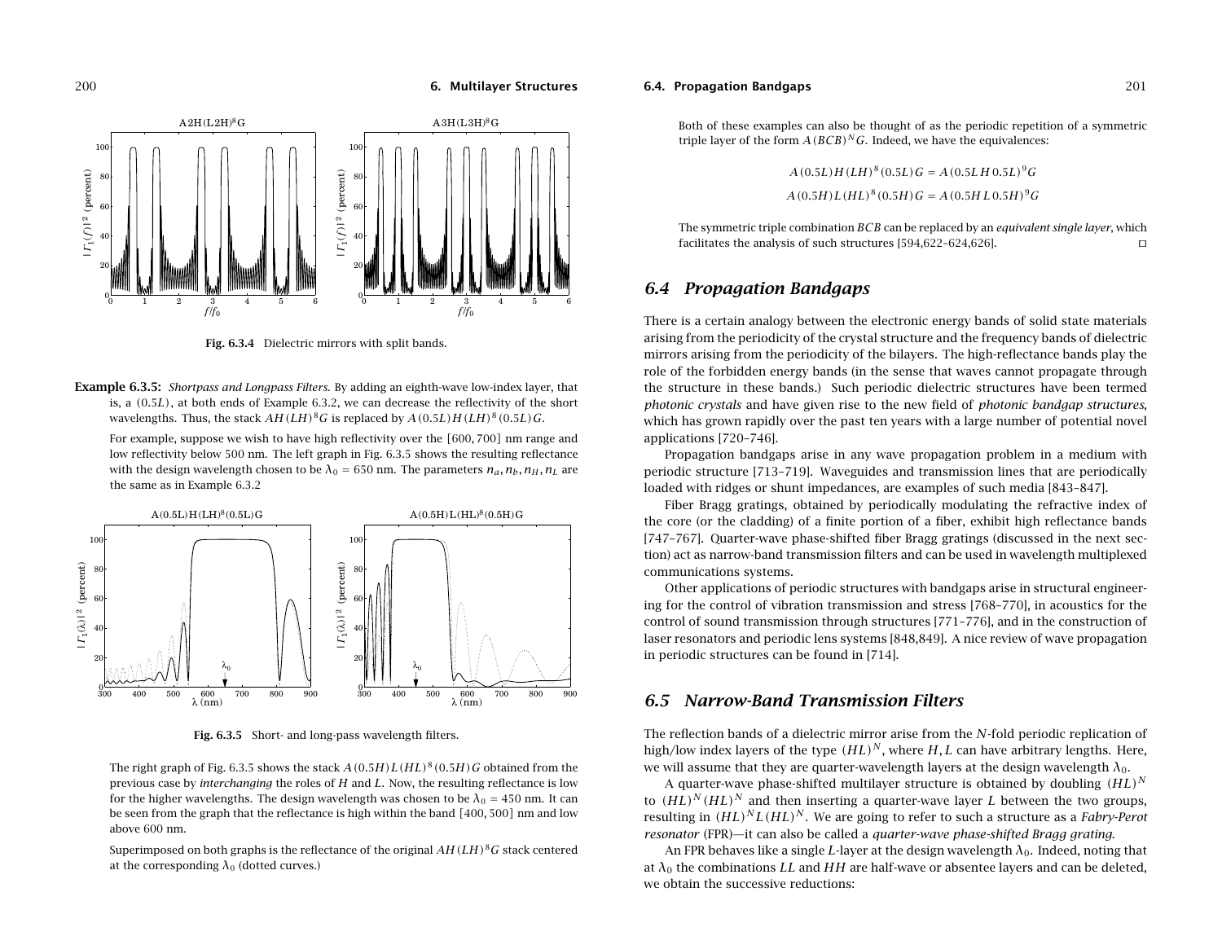Fig. 6.3.4 Dielectric mirrors with split bands.

**Example 6.3.5:** *Shortpass and Longpass Filters.* By adding an eighth-wave low-index layer, that is, a $(0.5L)$, at both ends of Example 6.3.2, we can decrease the reflectivity of the short wavelengths. Thus, the stack $AH(LH)^8G$ is replaced by $A(0.5L)H(LH)^8(0.5L)G$.

For example, suppose we wish to have high reflectivity over the $[600, 700]$ nm range and low reflectivity below 500 nm. The left graph in Fig. 6.3.5 shows the resulting reflectance with the design wavelength chosen to be $\lambda_0 = 650$ nm. The parameters $n_a, n_b, n_H, n_L$ are the same as in Example 6.3.2

Fig. 6.3.5 Short- and long-pass wavelength filters.

The right graph of Fig. 6.3.5 shows the stack $A(0.5H)L(HL)^8(0.5H)G$ obtained from the previous case by *interchanging* the roles of $H$ and $L$. Now, the resulting reflectance is low for the higher wavelengths. The design wavelength was chosen to be $\lambda_0 = 450$ nm. It can be seen from the graph that the reflectance is high within the band $[400, 500]$ nm and low above 600 nm.

Superimposed on both graphs is the reflectance of the original $AH(LH)^8G$ stack centered at the corresponding $\lambda_0$ (dotted curves.)

Both of these examples can also be thought of as the periodic repetition of a symmetric triple layer of the form $A(BCB)^NG$. Indeed, we have the equivalences:

$$A(0.5L)H(LH)^8(0.5L)G = A(0.5L\,H\,0.5L)^9G$$

$$A(0.5H)L(HL)^8(0.5H)G = A(0.5H\,L\,0.5H)^9G$$

The symmetric triple combination $BCB$ can be replaced by an *equivalent single layer*, which facilitates the analysis of such structures [594,622–624,626]. □

## 6.4 Propagation Bandgaps

There is a certain analogy between the electronic energy bands of solid state materials arising from the periodicity of the crystal structure and the frequency bands of dielectric mirrors arising from the periodicity of the bilayers. The high-reflectance bands play the role of the forbidden energy bands (in the sense that waves cannot propagate through the structure in these bands.) Such periodic dielectric structures have been termed *photonic crystals* and have given rise to the new field of *photonic bandgap structures*, which has grown rapidly over the past ten years with a large number of potential novel applications [720–746].

Propagation bandgaps arise in any wave propagation problem in a medium with periodic structure [713–719]. Waveguides and transmission lines that are periodically loaded with ridges or shunt impedances, are examples of such media [843–847].

Fiber Bragg gratings, obtained by periodically modulating the refractive index of the core (or the cladding) of a finite portion of a fiber, exhibit high reflectance bands [747–767]. Quarter-wave phase-shifted fiber Bragg gratings (discussed in the next section) act as narrow-band transmission filters and can be used in wavelength multiplexed communications systems.

Other applications of periodic structures with bandgaps arise in structural engineering for the control of vibration transmission and stress [768–770], in acoustics for the control of sound transmission through structures [771–776], and in the construction of laser resonators and periodic lens systems [848,849]. A nice review of wave propagation in periodic structures can be found in [714].

## 6.5 Narrow-Band Transmission Filters

The reflection bands of a dielectric mirror arise from the $N$-fold periodic replication of high/low index layers of the type $(HL)^N$, where $H, L$ can have arbitrary lengths. Here, we will assume that they are quarter-wavelength layers at the design wavelength $\lambda_0$.

A quarter-wave phase-shifted multilayer structure is obtained by doubling $(HL)^N$ to $(HL)^N(HL)^N$ and then inserting a quarter-wave layer $L$ between the two groups, resulting in $(HL)^NL(HL)^N$. We are going to refer to such a structure as a *Fabry-Perot resonator* (FPR)—it can also be called a *quarter-wave phase-shifted Bragg grating*.

An FPR behaves like a single $L$-layer at the design wavelength $\lambda_0$. Indeed, noting that at $\lambda_0$ the combinations $LL$ and $HH$ are half-wave or absentee layers and can be deleted, we obtain the successive reductions: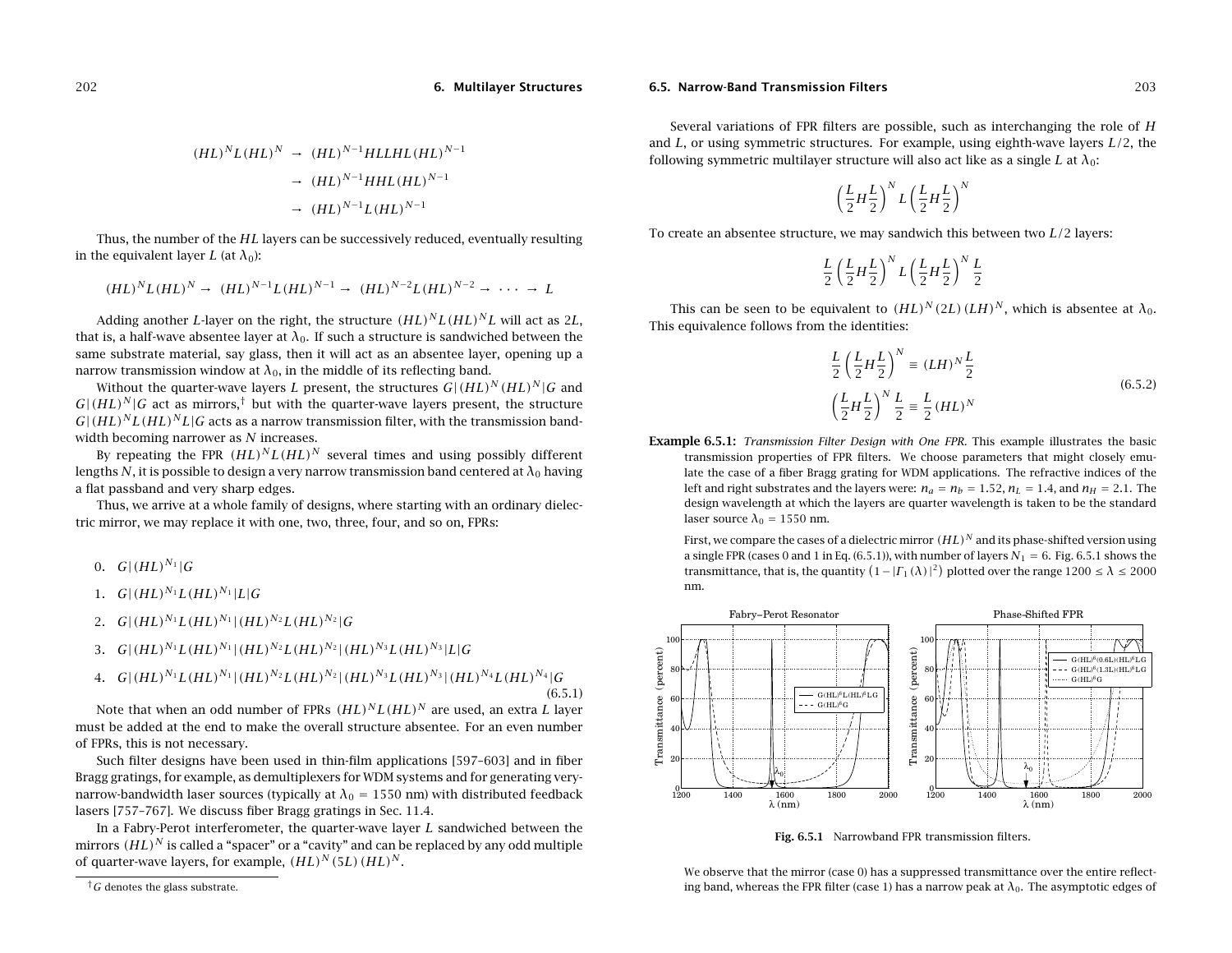$$(HL)^N L (HL)^N \rightarrow (HL)^{N-1} HLLHL (HL)^{N-1}$$
$$\rightarrow (HL)^{N-1} HHL (HL)^{N-1}$$
$$\rightarrow (HL)^{N-1} L (HL)^{N-1}$$

Thus, the number of the $HL$ layers can be successively reduced, eventually resulting in the equivalent layer $L$ (at $\lambda_0$):

$$(HL)^N L (HL)^N \rightarrow (HL)^{N-1} L (HL)^{N-1} \rightarrow (HL)^{N-2} L (HL)^{N-2} \rightarrow \cdots \rightarrow L$$

Adding another $L$-layer on the right, the structure $(HL)^N L (HL)^N L$ will act as $2L$, that is, a half-wave absentee layer at $\lambda_0$. If such a structure is sandwiched between the same substrate material, say glass, then it will act as an absentee layer, opening up a narrow transmission window at $\lambda_0$, in the middle of its reflecting band.

Without the quarter-wave layers $L$ present, the structures $G|(HL)^N (HL)^N|G$ and $G|(HL)^N|G$ act as mirrors,[†] but with the quarter-wave layers present, the structure $G|(HL)^N L (HL)^N L|G$ acts as a narrow transmission filter, with the transmission bandwidth becoming narrower as $N$ increases.

By repeating the FPR $(HL)^N L (HL)^N$ several times and using possibly different lengths $N$, it is possible to design a very narrow transmission band centered at $\lambda_0$ having a flat passband and very sharp edges.

Thus, we arrive at a whole family of designs, where starting with an ordinary dielectric mirror, we may replace it with one, two, three, four, and so on, FPRs:

$$
\begin{aligned}
&0. \quad G|(HL)^{N_1}|G \\
&1. \quad G|(HL)^{N_1} L (HL)^{N_1}|L|G \\
&2. \quad G|(HL)^{N_1} L (HL)^{N_1}|(HL)^{N_2} L (HL)^{N_2}|G \\
&3. \quad G|(HL)^{N_1} L (HL)^{N_1}|(HL)^{N_2} L (HL)^{N_2}|(HL)^{N_3} L (HL)^{N_3}|L|G \\
&4. \quad G|(HL)^{N_1} L (HL)^{N_1}|(HL)^{N_2} L (HL)^{N_2}|(HL)^{N_3} L (HL)^{N_3}|(HL)^{N_4} L (HL)^{N_4}|G
\end{aligned}
\tag{6.5.1}
$$

Note that when an odd number of FPRs $(HL)^N L (HL)^N$ are used, an extra $L$ layer must be added at the end to make the overall structure absentee. For an even number of FPRs, this is not necessary.

Such filter designs have been used in thin-film applications [597–603] and in fiber Bragg gratings, for example, as demultiplexers for WDM systems and for generating very-narrow-bandwidth laser sources (typically at $\lambda_0 = 1550$ nm) with distributed feedback lasers [757–767]. We discuss fiber Bragg gratings in Sec. 11.4.

In a Fabry-Perot interferometer, the quarter-wave layer $L$ sandwiched between the mirrors $(HL)^N$ is called a "spacer" or a "cavity" and can be replaced by any odd multiple of quarter-wave layers, for example, $(HL)^N (5L) (HL)^N$.

[†] $G$ denotes the glass substrate.

Several variations of FPR filters are possible, such as interchanging the role of $H$ and $L$, or using symmetric structures. For example, using eighth-wave layers $L/2$, the following symmetric multilayer structure will also act like as a single $L$ at $\lambda_0$:

$$\left(\frac{L}{2} H \frac{L}{2}\right)^N L \left(\frac{L}{2} H \frac{L}{2}\right)^N$$

To create an absentee structure, we may sandwich this between two $L/2$ layers:

$$\frac{L}{2}\left(\frac{L}{2} H \frac{L}{2}\right)^N L \left(\frac{L}{2} H \frac{L}{2}\right)^N \frac{L}{2}$$

This can be seen to be equivalent to $(HL)^N (2L) (LH)^N$, which is absentee at $\lambda_0$. This equivalence follows from the identities:

$$
\begin{aligned}
\frac{L}{2}\left(\frac{L}{2} H \frac{L}{2}\right)^N &\equiv (LH)^N \frac{L}{2} \\
\left(\frac{L}{2} H \frac{L}{2}\right)^N \frac{L}{2} &\equiv \frac{L}{2} (HL)^N
\end{aligned}
\tag{6.5.2}
$$

**Example 6.5.1:** *Transmission Filter Design with One FPR.* This example illustrates the basic transmission properties of FPR filters. We choose parameters that might closely emulate the case of a fiber Bragg grating for WDM applications. The refractive indices of the left and right substrates and the layers were: $n_a = n_b = 1.52$, $n_L = 1.4$, and $n_H = 2.1$. The design wavelength at which the layers are quarter wavelength is taken to be the standard laser source $\lambda_0 = 1550$ nm.

First, we compare the cases of a dielectric mirror $(HL)^N$ and its phase-shifted version using a single FPR (cases 0 and 1 in Eq. (6.5.1)), with number of layers $N_1 = 6$. Fig. 6.5.1 shows the transmittance, that is, the quantity $\left(1 - |\Gamma_1(\lambda)|^2\right)$ plotted over the range $1200 \le \lambda \le 2000$ nm.

**Fig. 6.5.1** Narrowband FPR transmission filters.

We observe that the mirror (case 0) has a suppressed transmittance over the entire reflecting band, whereas the FPR filter (case 1) has a narrow peak at $\lambda_0$. The asymptotic edges of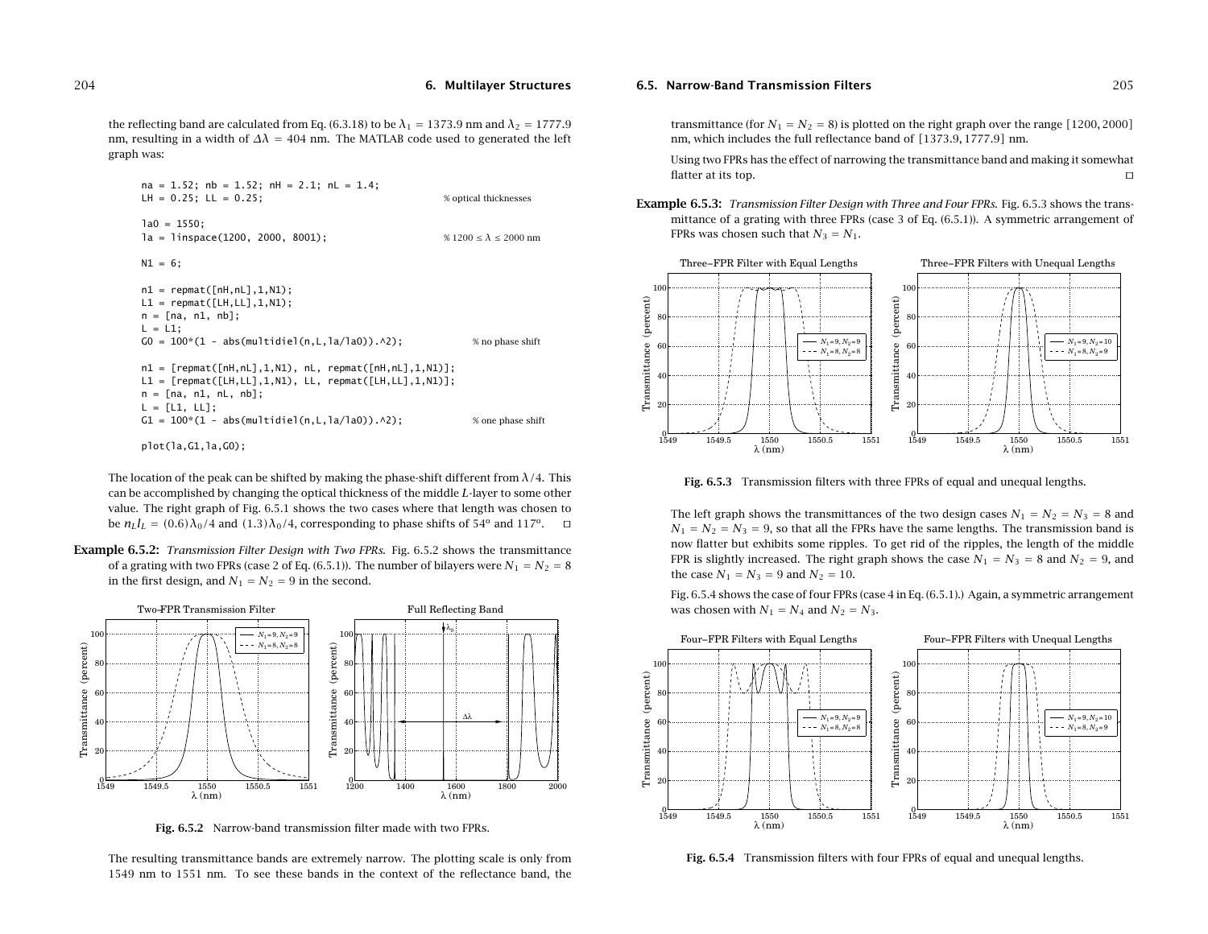the reflecting band are calculated from Eq. (6.3.18) to be $\lambda_1 = 1373.9$ nm and $\lambda_2 = 1777.9$ nm, resulting in a width of $\Delta\lambda = 404$ nm. The MATLAB code used to generated the left graph was:

```
na = 1.52; nb = 1.52; nH = 2.1; nL = 1.4;
LH = 0.25; LL = 0.25;                                      % optical thicknesses

la0 = 1550;
la = linspace(1200, 2000, 8001);                           % 1200 ≤ λ ≤ 2000 nm

N1 = 6;

n1 = repmat([nH,nL],1,N1);
L1 = repmat([LH,LL],1,N1);
n = [na, n1, nb];
L = L1;
G0 = 100*(1 - abs(multidiel(n,L,la/la0)).^2);              % no phase shift

n1 = [repmat([nH,nL],1,N1), nL, repmat([nH,nL],1,N1)];
L1 = [repmat([LH,LL],1,N1), LL, repmat([LH,LL],1,N1)];
n = [na, n1, nL, nb];
L = [L1, LL];
G1 = 100*(1 - abs(multidiel(n,L,la/la0)).^2);              % one phase shift

plot(la,G1,la,G0);
```

The location of the peak can be shifted by making the phase-shift different from $\lambda/4$. This can be accomplished by changing the optical thickness of the middle $L$-layer to some other value. The right graph of Fig. 6.5.1 shows the two cases where that length was chosen to be $n_L l_L = (0.6)\lambda_0/4$ and $(1.3)\lambda_0/4$, corresponding to phase shifts of $54^o$ and $117^o$. □

**Example 6.5.2:** *Transmission Filter Design with Two FPRs.* Fig. 6.5.2 shows the transmittance of a grating with two FPRs (case 2 of Eq. (6.5.1)). The number of bilayers were $N_1 = N_2 = 8$ in the first design, and $N_1 = N_2 = 9$ in the second.

**Fig. 6.5.2** Narrow-band transmission filter made with two FPRs.

The resulting transmittance bands are extremely narrow. The plotting scale is only from 1549 nm to 1551 nm. To see these bands in the context of the reflectance band, the transmittance (for $N_1 = N_2 = 8$) is plotted on the right graph over the range $[1200, 2000]$ nm, which includes the full reflectance band of $[1373.9, 1777.9]$ nm.

Using two FPRs has the effect of narrowing the transmittance band and making it somewhat flatter at its top. □

**Example 6.5.3:** *Transmission Filter Design with Three and Four FPRs.* Fig. 6.5.3 shows the transmittance of a grating with three FPRs (case 3 of Eq. (6.5.1)). A symmetric arrangement of FPRs was chosen such that $N_3 = N_1$.

**Fig. 6.5.3** Transmission filters with three FPRs of equal and unequal lengths.

The left graph shows the transmittances of the two design cases $N_1 = N_2 = N_3 = 8$ and $N_1 = N_2 = N_3 = 9$, so that all the FPRs have the same lengths. The transmission band is now flatter but exhibits some ripples. To get rid of the ripples, the length of the middle FPR is slightly increased. The right graph shows the case $N_1 = N_3 = 8$ and $N_2 = 9$, and the case $N_1 = N_3 = 9$ and $N_2 = 10$.

Fig. 6.5.4 shows the case of four FPRs (case 4 in Eq. (6.5.1).) Again, a symmetric arrangement was chosen with $N_1 = N_4$ and $N_2 = N_3$.

**Fig. 6.5.4** Transmission filters with four FPRs of equal and unequal lengths.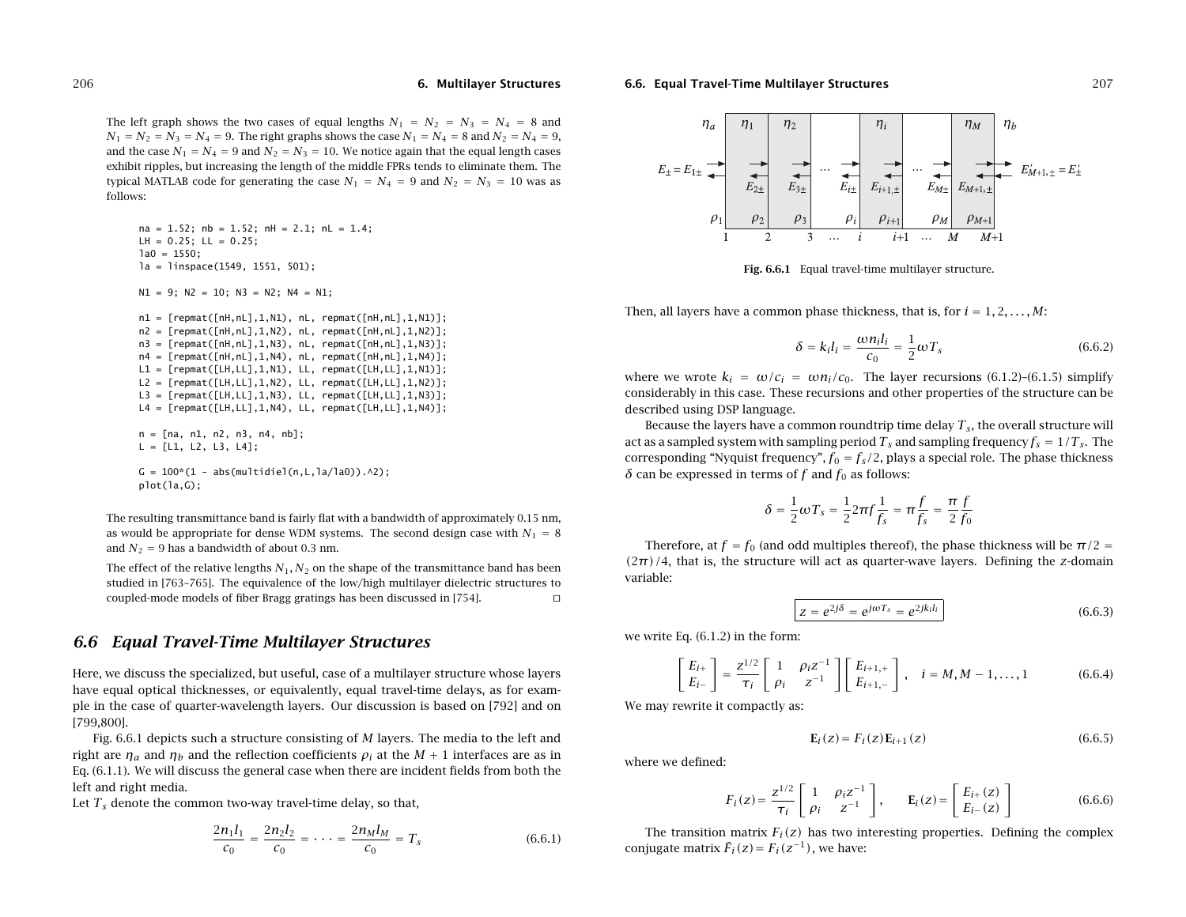The left graph shows the two cases of equal lengths $N_1 = N_2 = N_3 = N_4 = 8$ and $N_1 = N_2 = N_3 = N_4 = 9$. The right graphs shows the case $N_1 = N_4 = 8$ and $N_2 = N_4 = 9$, and the case $N_1 = N_4 = 9$ and $N_2 = N_3 = 10$. We notice again that the equal length cases exhibit ripples, but increasing the length of the middle FPRs tends to eliminate them. The typical MATLAB code for generating the case $N_1 = N_4 = 9$ and $N_2 = N_3 = 10$ was as follows:

```
na = 1.52; nb = 1.52; nH = 2.1; nL = 1.4;
LH = 0.25; LL = 0.25;
la0 = 1550;
la = linspace(1549, 1551, 501);

N1 = 9; N2 = 10; N3 = N2; N4 = N1;

n1 = [repmat([nH,nL],1,N1), nL, repmat([nH,nL],1,N1)];
n2 = [repmat([nH,nL],1,N2), nL, repmat([nH,nL],1,N2)];
n3 = [repmat([nH,nL],1,N3), nL, repmat([nH,nL],1,N3)];
n4 = [repmat([nH,nL],1,N4), nL, repmat([nH,nL],1,N4)];
L1 = [repmat([LH,LL],1,N1), LL, repmat([LH,LL],1,N1)];
L2 = [repmat([LH,LL],1,N2), LL, repmat([LH,LL],1,N2)];
L3 = [repmat([LH,LL],1,N3), LL, repmat([LH,LL],1,N3)];
L4 = [repmat([LH,LL],1,N4), LL, repmat([LH,LL],1,N4)];

n = [na, n1, n2, n3, n4, nb];
L = [L1, L2, L3, L4];

G = 100*(1 - abs(multidiel(n,L,la/la0)).^2);
plot(la,G);
```

The resulting transmittance band is fairly flat with a bandwidth of approximately 0.15 nm, as would be appropriate for dense WDM systems. The second design case with $N_1 = 8$ and $N_2 = 9$ has a bandwidth of about 0.3 nm.

The effect of the relative lengths $N_1, N_2$ on the shape of the transmittance band has been studied in [763–765]. The equivalence of the low/high multilayer dielectric structures to coupled-mode models of fiber Bragg gratings has been discussed in [754]. □

## 6.6 *Equal Travel-Time Multilayer Structures*

Here, we discuss the specialized, but useful, case of a multilayer structure whose layers have equal optical thicknesses, or equivalently, equal travel-time delays, as for example in the case of quarter-wavelength layers. Our discussion is based on [792] and on [799,800].

Fig. 6.6.1 depicts such a structure consisting of $M$ layers. The media to the left and right are $\eta_a$ and $\eta_b$ and the reflection coefficients $\rho_i$ at the $M+1$ interfaces are as in Eq. (6.1.1). We will discuss the general case when there are incident fields from both the left and right media.

Let $T_s$ denote the common two-way travel-time delay, so that,

$$\frac{2n_1 l_1}{c_0} = \frac{2n_2 l_2}{c_0} = \cdots = \frac{2n_M l_M}{c_0} = T_s \tag{6.6.1}$$

**Fig. 6.6.1** Equal travel-time multilayer structure.

Then, all layers have a common phase thickness, that is, for $i = 1, 2, \dots, M$:

$$\delta = k_i l_i = \frac{\omega n_i l_i}{c_0} = \frac{1}{2}\omega T_s \tag{6.6.2}$$

where we wrote $k_i = \omega/c_i = \omega n_i/c_0$. The layer recursions (6.1.2)–(6.1.5) simplify considerably in this case. These recursions and other properties of the structure can be described using DSP language.

Because the layers have a common roundtrip time delay $T_s$, the overall structure will act as a sampled system with sampling period $T_s$ and sampling frequency $f_s = 1/T_s$. The corresponding "Nyquist frequency", $f_0 = f_s/2$, plays a special role. The phase thickness $\delta$ can be expressed in terms of $f$ and $f_0$ as follows:

$$\delta = \frac{1}{2}\omega T_s = \frac{1}{2}2\pi f \frac{1}{f_s} = \pi\frac{f}{f_s} = \frac{\pi}{2}\frac{f}{f_0}$$

Therefore, at $f = f_0$ (and odd multiples thereof), the phase thickness will be $\pi/2 = (2\pi)/4$, that is, the structure will act as quarter-wave layers. Defining the $z$-domain variable:

$$\boxed{z = e^{2j\delta} = e^{j\omega T_s} = e^{2jk_i l_i}} \tag{6.6.3}$$

we write Eq. (6.1.2) in the form:

$$\begin{bmatrix} E_{i+} \\ E_{i-} \end{bmatrix} = \frac{z^{1/2}}{\tau_i}\begin{bmatrix} 1 & \rho_i z^{-1} \\ \rho_i & z^{-1} \end{bmatrix}\begin{bmatrix} E_{i+1,+} \\ E_{i+1,-} \end{bmatrix}, \quad i = M, M-1, \dots, 1 \tag{6.6.4}$$

We may rewrite it compactly as:

$$\mathbf{E}_i(z) = F_i(z)\mathbf{E}_{i+1}(z) \tag{6.6.5}$$

where we defined:

$$F_i(z) = \frac{z^{1/2}}{\tau_i}\begin{bmatrix} 1 & \rho_i z^{-1} \\ \rho_i & z^{-1} \end{bmatrix}, \qquad \mathbf{E}_i(z) = \begin{bmatrix} E_{i+}(z) \\ E_{i-}(z) \end{bmatrix} \tag{6.6.6}$$

The transition matrix $F_i(z)$ has two interesting properties. Defining the complex conjugate matrix $\bar{F}_i(z) = F_i(z^{-1})$, we have: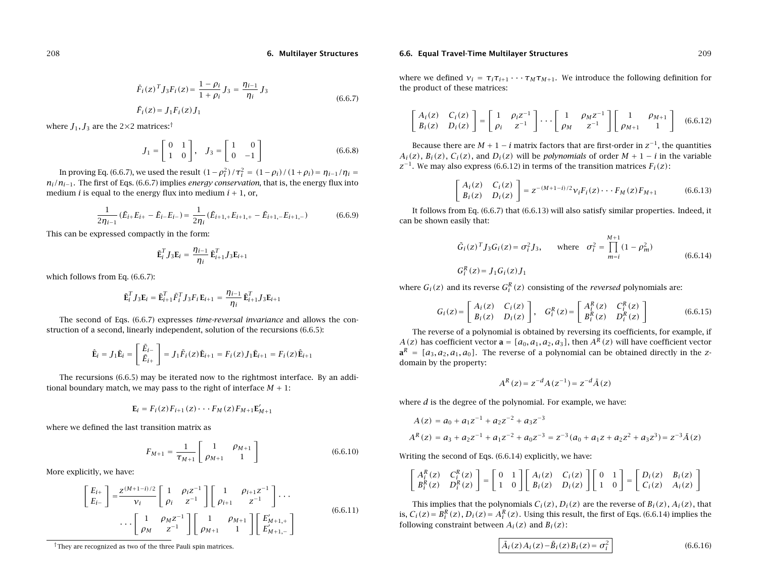$$\bar{F}_i(z)^T J_3 F_i(z) = \frac{1-\rho_i}{1+\rho_i} J_3 = \frac{\eta_{i-1}}{\eta_i} J_3$$
$$\bar{F}_i(z) = J_1 F_i(z) J_1 \tag{6.6.7}$$

where $J_1, J_3$ are the 2×2 matrices:[†]

$$J_1 = \begin{bmatrix} 0 & 1 \\ 1 & 0 \end{bmatrix}, \quad J_3 = \begin{bmatrix} 1 & 0 \\ 0 & -1 \end{bmatrix} \tag{6.6.8}$$

In proving Eq. (6.6.7), we used the result $(1-\rho_i^2)/\tau_i^2 = (1-\rho_i)/(1+\rho_i) = \eta_{i-1}/\eta_i = n_i/n_{i-1}$. The first of Eqs. (6.6.7) implies *energy conservation*, that is, the energy flux into medium $i$ is equal to the energy flux into medium $i+1$, or,

$$\frac{1}{2\eta_{i-1}}(\bar{E}_{i+}E_{i+} - \bar{E}_{i-}E_{i-}) = \frac{1}{2\eta_i}(\bar{E}_{i+1,+}E_{i+1,+} - \bar{E}_{i+1,-}E_{i+1,-}) \tag{6.6.9}$$

This can be expressed compactly in the form:

$$\bar{\mathbf{E}}_i^T J_3 \mathbf{E}_i = \frac{\eta_{i-1}}{\eta_i} \bar{\mathbf{E}}_{i+1}^T J_3 \mathbf{E}_{i+1}$$

which follows from Eq. (6.6.7):

$$\bar{\mathbf{E}}_i^T J_3 \mathbf{E}_i = \bar{\mathbf{E}}_{i+1}^T \bar{F}_i^T J_3 F_i \mathbf{E}_{i+1} = \frac{\eta_{i-1}}{\eta_i} \bar{\mathbf{E}}_{i+1}^T J_3 \mathbf{E}_{i+1}$$

The second of Eqs. (6.6.7) expresses *time-reversal invariance* and allows the construction of a second, linearly independent, solution of the recursions (6.6.5):

$$\hat{\mathbf{E}}_i = J_1 \bar{\mathbf{E}}_i = \begin{bmatrix} \bar{E}_{i-} \\ \bar{E}_{i+} \end{bmatrix} = J_1 \bar{F}_i(z) \bar{\mathbf{E}}_{i+1} = F_i(z) J_1 \bar{\mathbf{E}}_{i+1} = F_i(z) \hat{\mathbf{E}}_{i+1}$$

The recursions (6.6.5) may be iterated now to the rightmost interface. By an additional boundary match, we may pass to the right of interface $M+1$:

$$\mathbf{E}_i = F_i(z) F_{i+1}(z) \cdots F_M(z) F_{M+1} \mathbf{E}'_{M+1}$$

where we defined the last transition matrix as

$$F_{M+1} = \frac{1}{\tau_{M+1}} \begin{bmatrix} 1 & \rho_{M+1} \\ \rho_{M+1} & 1 \end{bmatrix} \tag{6.6.10}$$

More explicitly, we have:

$$\begin{bmatrix} E_{i+} \\ E_{i-} \end{bmatrix} = \frac{z^{(M+1-i)/2}}{\nu_i} \begin{bmatrix} 1 & \rho_i z^{-1} \\ \rho_i & z^{-1} \end{bmatrix} \begin{bmatrix} 1 & \rho_{i+1} z^{-1} \\ \rho_{i+1} & z^{-1} \end{bmatrix} \cdots$$
$$\cdots \begin{bmatrix} 1 & \rho_M z^{-1} \\ \rho_M & z^{-1} \end{bmatrix} \begin{bmatrix} 1 & \rho_{M+1} \\ \rho_{M+1} & 1 \end{bmatrix} \begin{bmatrix} E'_{M+1,+} \\ E'_{M+1,-} \end{bmatrix} \tag{6.6.11}$$

[†]They are recognized as two of the three Pauli spin matrices.

where we defined $\nu_i = \tau_i \tau_{i+1} \cdots \tau_M \tau_{M+1}$. We introduce the following definition for the product of these matrices:

$$\begin{bmatrix} A_i(z) & C_i(z) \\ B_i(z) & D_i(z) \end{bmatrix} = \begin{bmatrix} 1 & \rho_i z^{-1} \\ \rho_i & z^{-1} \end{bmatrix} \cdots \begin{bmatrix} 1 & \rho_M z^{-1} \\ \rho_M & z^{-1} \end{bmatrix} \begin{bmatrix} 1 & \rho_{M+1} \\ \rho_{M+1} & 1 \end{bmatrix} \tag{6.6.12}$$

Because there are $M+1-i$ matrix factors that are first-order in $z^{-1}$, the quantities $A_i(z)$, $B_i(z)$, $C_i(z)$, and $D_i(z)$ will be *polynomials* of order $M+1-i$ in the variable $z^{-1}$. We may also express (6.6.12) in terms of the transition matrices $F_i(z)$:

$$\begin{bmatrix} A_i(z) & C_i(z) \\ B_i(z) & D_i(z) \end{bmatrix} = z^{-(M+1-i)/2} \nu_i F_i(z) \cdots F_M(z) F_{M+1} \tag{6.6.13}$$

It follows from Eq. (6.6.7) that (6.6.13) will also satisfy similar properties. Indeed, it can be shown easily that:

$$\bar{G}_i(z)^T J_3 G_i(z) = \sigma_i^2 J_3, \qquad \text{where} \quad \sigma_i^2 = \prod_{m=i}^{M+1} (1-\rho_m^2)$$
$$G_i^R(z) = J_1 G_i(z) J_1 \tag{6.6.14}$$

where $G_i(z)$ and its reverse $G_i^R(z)$ consisting of the *reversed* polynomials are:

$$G_i(z) = \begin{bmatrix} A_i(z) & C_i(z) \\ B_i(z) & D_i(z) \end{bmatrix}, \quad G_i^R(z) = \begin{bmatrix} A_i^R(z) & C_i^R(z) \\ B_i^R(z) & D_i^R(z) \end{bmatrix} \tag{6.6.15}$$

The reverse of a polynomial is obtained by reversing its coefficients, for example, if $A(z)$ has coefficient vector $\mathbf{a} = [a_0, a_1, a_2, a_3]$, then $A^R(z)$ will have coefficient vector $\mathbf{a}^R = [a_3, a_2, a_1, a_0]$. The reverse of a polynomial can be obtained directly in the $z$-domain by the property:

$$A^R(z) = z^{-d} A(z^{-1}) = z^{-d} \bar{A}(z)$$

where $d$ is the degree of the polynomial. For example, we have:

$$A(z) = a_0 + a_1 z^{-1} + a_2 z^{-2} + a_3 z^{-3}$$
$$A^R(z) = a_3 + a_2 z^{-1} + a_1 z^{-2} + a_0 z^{-3} = z^{-3}(a_0 + a_1 z + a_2 z^2 + a_3 z^3) = z^{-3} \bar{A}(z)$$

Writing the second of Eqs. (6.6.14) explicitly, we have:

$$\begin{bmatrix} A_i^R(z) & C_i^R(z) \\ B_i^R(z) & D_i^R(z) \end{bmatrix} = \begin{bmatrix} 0 & 1 \\ 1 & 0 \end{bmatrix} \begin{bmatrix} A_i(z) & C_i(z) \\ B_i(z) & D_i(z) \end{bmatrix} \begin{bmatrix} 0 & 1 \\ 1 & 0 \end{bmatrix} = \begin{bmatrix} D_i(z) & B_i(z) \\ C_i(z) & A_i(z) \end{bmatrix}$$

This implies that the polynomials $C_i(z), D_i(z)$ are the reverse of $B_i(z), A_i(z)$, that is, $C_i(z) = B_i^R(z)$, $D_i(z) = A_i^R(z)$. Using this result, the first of Eqs. (6.6.14) implies the following constraint between $A_i(z)$ and $B_i(z)$:

$$\boxed{\bar{A}_i(z) A_i(z) - \bar{B}_i(z) B_i(z) = \sigma_i^2} \tag{6.6.16}$$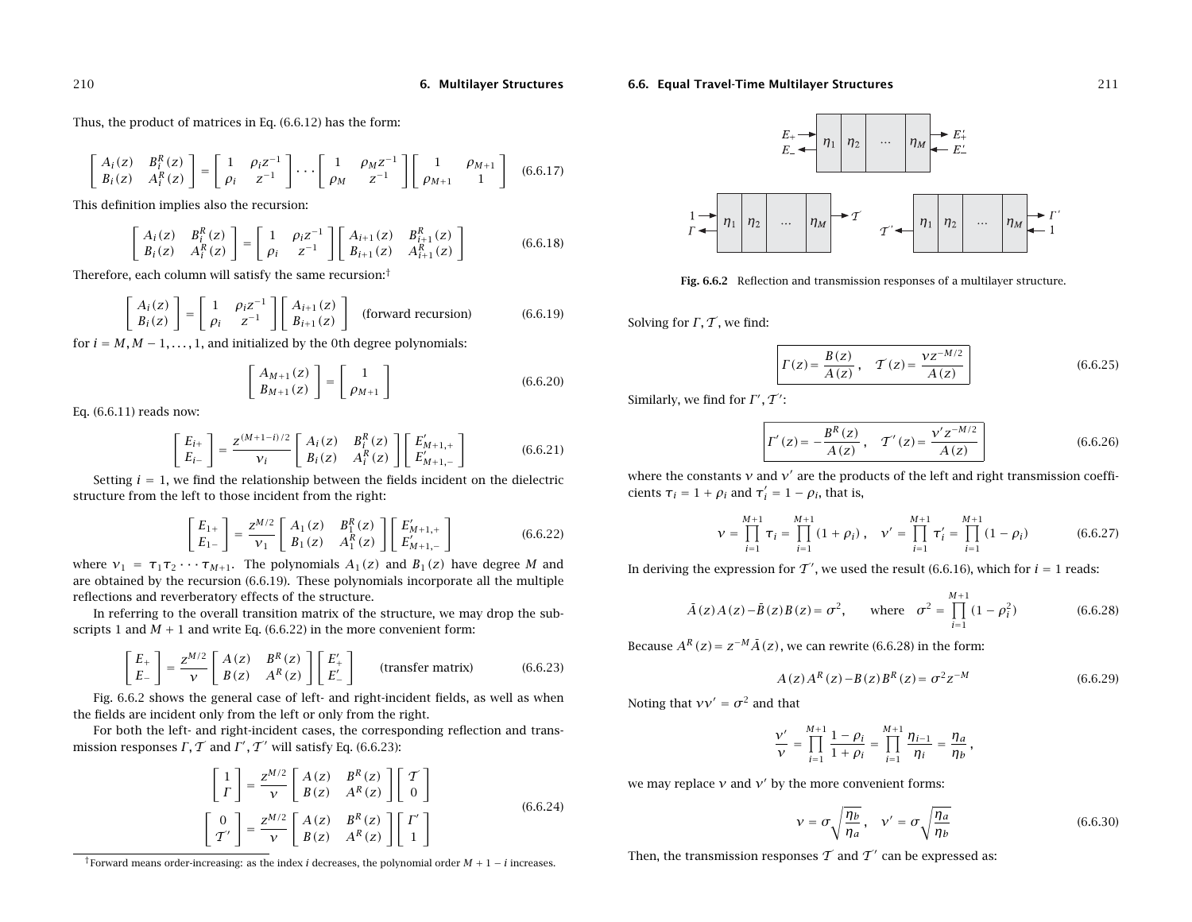Thus, the product of matrices in Eq. (6.6.12) has the form:

$$\begin{bmatrix} A_i(z) & B_i^R(z) \\ B_i(z) & A_i^R(z) \end{bmatrix} = \begin{bmatrix} 1 & \rho_i z^{-1} \\ \rho_i & z^{-1} \end{bmatrix} \cdots \begin{bmatrix} 1 & \rho_M z^{-1} \\ \rho_M & z^{-1} \end{bmatrix} \begin{bmatrix} 1 & \rho_{M+1} \\ \rho_{M+1} & 1 \end{bmatrix} \tag{6.6.17}$$

This definition implies also the recursion:

$$\begin{bmatrix} A_i(z) & B_i^R(z) \\ B_i(z) & A_i^R(z) \end{bmatrix} = \begin{bmatrix} 1 & \rho_i z^{-1} \\ \rho_i & z^{-1} \end{bmatrix} \begin{bmatrix} A_{i+1}(z) & B_{i+1}^R(z) \\ B_{i+1}(z) & A_{i+1}^R(z) \end{bmatrix} \tag{6.6.18}$$

Therefore, each column will satisfy the same recursion:[†]

$$\begin{bmatrix} A_i(z) \\ B_i(z) \end{bmatrix} = \begin{bmatrix} 1 & \rho_i z^{-1} \\ \rho_i & z^{-1} \end{bmatrix} \begin{bmatrix} A_{i+1}(z) \\ B_{i+1}(z) \end{bmatrix} \quad \text{(forward recursion)} \tag{6.6.19}$$

for $i = M, M-1, \dots, 1$, and initialized by the 0th degree polynomials:

$$\begin{bmatrix} A_{M+1}(z) \\ B_{M+1}(z) \end{bmatrix} = \begin{bmatrix} 1 \\ \rho_{M+1} \end{bmatrix} \tag{6.6.20}$$

Eq. (6.6.11) reads now:

$$\begin{bmatrix} E_{i+} \\ E_{i-} \end{bmatrix} = \frac{z^{(M+1-i)/2}}{\nu_i} \begin{bmatrix} A_i(z) & B_i^R(z) \\ B_i(z) & A_i^R(z) \end{bmatrix} \begin{bmatrix} E'_{M+1,+} \\ E'_{M+1,-} \end{bmatrix} \tag{6.6.21}$$

Setting $i = 1$, we find the relationship between the fields incident on the dielectric structure from the left to those incident from the right:

$$\begin{bmatrix} E_{1+} \\ E_{1-} \end{bmatrix} = \frac{z^{M/2}}{\nu_1} \begin{bmatrix} A_1(z) & B_1^R(z) \\ B_1(z) & A_1^R(z) \end{bmatrix} \begin{bmatrix} E'_{M+1,+} \\ E'_{M+1,-} \end{bmatrix} \tag{6.6.22}$$

where $\nu_1 = \tau_1\tau_2\cdots\tau_{M+1}$. The polynomials $A_1(z)$ and $B_1(z)$ have degree $M$ and are obtained by the recursion (6.6.19). These polynomials incorporate all the multiple reflections and reverberatory effects of the structure.

In referring to the overall transition matrix of the structure, we may drop the subscripts 1 and $M+1$ and write Eq. (6.6.22) in the more convenient form:

$$\begin{bmatrix} E_+ \\ E_- \end{bmatrix} = \frac{z^{M/2}}{\nu} \begin{bmatrix} A(z) & B^R(z) \\ B(z) & A^R(z) \end{bmatrix} \begin{bmatrix} E'_+ \\ E'_- \end{bmatrix} \quad \text{(transfer matrix)} \tag{6.6.23}$$

Fig. 6.6.2 shows the general case of left- and right-incident fields, as well as when the fields are incident only from the left or only from the right.

For both the left- and right-incident cases, the corresponding reflection and transmission responses $\Gamma, \mathcal{T}$ and $\Gamma', \mathcal{T}'$ will satisfy Eq. (6.6.23):

$$\begin{bmatrix} 1 \\ \Gamma \end{bmatrix} = \frac{z^{M/2}}{\nu} \begin{bmatrix} A(z) & B^R(z) \\ B(z) & A^R(z) \end{bmatrix} \begin{bmatrix} \mathcal{T} \\ 0 \end{bmatrix}$$
$$\begin{bmatrix} 0 \\ \mathcal{T}' \end{bmatrix} = \frac{z^{M/2}}{\nu} \begin{bmatrix} A(z) & B^R(z) \\ B(z) & A^R(z) \end{bmatrix} \begin{bmatrix} \Gamma' \\ 1 \end{bmatrix} \tag{6.6.24}$$

[†]Forward means order-increasing: as the index $i$ decreases, the polynomial order $M+1-i$ increases.

Fig. 6.6.2 Reflection and transmission responses of a multilayer structure.

Solving for $\Gamma, \mathcal{T}$, we find:

$$\Gamma(z) = \frac{B(z)}{A(z)}, \quad \mathcal{T}(z) = \frac{\nu z^{-M/2}}{A(z)} \tag{6.6.25}$$

Similarly, we find for $\Gamma', \mathcal{T}'$:

$$\Gamma'(z) = -\frac{B^R(z)}{A(z)}, \quad \mathcal{T}'(z) = \frac{\nu' z^{-M/2}}{A(z)} \tag{6.6.26}$$

where the constants $\nu$ and $\nu'$ are the products of the left and right transmission coefficients $\tau_i = 1+\rho_i$ and $\tau'_i = 1-\rho_i$, that is,

$$\nu = \prod_{i=1}^{M+1}\tau_i = \prod_{i=1}^{M+1}(1+\rho_i), \quad \nu' = \prod_{i=1}^{M+1}\tau'_i = \prod_{i=1}^{M+1}(1-\rho_i) \tag{6.6.27}$$

In deriving the expression for $\mathcal{T}'$, we used the result (6.6.16), which for $i=1$ reads:

$$\bar{A}(z)A(z) - \bar{B}(z)B(z) = \sigma^2, \quad \text{where} \quad \sigma^2 = \prod_{i=1}^{M+1}(1-\rho_i^2) \tag{6.6.28}$$

Because $A^R(z) = z^{-M}\bar{A}(z)$, we can rewrite (6.6.28) in the form:

$$A(z)A^R(z) - B(z)B^R(z) = \sigma^2 z^{-M} \tag{6.6.29}$$

Noting that $\nu\nu' = \sigma^2$ and that

$$\frac{\nu'}{\nu} = \prod_{i=1}^{M+1}\frac{1-\rho_i}{1+\rho_i} = \prod_{i=1}^{M+1}\frac{\eta_{i-1}}{\eta_i} = \frac{\eta_a}{\eta_b},$$

we may replace $\nu$ and $\nu'$ by the more convenient forms:

$$\nu = \sigma\sqrt{\frac{\eta_b}{\eta_a}}, \quad \nu' = \sigma\sqrt{\frac{\eta_a}{\eta_b}} \tag{6.6.30}$$

Then, the transmission responses $\mathcal{T}$ and $\mathcal{T}'$ can be expressed as: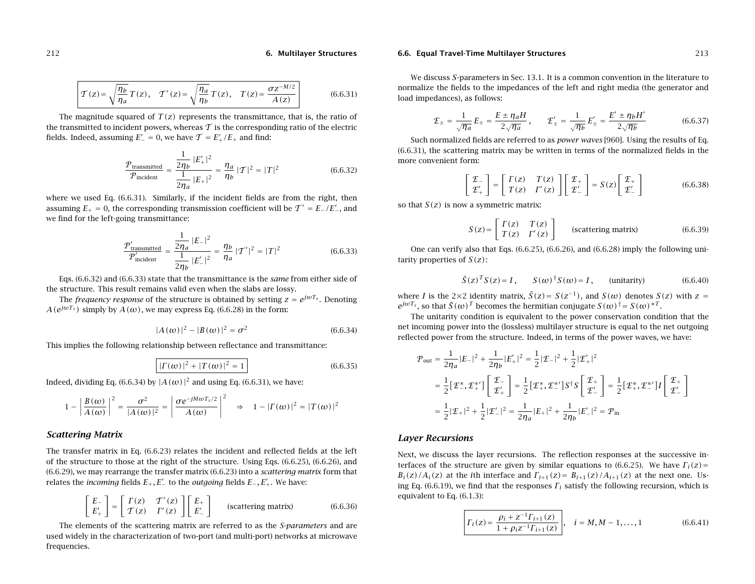$$\mathcal{T}(z) = \sqrt{\frac{\eta_b}{\eta_a}}\, T(z)\,, \quad \mathcal{T}'(z) = \sqrt{\frac{\eta_a}{\eta_b}}\, T(z)\,, \quad T(z) = \frac{\sigma z^{-M/2}}{A(z)} \tag{6.6.31}$$

The magnitude squared of $T(z)$ represents the transmittance, that is, the ratio of the transmitted to incident powers, whereas $\mathcal{T}$ is the corresponding ratio of the electric fields. Indeed, assuming $E'_- = 0$, we have $\mathcal{T} = E'_+/E_+$ and find:

$$\frac{\mathcal{P}_{\text{transmitted}}}{\mathcal{P}_{\text{incident}}} = \frac{\dfrac{1}{2\eta_b}\,|E'_+|^2}{\dfrac{1}{2\eta_a}\,|E_+|^2} = \frac{\eta_a}{\eta_b}\,|\mathcal{T}|^2 = |T|^2 \tag{6.6.32}$$

where we used Eq. (6.6.31). Similarly, if the incident fields are from the right, then assuming $E_+ = 0$, the corresponding transmission coefficient will be $\mathcal{T}' = E_-/E'_-$, and we find for the left-going transmittance:

$$\frac{\mathcal{P}'_{\text{transmitted}}}{\mathcal{P}'_{\text{incident}}} = \frac{\dfrac{1}{2\eta_a}\,|E_-|^2}{\dfrac{1}{2\eta_b}\,|E'_-|^2} = \frac{\eta_b}{\eta_a}\,|\mathcal{T}'|^2 = |T|^2 \tag{6.6.33}$$

Eqs. (6.6.32) and (6.6.33) state that the transmittance is the *same* from either side of the structure. This result remains valid even when the slabs are lossy.

The *frequency response* of the structure is obtained by setting $z = e^{j\omega T_s}$. Denoting $A(e^{j\omega T_s})$ simply by $A(\omega)$, we may express Eq. (6.6.28) in the form:

$$|A(\omega)|^2 - |B(\omega)|^2 = \sigma^2 \tag{6.6.34}$$

This implies the following relationship between reflectance and transmittance:

$$|\Gamma(\omega)|^2 + |T(\omega)|^2 = 1 \tag{6.6.35}$$

Indeed, dividing Eq. (6.6.34) by $|A(\omega)|^2$ and using Eq. (6.6.31), we have:

$$1 - \left|\frac{B(\omega)}{A(\omega)}\right|^2 = \frac{\sigma^2}{|A(\omega)|^2} = \left|\frac{\sigma e^{-jM\omega T_s/2}}{A(\omega)}\right|^2 \quad \Rightarrow \quad 1 - |\Gamma(\omega)|^2 = |T(\omega)|^2$$

### Scattering Matrix

The transfer matrix in Eq. (6.6.23) relates the incident and reflected fields at the left of the structure to those at the right of the structure. Using Eqs. (6.6.25), (6.6.26), and (6.6.29), we may rearrange the transfer matrix (6.6.23) into a *scattering matrix* form that relates the *incoming* fields $E_+, E'_-$ to the *outgoing* fields $E_-, E'_+$. We have:

$$\begin{bmatrix} E_- \\ E'_+ \end{bmatrix} = \begin{bmatrix} \Gamma(z) & \mathcal{T}'(z) \\ \mathcal{T}(z) & \Gamma'(z) \end{bmatrix} \begin{bmatrix} E_+ \\ E'_- \end{bmatrix} \qquad \text{(scattering matrix)} \tag{6.6.36}$$

The elements of the scattering matrix are referred to as the *S-parameters* and are used widely in the characterization of two-port (and multi-port) networks at microwave frequencies.

We discuss *S*-parameters in Sec. 13.1. It is a common convention in the literature to normalize the fields to the impedances of the left and right media (the generator and load impedances), as follows:

$$\mathcal{E}_\pm = \frac{1}{\sqrt{\eta_a}}\,E_\pm = \frac{E \pm \eta_a H}{2\sqrt{\eta_a}}\,, \qquad \mathcal{E}'_\pm = \frac{1}{\sqrt{\eta_b}}\,E'_\pm = \frac{E' \pm \eta_b H'}{2\sqrt{\eta_b}} \tag{6.6.37}$$

Such normalized fields are referred to as *power waves* [960]. Using the results of Eq. (6.6.31), the scattering matrix may be written in terms of the normalized fields in the more convenient form:

$$\begin{bmatrix} \mathcal{E}_- \\ \mathcal{E}'_+ \end{bmatrix} = \begin{bmatrix} \Gamma(z) & T(z) \\ T(z) & \Gamma'(z) \end{bmatrix} \begin{bmatrix} \mathcal{E}_+ \\ \mathcal{E}'_- \end{bmatrix} = S(z) \begin{bmatrix} \mathcal{E}_+ \\ \mathcal{E}'_- \end{bmatrix} \tag{6.6.38}$$

so that $S(z)$ is now a symmetric matrix:

$$S(z) = \begin{bmatrix} \Gamma(z) & T(z) \\ T(z) & \Gamma'(z) \end{bmatrix} \qquad \text{(scattering matrix)} \tag{6.6.39}$$

One can verify also that Eqs. (6.6.25), (6.6.26), and (6.6.28) imply the following unitarity properties of $S(z)$:

$$\bar{S}(z)^T S(z) = I\,, \qquad S(\omega)^\dagger S(\omega) = I\,, \qquad \text{(unitarity)} \tag{6.6.40}$$

where $I$ is the $2\times 2$ identity matrix, $\bar{S}(z) = S(z^{-1})$, and $S(\omega)$ denotes $S(z)$ with $z = e^{j\omega T_s}$, so that $\bar{S}(\omega)^T$ becomes the hermitian conjugate $S(\omega)^\dagger = S(\omega)^{*T}$.

The unitarity condition is equivalent to the power conservation condition that the net incoming power into the (lossless) multilayer structure is equal to the net outgoing reflected power from the structure. Indeed, in terms of the power waves, we have:

$$\begin{aligned}
\mathcal{P}_{\text{out}} &= \frac{1}{2\eta_a}|E_-|^2 + \frac{1}{2\eta_b}|E'_+|^2 = \frac{1}{2}|\mathcal{E}_-|^2 + \frac{1}{2}|\mathcal{E}'_+|^2 \\
&= \frac{1}{2}[\mathcal{E}_-^*, \mathcal{E}_+^{*\prime}] \begin{bmatrix} \mathcal{E}_- \\ \mathcal{E}'_+ \end{bmatrix} = \frac{1}{2}[\mathcal{E}_+^*, \mathcal{E}_-^{*\prime}] S^\dagger S \begin{bmatrix} \mathcal{E}_+ \\ \mathcal{E}'_- \end{bmatrix} = \frac{1}{2}[\mathcal{E}_+^*, \mathcal{E}_-^{*\prime}] I \begin{bmatrix} \mathcal{E}_+ \\ \mathcal{E}'_- \end{bmatrix} \\
&= \frac{1}{2}|\mathcal{E}_+|^2 + \frac{1}{2}|\mathcal{E}'_-|^2 = \frac{1}{2\eta_a}|E_+|^2 + \frac{1}{2\eta_b}|E'_-|^2 = \mathcal{P}_{\text{in}}
\end{aligned}$$

### Layer Recursions

Next, we discuss the layer recursions. The reflection responses at the successive interfaces of the structure are given by similar equations to (6.6.25). We have $\Gamma_i(z) = B_i(z)/A_i(z)$ at the $i$th interface and $\Gamma_{i+1}(z) = B_{i+1}(z)/A_{i+1}(z)$ at the next one. Using Eq. (6.6.19), we find that the responses $\Gamma_i$ satisfy the following recursion, which is equivalent to Eq. (6.1.3):

$$\Gamma_i(z) = \frac{\rho_i + z^{-1}\Gamma_{i+1}(z)}{1 + \rho_i z^{-1}\Gamma_{i+1}(z)}\,, \quad i = M, M-1, \dots, 1 \tag{6.6.41}$$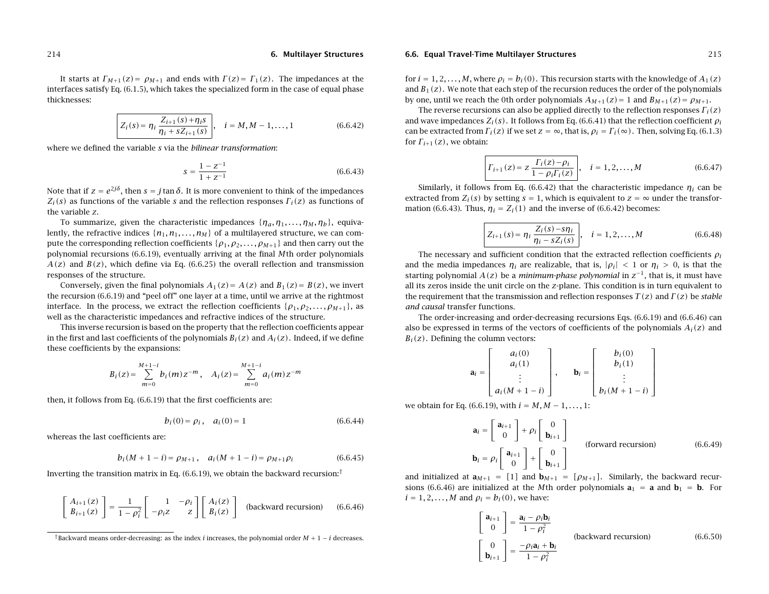It starts at $\Gamma_{M+1}(z)=\rho_{M+1}$ and ends with $\Gamma(z)=\Gamma_1(z)$. The impedances at the interfaces satisfy Eq. (6.1.5), which takes the specialized form in the case of equal phase thicknesses:

$$\boxed{Z_i(s)=\eta_i\,\frac{Z_{i+1}(s)+\eta_i s}{\eta_i+sZ_{i+1}(s)}}\,,\quad i=M,M-1,\dots,1 \tag{6.6.42}$$

where we defined the variable $s$ via the *bilinear transformation*:

$$s=\frac{1-z^{-1}}{1+z^{-1}} \tag{6.6.43}$$

Note that if $z=e^{2j\delta}$, then $s=j\tan\delta$. It is more convenient to think of the impedances $Z_i(s)$ as functions of the variable $s$ and the reflection responses $\Gamma_i(z)$ as functions of the variable $z$.

To summarize, given the characteristic impedances $\{\eta_a,\eta_1,\dots,\eta_M,\eta_b\}$, equivalently, the refractive indices $\{n_1,n_1,\dots,n_M\}$ of a multilayered structure, we can compute the corresponding reflection coefficients $\{\rho_1,\rho_2,\dots,\rho_{M+1}\}$ and then carry out the polynomial recursions (6.6.19), eventually arriving at the final $M$th order polynomials $A(z)$ and $B(z)$, which define via Eq. (6.6.25) the overall reflection and transmission responses of the structure.

Conversely, given the final polynomials $A_1(z)=A(z)$ and $B_1(z)=B(z)$, we invert the recursion (6.6.19) and "peel off" one layer at a time, until we arrive at the rightmost interface. In the process, we extract the reflection coefficients $\{\rho_1,\rho_2,\dots,\rho_{M+1}\}$, as well as the characteristic impedances and refractive indices of the structure.

This inverse recursion is based on the property that the reflection coefficients appear in the first and last coefficients of the polynomials $B_i(z)$ and $A_i(z)$. Indeed, if we define these coefficients by the expansions:

$$B_i(z)=\sum_{m=0}^{M+1-i}b_i(m)z^{-m}\,,\quad A_i(z)=\sum_{m=0}^{M+1-i}a_i(m)z^{-m}$$

then, it follows from Eq. (6.6.19) that the first coefficients are:

$$b_i(0)=\rho_i\,,\quad a_i(0)=1 \tag{6.6.44}$$

whereas the last coefficients are:

$$b_i(M+1-i)=\rho_{M+1}\,,\quad a_i(M+1-i)=\rho_{M+1}\rho_i \tag{6.6.45}$$

Inverting the transition matrix in Eq. (6.6.19), we obtain the backward recursion:[†]

$$\begin{bmatrix}A_{i+1}(z)\\ B_{i+1}(z)\end{bmatrix}=\frac{1}{1-\rho_i^2}\begin{bmatrix}1 & -\rho_i\\ -\rho_i z & z\end{bmatrix}\begin{bmatrix}A_i(z)\\ B_i(z)\end{bmatrix}\quad\text{(backward recursion)} \tag{6.6.46}$$

[†]Backward means order-decreasing: as the index $i$ increases, the polynomial order $M+1-i$ decreases.

for $i=1,2,\dots,M$, where $\rho_i=b_i(0)$. This recursion starts with the knowledge of $A_1(z)$ and $B_1(z)$. We note that each step of the recursion reduces the order of the polynomials by one, until we reach the 0th order polynomials $A_{M+1}(z)=1$ and $B_{M+1}(z)=\rho_{M+1}$.

The reverse recursions can also be applied directly to the reflection responses $\Gamma_i(z)$ and wave impedances $Z_i(s)$. It follows from Eq. (6.6.41) that the reflection coefficient $\rho_i$ can be extracted from $\Gamma_i(z)$ if we set $z=\infty$, that is, $\rho_i=\Gamma_i(\infty)$. Then, solving Eq. (6.1.3) for $\Gamma_{i+1}(z)$, we obtain:

$$\boxed{\Gamma_{i+1}(z)=z\,\frac{\Gamma_i(z)-\rho_i}{1-\rho_i\Gamma_i(z)}}\,,\quad i=1,2,\dots,M \tag{6.6.47}$$

Similarly, it follows from Eq. (6.6.42) that the characteristic impedance $\eta_i$ can be extracted from $Z_i(s)$ by setting $s=1$, which is equivalent to $z=\infty$ under the transformation (6.6.43). Thus, $\eta_i=Z_i(1)$ and the inverse of (6.6.42) becomes:

$$\boxed{Z_{i+1}(s)=\eta_i\,\frac{Z_i(s)-s\eta_i}{\eta_i-sZ_i(s)}}\,,\quad i=1,2,\dots,M \tag{6.6.48}$$

The necessary and sufficient condition that the extracted reflection coefficients $\rho_i$ and the media impedances $\eta_i$ are realizable, that is, $|\rho_i|<1$ or $\eta_i>0$, is that the starting polynomial $A(z)$ be a *minimum-phase polynomial* in $z^{-1}$, that is, it must have all its zeros inside the unit circle on the $z$-plane. This condition is in turn equivalent to the requirement that the transmission and reflection responses $T(z)$ and $\Gamma(z)$ be *stable and causal* transfer functions.

The order-increasing and order-decreasing recursions Eqs. (6.6.19) and (6.6.46) can also be expressed in terms of the vectors of coefficients of the polynomials $A_i(z)$ and $B_i(z)$. Defining the column vectors:

$$\mathbf{a}_i=\begin{bmatrix}a_i(0)\\ a_i(1)\\ \vdots\\ a_i(M+1-i)\end{bmatrix},\qquad \mathbf{b}_i=\begin{bmatrix}b_i(0)\\ b_i(1)\\ \vdots\\ b_i(M+1-i)\end{bmatrix}$$

we obtain for Eq. (6.6.19), with $i=M,M-1,\dots,1$:

$$\begin{aligned}\mathbf{a}_i&=\begin{bmatrix}\mathbf{a}_{i+1}\\ 0\end{bmatrix}+\rho_i\begin{bmatrix}0\\ \mathbf{b}_{i+1}\end{bmatrix}\\ \mathbf{b}_i&=\rho_i\begin{bmatrix}\mathbf{a}_{i+1}\\ 0\end{bmatrix}+\begin{bmatrix}0\\ \mathbf{b}_{i+1}\end{bmatrix}\end{aligned}\qquad\text{(forward recursion)} \tag{6.6.49}$$

and initialized at $\mathbf{a}_{M+1}=[1]$ and $\mathbf{b}_{M+1}=[\rho_{M+1}]$. Similarly, the backward recursions (6.6.46) are initialized at the $M$th order polynomials $\mathbf{a}_1=\mathbf{a}$ and $\mathbf{b}_1=\mathbf{b}$. For $i=1,2,\dots,M$ and $\rho_i=b_i(0)$, we have:

$$\begin{aligned}\begin{bmatrix}\mathbf{a}_{i+1}\\ 0\end{bmatrix}&=\frac{\mathbf{a}_i-\rho_i\mathbf{b}_i}{1-\rho_i^2}\\ \begin{bmatrix}0\\ \mathbf{b}_{i+1}\end{bmatrix}&=\frac{-\rho_i\mathbf{a}_i+\mathbf{b}_i}{1-\rho_i^2}\end{aligned}\qquad\text{(backward recursion)} \tag{6.6.50}$$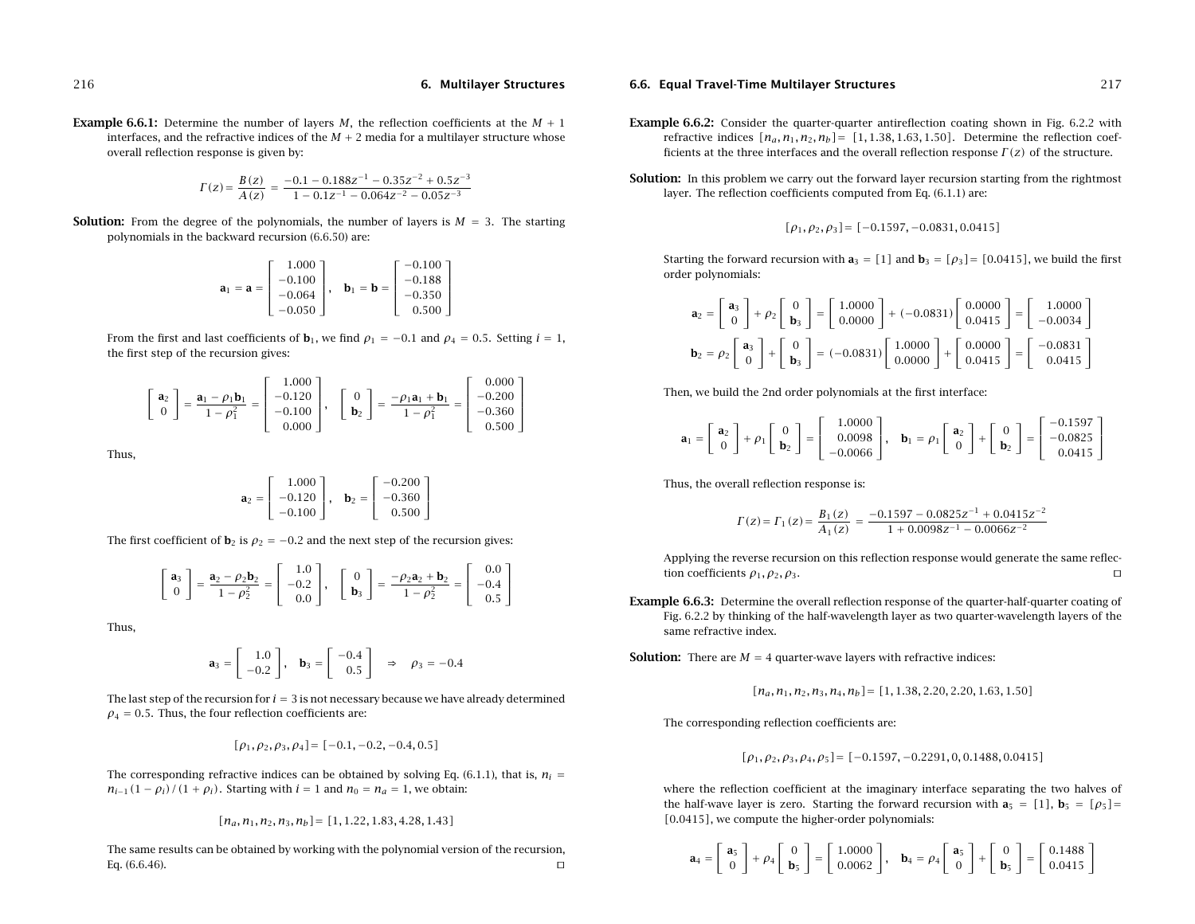**Example 6.6.1:** Determine the number of layers $M$, the reflection coefficients at the $M+1$ interfaces, and the refractive indices of the $M+2$ media for a multilayer structure whose overall reflection response is given by:

$$\Gamma(z) = \frac{B(z)}{A(z)} = \frac{-0.1 - 0.188z^{-1} - 0.35z^{-2} + 0.5z^{-3}}{1 - 0.1z^{-1} - 0.064z^{-2} - 0.05z^{-3}}$$

**Solution:** From the degree of the polynomials, the number of layers is $M = 3$. The starting polynomials in the backward recursion (6.6.50) are:

$$\mathbf{a}_1 = \mathbf{a} = \begin{bmatrix} 1.000 \\ -0.100 \\ -0.064 \\ -0.050 \end{bmatrix}, \quad \mathbf{b}_1 = \mathbf{b} = \begin{bmatrix} -0.100 \\ -0.188 \\ -0.350 \\ 0.500 \end{bmatrix}$$

From the first and last coefficients of $\mathbf{b}_1$, we find $\rho_1 = -0.1$ and $\rho_4 = 0.5$. Setting $i = 1$, the first step of the recursion gives:

$$\begin{bmatrix} \mathbf{a}_2 \\ 0 \end{bmatrix} = \frac{\mathbf{a}_1 - \rho_1 \mathbf{b}_1}{1 - \rho_1^2} = \begin{bmatrix} 1.000 \\ -0.120 \\ -0.100 \\ 0.000 \end{bmatrix}, \quad \begin{bmatrix} 0 \\ \mathbf{b}_2 \end{bmatrix} = \frac{-\rho_1 \mathbf{a}_1 + \mathbf{b}_1}{1 - \rho_1^2} = \begin{bmatrix} 0.000 \\ -0.200 \\ -0.360 \\ 0.500 \end{bmatrix}$$

Thus,

$$\mathbf{a}_2 = \begin{bmatrix} 1.000 \\ -0.120 \\ -0.100 \end{bmatrix}, \quad \mathbf{b}_2 = \begin{bmatrix} -0.200 \\ -0.360 \\ 0.500 \end{bmatrix}$$

The first coefficient of $\mathbf{b}_2$ is $\rho_2 = -0.2$ and the next step of the recursion gives:

$$\begin{bmatrix} \mathbf{a}_3 \\ 0 \end{bmatrix} = \frac{\mathbf{a}_2 - \rho_2 \mathbf{b}_2}{1 - \rho_2^2} = \begin{bmatrix} 1.0 \\ -0.2 \\ 0.0 \end{bmatrix}, \quad \begin{bmatrix} 0 \\ \mathbf{b}_3 \end{bmatrix} = \frac{-\rho_2 \mathbf{a}_2 + \mathbf{b}_2}{1 - \rho_2^2} = \begin{bmatrix} 0.0 \\ -0.4 \\ 0.5 \end{bmatrix}$$

Thus,

$$\mathbf{a}_3 = \begin{bmatrix} 1.0 \\ -0.2 \end{bmatrix}, \quad \mathbf{b}_3 = \begin{bmatrix} -0.4 \\ 0.5 \end{bmatrix} \quad \Rightarrow \quad \rho_3 = -0.4$$

The last step of the recursion for $i = 3$ is not necessary because we have already determined $\rho_4 = 0.5$. Thus, the four reflection coefficients are:

$$[\rho_1, \rho_2, \rho_3, \rho_4] = [-0.1, -0.2, -0.4, 0.5]$$

The corresponding refractive indices can be obtained by solving Eq. (6.1.1), that is, $n_i = n_{i-1}(1 - \rho_i)/(1 + \rho_i)$. Starting with $i = 1$ and $n_0 = n_a = 1$, we obtain:

$$[n_a, n_1, n_2, n_3, n_b] = [1, 1.22, 1.83, 4.28, 1.43]$$

The same results can be obtained by working with the polynomial version of the recursion, Eq. (6.6.46). □

**Example 6.6.2:** Consider the quarter-quarter antireflection coating shown in Fig. 6.2.2 with refractive indices $[n_a, n_1, n_2, n_b] = [1, 1.38, 1.63, 1.50]$. Determine the reflection coefficients at the three interfaces and the overall reflection response $\Gamma(z)$ of the structure.

**Solution:** In this problem we carry out the forward layer recursion starting from the rightmost layer. The reflection coefficients computed from Eq. (6.1.1) are:

$$[\rho_1, \rho_2, \rho_3] = [-0.1597, -0.0831, 0.0415]$$

Starting the forward recursion with $\mathbf{a}_3 = [1]$ and $\mathbf{b}_3 = [\rho_3] = [0.0415]$, we build the first order polynomials:

$$\mathbf{a}_2 = \begin{bmatrix} \mathbf{a}_3 \\ 0 \end{bmatrix} + \rho_2 \begin{bmatrix} 0 \\ \mathbf{b}_3 \end{bmatrix} = \begin{bmatrix} 1.0000 \\ 0.0000 \end{bmatrix} + (-0.0831) \begin{bmatrix} 0.0000 \\ 0.0415 \end{bmatrix} = \begin{bmatrix} 1.0000 \\ -0.0034 \end{bmatrix}$$

$$\mathbf{b}_2 = \rho_2 \begin{bmatrix} \mathbf{a}_3 \\ 0 \end{bmatrix} + \begin{bmatrix} 0 \\ \mathbf{b}_3 \end{bmatrix} = (-0.0831) \begin{bmatrix} 1.0000 \\ 0.0000 \end{bmatrix} + \begin{bmatrix} 0.0000 \\ 0.0415 \end{bmatrix} = \begin{bmatrix} -0.0831 \\ 0.0415 \end{bmatrix}$$

Then, we build the 2nd order polynomials at the first interface:

$$\mathbf{a}_1 = \begin{bmatrix} \mathbf{a}_2 \\ 0 \end{bmatrix} + \rho_1 \begin{bmatrix} 0 \\ \mathbf{b}_2 \end{bmatrix} = \begin{bmatrix} 1.0000 \\ 0.0098 \\ -0.0066 \end{bmatrix}, \quad \mathbf{b}_1 = \rho_1 \begin{bmatrix} \mathbf{a}_2 \\ 0 \end{bmatrix} + \begin{bmatrix} 0 \\ \mathbf{b}_2 \end{bmatrix} = \begin{bmatrix} -0.1597 \\ -0.0825 \\ 0.0415 \end{bmatrix}$$

Thus, the overall reflection response is:

$$\Gamma(z) = \Gamma_1(z) = \frac{B_1(z)}{A_1(z)} = \frac{-0.1597 - 0.0825z^{-1} + 0.0415z^{-2}}{1 + 0.0098z^{-1} - 0.0066z^{-2}}$$

Applying the reverse recursion on this reflection response would generate the same reflection coefficients $\rho_1, \rho_2, \rho_3$. □

**Example 6.6.3:** Determine the overall reflection response of the quarter-half-quarter coating of Fig. 6.2.2 by thinking of the half-wavelength layer as two quarter-wavelength layers of the same refractive index.

**Solution:** There are $M = 4$ quarter-wave layers with refractive indices:

$$[n_a, n_1, n_2, n_3, n_4, n_b] = [1, 1.38, 2.20, 2.20, 1.63, 1.50]$$

The corresponding reflection coefficients are:

$$[\rho_1, \rho_2, \rho_3, \rho_4, \rho_5] = [-0.1597, -0.2291, 0, 0.1488, 0.0415]$$

where the reflection coefficient at the imaginary interface separating the two halves of the half-wave layer is zero. Starting the forward recursion with $\mathbf{a}_5 = [1]$, $\mathbf{b}_5 = [\rho_5] = [0.0415]$, we compute the higher-order polynomials:

$$\mathbf{a}_4 = \begin{bmatrix} \mathbf{a}_5 \\ 0 \end{bmatrix} + \rho_4 \begin{bmatrix} 0 \\ \mathbf{b}_5 \end{bmatrix} = \begin{bmatrix} 1.0000 \\ 0.0062 \end{bmatrix}, \quad \mathbf{b}_4 = \rho_4 \begin{bmatrix} \mathbf{a}_5 \\ 0 \end{bmatrix} + \begin{bmatrix} 0 \\ \mathbf{b}_5 \end{bmatrix} = \begin{bmatrix} 0.1488 \\ 0.0415 \end{bmatrix}$$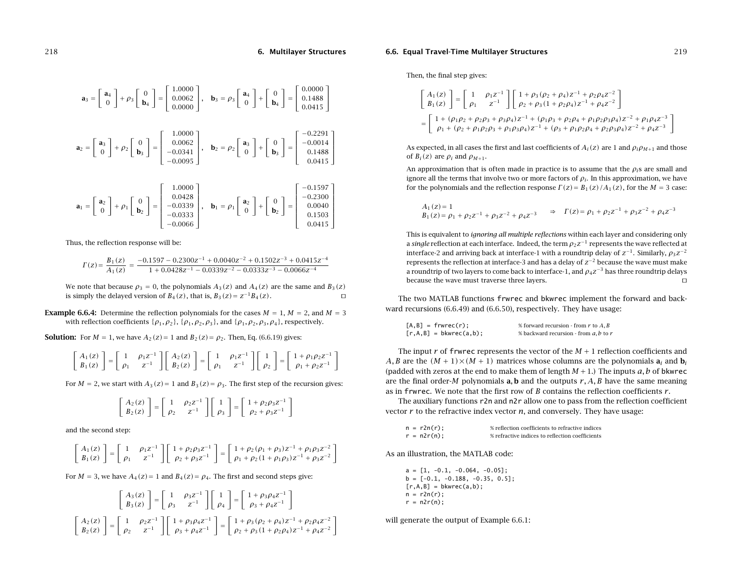$$\mathbf{a}_3 = \begin{bmatrix} \mathbf{a}_4 \\ 0 \end{bmatrix} + \rho_3 \begin{bmatrix} 0 \\ \mathbf{b}_4 \end{bmatrix} = \begin{bmatrix} 1.0000 \\ 0.0062 \\ 0.0000 \end{bmatrix}, \quad \mathbf{b}_3 = \rho_3 \begin{bmatrix} \mathbf{a}_4 \\ 0 \end{bmatrix} + \begin{bmatrix} 0 \\ \mathbf{b}_4 \end{bmatrix} = \begin{bmatrix} 0.0000 \\ 0.1488 \\ 0.0415 \end{bmatrix}$$

$$\mathbf{a}_2 = \begin{bmatrix} \mathbf{a}_3 \\ 0 \end{bmatrix} + \rho_2 \begin{bmatrix} 0 \\ \mathbf{b}_3 \end{bmatrix} = \begin{bmatrix} 1.0000 \\ 0.0062 \\ -0.0341 \\ -0.0095 \end{bmatrix}, \quad \mathbf{b}_2 = \rho_2 \begin{bmatrix} \mathbf{a}_3 \\ 0 \end{bmatrix} + \begin{bmatrix} 0 \\ \mathbf{b}_3 \end{bmatrix} = \begin{bmatrix} -0.2291 \\ -0.0014 \\ 0.1488 \\ 0.0415 \end{bmatrix}$$

$$\mathbf{a}_1 = \begin{bmatrix} \mathbf{a}_2 \\ 0 \end{bmatrix} + \rho_1 \begin{bmatrix} 0 \\ \mathbf{b}_2 \end{bmatrix} = \begin{bmatrix} 1.0000 \\ 0.0428 \\ -0.0339 \\ -0.0333 \\ -0.0066 \end{bmatrix}, \quad \mathbf{b}_1 = \rho_1 \begin{bmatrix} \mathbf{a}_2 \\ 0 \end{bmatrix} + \begin{bmatrix} 0 \\ \mathbf{b}_2 \end{bmatrix} = \begin{bmatrix} -0.1597 \\ -0.2300 \\ 0.0040 \\ 0.1503 \\ 0.0415 \end{bmatrix}$$

Thus, the reflection response will be:

$$\Gamma(z) = \frac{B_1(z)}{A_1(z)} = \frac{-0.1597 - 0.2300z^{-1} + 0.0040z^{-2} + 0.1502z^{-3} + 0.0415z^{-4}}{1 + 0.0428z^{-1} - 0.0339z^{-2} - 0.0333z^{-3} - 0.0066z^{-4}}$$

We note that because $\rho_3 = 0$, the polynomials $A_3(z)$ and $A_4(z)$ are the same and $B_3(z)$ is simply the delayed version of $B_4(z)$, that is, $B_3(z) = z^{-1}B_4(z)$. □

**Example 6.6.4:** Determine the reflection polynomials for the cases $M = 1$, $M = 2$, and $M = 3$ with reflection coefficients $\{\rho_1, \rho_2\}$, $\{\rho_1, \rho_2, \rho_3\}$, and $\{\rho_1, \rho_2, \rho_3, \rho_4\}$, respectively.

**Solution:** For $M = 1$, we have $A_2(z) = 1$ and $B_2(z) = \rho_2$. Then, Eq. (6.6.19) gives:

$$\begin{bmatrix} A_1(z) \\ B_1(z) \end{bmatrix} = \begin{bmatrix} 1 & \rho_1 z^{-1} \\ \rho_1 & z^{-1} \end{bmatrix} \begin{bmatrix} A_2(z) \\ B_2(z) \end{bmatrix} = \begin{bmatrix} 1 & \rho_1 z^{-1} \\ \rho_1 & z^{-1} \end{bmatrix} \begin{bmatrix} 1 \\ \rho_2 \end{bmatrix} = \begin{bmatrix} 1 + \rho_1\rho_2 z^{-1} \\ \rho_1 + \rho_2 z^{-1} \end{bmatrix}$$

For $M = 2$, we start with $A_3(z) = 1$ and $B_3(z) = \rho_3$. The first step of the recursion gives:

$$\begin{bmatrix} A_2(z) \\ B_2(z) \end{bmatrix} = \begin{bmatrix} 1 & \rho_2 z^{-1} \\ \rho_2 & z^{-1} \end{bmatrix} \begin{bmatrix} 1 \\ \rho_3 \end{bmatrix} = \begin{bmatrix} 1 + \rho_2\rho_3 z^{-1} \\ \rho_2 + \rho_3 z^{-1} \end{bmatrix}$$

and the second step:

$$\begin{bmatrix} A_1(z) \\ B_1(z) \end{bmatrix} = \begin{bmatrix} 1 & \rho_1 z^{-1} \\ \rho_1 & z^{-1} \end{bmatrix} \begin{bmatrix} 1 + \rho_2\rho_3 z^{-1} \\ \rho_2 + \rho_3 z^{-1} \end{bmatrix} = \begin{bmatrix} 1 + \rho_2(\rho_1 + \rho_3)z^{-1} + \rho_1\rho_3 z^{-2} \\ \rho_1 + \rho_2(1 + \rho_1\rho_3)z^{-1} + \rho_3 z^{-2} \end{bmatrix}$$

For $M = 3$, we have $A_4(z) = 1$ and $B_4(z) = \rho_4$. The first and second steps give:

$$\begin{bmatrix} A_3(z) \\ B_3(z) \end{bmatrix} = \begin{bmatrix} 1 & \rho_3 z^{-1} \\ \rho_3 & z^{-1} \end{bmatrix} \begin{bmatrix} 1 \\ \rho_4 \end{bmatrix} = \begin{bmatrix} 1 + \rho_3\rho_4 z^{-1} \\ \rho_3 + \rho_4 z^{-1} \end{bmatrix}$$

$$\begin{bmatrix} A_2(z) \\ B_2(z) \end{bmatrix} = \begin{bmatrix} 1 & \rho_2 z^{-1} \\ \rho_2 & z^{-1} \end{bmatrix} \begin{bmatrix} 1 + \rho_3\rho_4 z^{-1} \\ \rho_3 + \rho_4 z^{-1} \end{bmatrix} = \begin{bmatrix} 1 + \rho_3(\rho_2 + \rho_4)z^{-1} + \rho_2\rho_4 z^{-2} \\ \rho_2 + \rho_3(1 + \rho_2\rho_4)z^{-1} + \rho_4 z^{-2} \end{bmatrix}$$

Then, the final step gives:

$$\begin{bmatrix} A_1(z) \\ B_1(z) \end{bmatrix} = \begin{bmatrix} 1 & \rho_1 z^{-1} \\ \rho_1 & z^{-1} \end{bmatrix} \begin{bmatrix} 1 + \rho_3(\rho_2 + \rho_4)z^{-1} + \rho_2\rho_4 z^{-2} \\ \rho_2 + \rho_3(1 + \rho_2\rho_4)z^{-1} + \rho_4 z^{-2} \end{bmatrix}$$

$$= \begin{bmatrix} 1 + (\rho_1\rho_2 + \rho_2\rho_3 + \rho_3\rho_4)z^{-1} + (\rho_1\rho_3 + \rho_2\rho_4 + \rho_1\rho_2\rho_3\rho_4)z^{-2} + \rho_1\rho_4 z^{-3} \\ \rho_1 + (\rho_2 + \rho_1\rho_2\rho_3 + \rho_1\rho_3\rho_4)z^{-1} + (\rho_3 + \rho_1\rho_2\rho_4 + \rho_2\rho_3\rho_4)z^{-2} + \rho_4 z^{-3} \end{bmatrix}$$

As expected, in all cases the first and last coefficients of $A_i(z)$ are 1 and $\rho_i\rho_{M+1}$ and those of $B_i(z)$ are $\rho_i$ and $\rho_{M+1}$.

An approximation that is often made in practice is to assume that the $\rho_i$s are small and ignore all the terms that involve two or more factors of $\rho_i$. In this approximation, we have for the polynomials and the reflection response $\Gamma(z) = B_1(z)/A_1(z)$, for the $M = 3$ case:

$$\begin{aligned} A_1(z) &= 1 \\ B_1(z) &= \rho_1 + \rho_2 z^{-1} + \rho_3 z^{-2} + \rho_4 z^{-3} \end{aligned} \quad \Rightarrow \quad \Gamma(z) = \rho_1 + \rho_2 z^{-1} + \rho_3 z^{-2} + \rho_4 z^{-3}$$

This is equivalent to *ignoring all multiple reflections* within each layer and considering only a *single* reflection at each interface. Indeed, the term $\rho_2 z^{-1}$ represents the wave reflected at interface-2 and arriving back at interface-1 with a roundtrip delay of $z^{-1}$. Similarly, $\rho_3 z^{-2}$ represents the reflection at interface-3 and has a delay of $z^{-2}$ because the wave must make a roundtrip of two layers to come back to interface-1, and $\rho_4 z^{-3}$ has three roundtrip delays because the wave must traverse three layers. □

The two MATLAB functions `frwrec` and `bkwrec` implement the forward and backward recursions (6.6.49) and (6.6.50), respectively. They have usage:

```
[A,B] = frwrec(r);           % forward recursion - from r to A, B
[r,A,B] = bkwrec(a,b);       % backward recursion - from a, b to r
```

The input $r$ of `frwrec` represents the vector of the $M + 1$ reflection coefficients and $A, B$ are the $(M + 1)\times(M + 1)$ matrices whose columns are the polynomials $\mathbf{a}_i$ and $\mathbf{b}_i$ (padded with zeros at the end to make them of length $M + 1$.) The inputs $a, b$ of `bkwrec` are the final order-$M$ polynomials $\mathbf{a}, \mathbf{b}$ and the outputs $r, A, B$ have the same meaning as in `frwrec`. We note that the first row of $B$ contains the reflection coefficients $r$.

The auxiliary functions `r2n` and `n2r` allow one to pass from the reflection coefficient vector $r$ to the refractive index vector $n$, and conversely. They have usage:

```
n = r2n(r);            % reflection coefficients to refractive indices
r = n2r(n);            % refractive indices to reflection coefficients
```

As an illustration, the MATLAB code:

```
a = [1, -0.1, -0.064, -0.05];
b = [-0.1, -0.188, -0.35, 0.5];
[r,A,B] = bkwrec(a,b);
n = r2n(r);
r = n2r(n);
```

will generate the output of Example 6.6.1: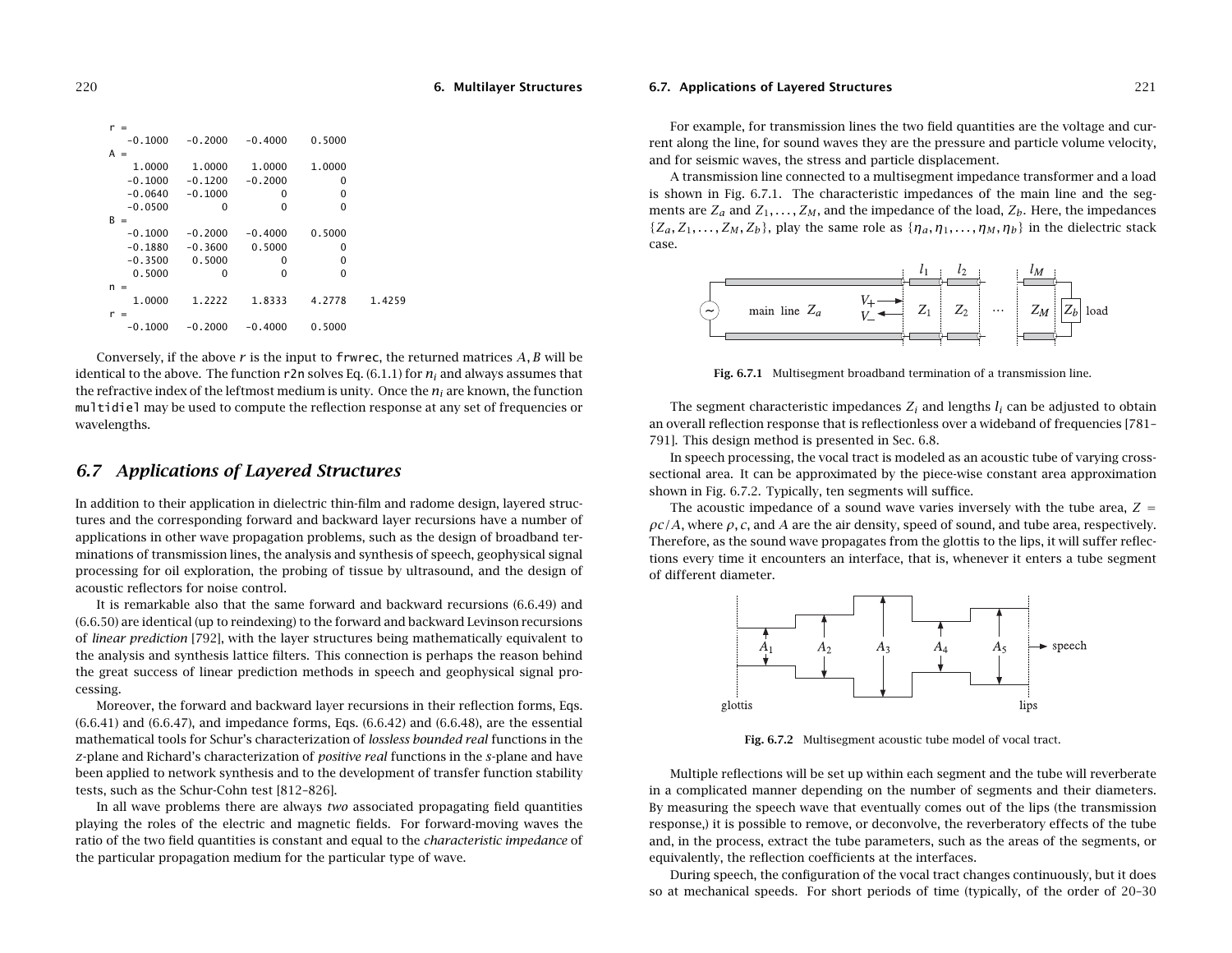```
r =
   -0.1000   -0.2000   -0.4000    0.5000
A =
    1.0000    1.0000    1.0000    1.0000
   -0.1000   -0.1200   -0.2000         0
   -0.0640   -0.1000         0         0
   -0.0500         0         0         0
B =
   -0.1000   -0.2000   -0.4000    0.5000
   -0.1880   -0.3600    0.5000         0
   -0.3500    0.5000         0         0
    0.5000         0         0         0
n =
    1.0000    1.2222    1.8333    4.2778    1.4259
r =
   -0.1000   -0.2000   -0.4000    0.5000
```

Conversely, if the above $r$ is the input to `frwrec`, the returned matrices $A, B$ will be identical to the above. The function `r2n` solves Eq. (6.1.1) for $n_i$ and always assumes that the refractive index of the leftmost medium is unity. Once the $n_i$ are known, the function `multidiel` may be used to compute the reflection response at any set of frequencies or wavelengths.

## 6.7 Applications of Layered Structures

In addition to their application in dielectric thin-film and radome design, layered structures and the corresponding forward and backward layer recursions have a number of applications in other wave propagation problems, such as the design of broadband terminations of transmission lines, the analysis and synthesis of speech, geophysical signal processing for oil exploration, the probing of tissue by ultrasound, and the design of acoustic reflectors for noise control.

It is remarkable also that the same forward and backward recursions (6.6.49) and (6.6.50) are identical (up to reindexing) to the forward and backward Levinson recursions of *linear prediction* [792], with the layer structures being mathematically equivalent to the analysis and synthesis lattice filters. This connection is perhaps the reason behind the great success of linear prediction methods in speech and geophysical signal processing.

Moreover, the forward and backward layer recursions in their reflection forms, Eqs. (6.6.41) and (6.6.47), and impedance forms, Eqs. (6.6.42) and (6.6.48), are the essential mathematical tools for Schur's characterization of *lossless bounded real* functions in the $z$-plane and Richard's characterization of *positive real* functions in the $s$-plane and have been applied to network synthesis and to the development of transfer function stability tests, such as the Schur-Cohn test [812–826].

In all wave problems there are always *two* associated propagating field quantities playing the roles of the electric and magnetic fields. For forward-moving waves the ratio of the two field quantities is constant and equal to the *characteristic impedance* of the particular propagation medium for the particular type of wave.

For example, for transmission lines the two field quantities are the voltage and current along the line, for sound waves they are the pressure and particle volume velocity, and for seismic waves, the stress and particle displacement.

A transmission line connected to a multisegment impedance transformer and a load is shown in Fig. 6.7.1. The characteristic impedances of the main line and the segments are $Z_a$ and $Z_1, \dots, Z_M$, and the impedance of the load, $Z_b$. Here, the impedances $\{Z_a, Z_1, \dots, Z_M, Z_b\}$, play the same role as $\{\eta_a, \eta_1, \dots, \eta_M, \eta_b\}$ in the dielectric stack case.

$l_1$ $l_2$ $l_M$
main line $Z_a$
$V_+$
$V_-$
$Z_1$ $Z_2$ ⋯ $Z_M$ $Z_b$ load

**Fig. 6.7.1** Multisegment broadband termination of a transmission line.

The segment characteristic impedances $Z_i$ and lengths $l_i$ can be adjusted to obtain an overall reflection response that is reflectionless over a wideband of frequencies [781–791]. This design method is presented in Sec. 6.8.

In speech processing, the vocal tract is modeled as an acoustic tube of varying cross-sectional area. It can be approximated by the piece-wise constant area approximation shown in Fig. 6.7.2. Typically, ten segments will suffice.

The acoustic impedance of a sound wave varies inversely with the tube area, $Z = \rho c/A$, where $\rho, c$, and $A$ are the air density, speed of sound, and tube area, respectively. Therefore, as the sound wave propagates from the glottis to the lips, it will suffer reflections every time it encounters an interface, that is, whenever it enters a tube segment of different diameter.

$A_1$ $A_2$ $A_3$ $A_4$ $A_5$
speech
glottis
lips

**Fig. 6.7.2** Multisegment acoustic tube model of vocal tract.

Multiple reflections will be set up within each segment and the tube will reverberate in a complicated manner depending on the number of segments and their diameters. By measuring the speech wave that eventually comes out of the lips (the transmission response,) it is possible to remove, or deconvolve, the reverberatory effects of the tube and, in the process, extract the tube parameters, such as the areas of the segments, or equivalently, the reflection coefficients at the interfaces.

During speech, the configuration of the vocal tract changes continuously, but it does so at mechanical speeds. For short periods of time (typically, of the order of 20–30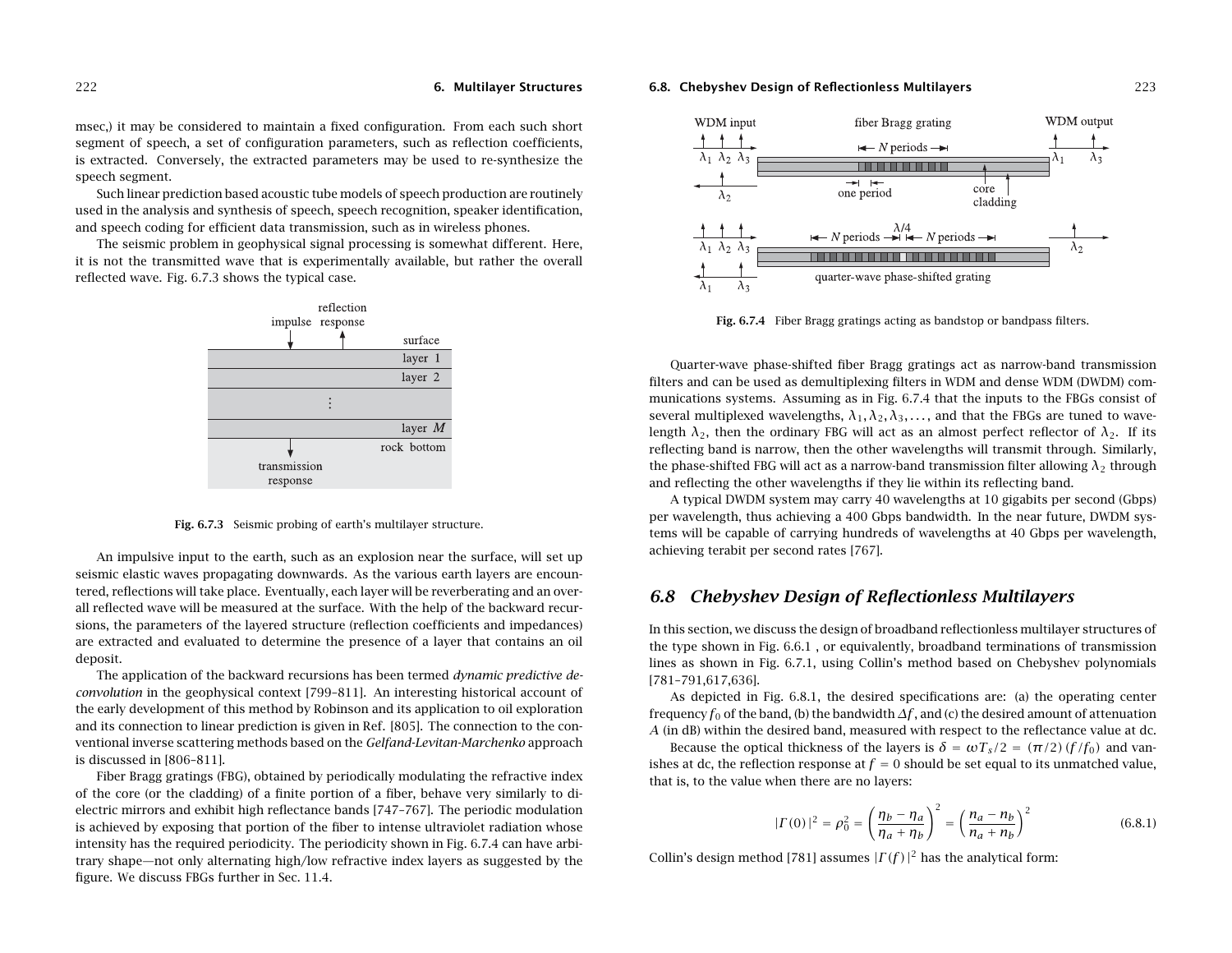msec,) it may be considered to maintain a fixed configuration. From each such short segment of speech, a set of configuration parameters, such as reflection coefficients, is extracted. Conversely, the extracted parameters may be used to re-synthesize the speech segment.

Such linear prediction based acoustic tube models of speech production are routinely used in the analysis and synthesis of speech, speech recognition, speaker identification, and speech coding for efficient data transmission, such as in wireless phones.

The seismic problem in geophysical signal processing is somewhat different. Here, it is not the transmitted wave that is experimentally available, but rather the overall reflected wave. Fig. 6.7.3 shows the typical case.

impulse
reflection response
surface
layer 1
layer 2
⋮
layer $M$
rock bottom
transmission response

**Fig. 6.7.3** Seismic probing of earth's multilayer structure.

An impulsive input to the earth, such as an explosion near the surface, will set up seismic elastic waves propagating downwards. As the various earth layers are encountered, reflections will take place. Eventually, each layer will be reverberating and an overall reflected wave will be measured at the surface. With the help of the backward recursions, the parameters of the layered structure (reflection coefficients and impedances) are extracted and evaluated to determine the presence of a layer that contains an oil deposit.

The application of the backward recursions has been termed *dynamic predictive deconvolution* in the geophysical context [799–811]. An interesting historical account of the early development of this method by Robinson and its application to oil exploration and its connection to linear prediction is given in Ref. [805]. The connection to the conventional inverse scattering methods based on the *Gelfand-Levitan-Marchenko* approach is discussed in [806–811].

Fiber Bragg gratings (FBG), obtained by periodically modulating the refractive index of the core (or the cladding) of a finite portion of a fiber, behave very similarly to dielectric mirrors and exhibit high reflectance bands [747–767]. The periodic modulation is achieved by exposing that portion of the fiber to intense ultraviolet radiation whose intensity has the required periodicity. The periodicity shown in Fig. 6.7.4 can have arbitrary shape—not only alternating high/low refractive index layers as suggested by the figure. We discuss FBGs further in Sec. 11.4.

WDM input
fiber Bragg grating
WDM output
$N$ periods
$\lambda_1$ $\lambda_2$ $\lambda_3$
$\lambda_1$ $\lambda_3$
$\lambda_2$
one period
core
cladding
$\lambda/4$
$N$ periods
$N$ periods
$\lambda_1$ $\lambda_2$ $\lambda_3$
$\lambda_2$
$\lambda_1$ $\lambda_3$
quarter-wave phase-shifted grating

**Fig. 6.7.4** Fiber Bragg gratings acting as bandstop or bandpass filters.

Quarter-wave phase-shifted fiber Bragg gratings act as narrow-band transmission filters and can be used as demultiplexing filters in WDM and dense WDM (DWDM) communications systems. Assuming as in Fig. 6.7.4 that the inputs to the FBGs consist of several multiplexed wavelengths, $\lambda_1, \lambda_2, \lambda_3, \dots$, and that the FBGs are tuned to wavelength $\lambda_2$, then the ordinary FBG will act as an almost perfect reflector of $\lambda_2$. If its reflecting band is narrow, then the other wavelengths will transmit through. Similarly, the phase-shifted FBG will act as a narrow-band transmission filter allowing $\lambda_2$ through and reflecting the other wavelengths if they lie within its reflecting band.

A typical DWDM system may carry 40 wavelengths at 10 gigabits per second (Gbps) per wavelength, thus achieving a 400 Gbps bandwidth. In the near future, DWDM systems will be capable of carrying hundreds of wavelengths at 40 Gbps per wavelength, achieving terabit per second rates [767].

## 6.8 Chebyshev Design of Reflectionless Multilayers

In this section, we discuss the design of broadband reflectionless multilayer structures of the type shown in Fig. 6.6.1 , or equivalently, broadband terminations of transmission lines as shown in Fig. 6.7.1, using Collin's method based on Chebyshev polynomials [781–791,617,636].

As depicted in Fig. 6.8.1, the desired specifications are: (a) the operating center frequency $f_0$ of the band, (b) the bandwidth $\Delta f$, and (c) the desired amount of attenuation $A$ (in dB) within the desired band, measured with respect to the reflectance value at dc.

Because the optical thickness of the layers is $\delta = \omega T_s/2 = (\pi/2)(f/f_0)$ and vanishes at dc, the reflection response at $f = 0$ should be set equal to its unmatched value, that is, to the value when there are no layers:

$$|\Gamma(0)|^2 = \rho_0^2 = \left(\frac{\eta_b - \eta_a}{\eta_a + \eta_b}\right)^2 = \left(\frac{n_a - n_b}{n_a + n_b}\right)^2 \tag{6.8.1}$$

Collin's design method [781] assumes $|\Gamma(f)|^2$ has the analytical form: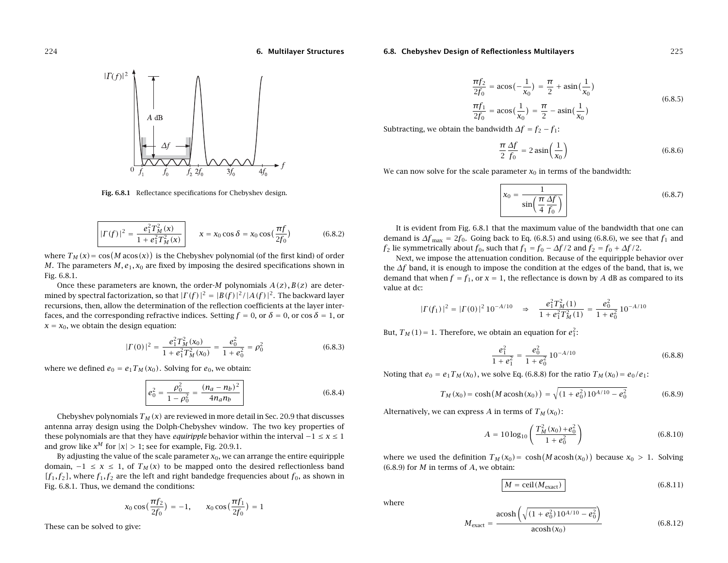Fig. 6.8.1 Reflectance specifications for Chebyshev design.

$$|\Gamma(f)|^2 = \frac{e_1^2 T_M^2(x)}{1 + e_1^2 T_M^2(x)} \qquad x = x_0\cos\delta = x_0\cos\left(\frac{\pi f}{2f_0}\right) \tag{6.8.2}$$

where $T_M(x) = \cos\big(M\,\mathrm{acos}(x)\big)$ is the Chebyshev polynomial (of the first kind) of order $M$. The parameters $M, e_1, x_0$ are fixed by imposing the desired specifications shown in Fig. 6.8.1.

Once these parameters are known, the order-$M$ polynomials $A(z), B(z)$ are determined by spectral factorization, so that $|\Gamma(f)|^2 = |B(f)|^2/|A(f)|^2$. The backward layer recursions, then, allow the determination of the reflection coefficients at the layer interfaces, and the corresponding refractive indices. Setting $f = 0$, or $\delta = 0$, or $\cos\delta = 1$, or $x = x_0$, we obtain the design equation:

$$|\Gamma(0)|^2 = \frac{e_1^2 T_M^2(x_0)}{1 + e_1^2 T_M^2(x_0)} = \frac{e_0^2}{1 + e_0^2} = \rho_0^2 \tag{6.8.3}$$

where we defined $e_0 = e_1 T_M(x_0)$. Solving for $e_0$, we obtain:

$$e_0^2 = \frac{\rho_0^2}{1 - \rho_0^2} = \frac{(n_a - n_b)^2}{4n_a n_b} \tag{6.8.4}$$

Chebyshev polynomials $T_M(x)$ are reviewed in more detail in Sec. 20.9 that discusses antenna array design using the Dolph-Chebyshev window. The two key properties of these polynomials are that they have *equiripple* behavior within the interval $-1 \le x \le 1$ and grow like $x^M$ for $|x| > 1$; see for example, Fig. 20.9.1.

By adjusting the value of the scale parameter $x_0$, we can arrange the entire equiripple domain, $-1 \le x \le 1$, of $T_M(x)$ to be mapped onto the desired reflectionless band $[f_1, f_2]$, where $f_1, f_2$ are the left and right bandedge frequencies about $f_0$, as shown in Fig. 6.8.1. Thus, we demand the conditions:

$$x_0\cos\left(\frac{\pi f_2}{2f_0}\right) = -1, \qquad x_0\cos\left(\frac{\pi f_1}{2f_0}\right) = 1$$

These can be solved to give:

$$\begin{aligned}
\frac{\pi f_2}{2f_0} &= \mathrm{acos}\left(-\frac{1}{x_0}\right) = \frac{\pi}{2} + \mathrm{asin}\left(\frac{1}{x_0}\right) \\
\frac{\pi f_1}{2f_0} &= \mathrm{acos}\left(\frac{1}{x_0}\right) = \frac{\pi}{2} - \mathrm{asin}\left(\frac{1}{x_0}\right)
\end{aligned} \tag{6.8.5}$$

Subtracting, we obtain the bandwidth $\Delta f = f_2 - f_1$:

$$\frac{\pi}{2}\frac{\Delta f}{f_0} = 2\,\mathrm{asin}\left(\frac{1}{x_0}\right) \tag{6.8.6}$$

We can now solve for the scale parameter $x_0$ in terms of the bandwidth:

$$x_0 = \frac{1}{\sin\left(\dfrac{\pi}{4}\dfrac{\Delta f}{f_0}\right)} \tag{6.8.7}$$

It is evident from Fig. 6.8.1 that the maximum value of the bandwidth that one can demand is $\Delta f_{\max} = 2f_0$. Going back to Eq. (6.8.5) and using (6.8.6), we see that $f_1$ and $f_2$ lie symmetrically about $f_0$, such that $f_1 = f_0 - \Delta f/2$ and $f_2 = f_0 + \Delta f/2$.

Next, we impose the attenuation condition. Because of the equiripple behavior over the $\Delta f$ band, it is enough to impose the condition at the edges of the band, that is, we demand that when $f = f_1$, or $x = 1$, the reflectance is down by $A$ dB as compared to its value at dc:

$$|\Gamma(f_1)|^2 = |\Gamma(0)|^2\,10^{-A/10} \quad\Rightarrow\quad \frac{e_1^2 T_M^2(1)}{1 + e_1^2 T_M^2(1)} = \frac{e_0^2}{1 + e_0^2}\,10^{-A/10}$$

But, $T_M(1) = 1$. Therefore, we obtain an equation for $e_1^2$:

$$\frac{e_1^2}{1 + e_1^2} = \frac{e_0^2}{1 + e_0^2}\,10^{-A/10} \tag{6.8.8}$$

Noting that $e_0 = e_1 T_M(x_0)$, we solve Eq. (6.8.8) for the ratio $T_M(x_0) = e_0/e_1$:

$$T_M(x_0) = \cosh\big(M\,\mathrm{acosh}(x_0)\big) = \sqrt{(1 + e_0^2)\,10^{A/10} - e_0^2} \tag{6.8.9}$$

Alternatively, we can express $A$ in terms of $T_M(x_0)$:

$$A = 10\log_{10}\left(\frac{T_M^2(x_0) + e_0^2}{1 + e_0^2}\right) \tag{6.8.10}$$

where we used the definition $T_M(x_0) = \cosh\big(M\,\mathrm{acosh}(x_0)\big)$ because $x_0 > 1$. Solving (6.8.9) for $M$ in terms of $A$, we obtain:

$$M = \mathrm{ceil}(M_{\text{exact}}) \tag{6.8.11}$$

where

$$M_{\text{exact}} = \frac{\mathrm{acosh}\left(\sqrt{(1 + e_0^2)\,10^{A/10} - e_0^2}\right)}{\mathrm{acosh}(x_0)} \tag{6.8.12}$$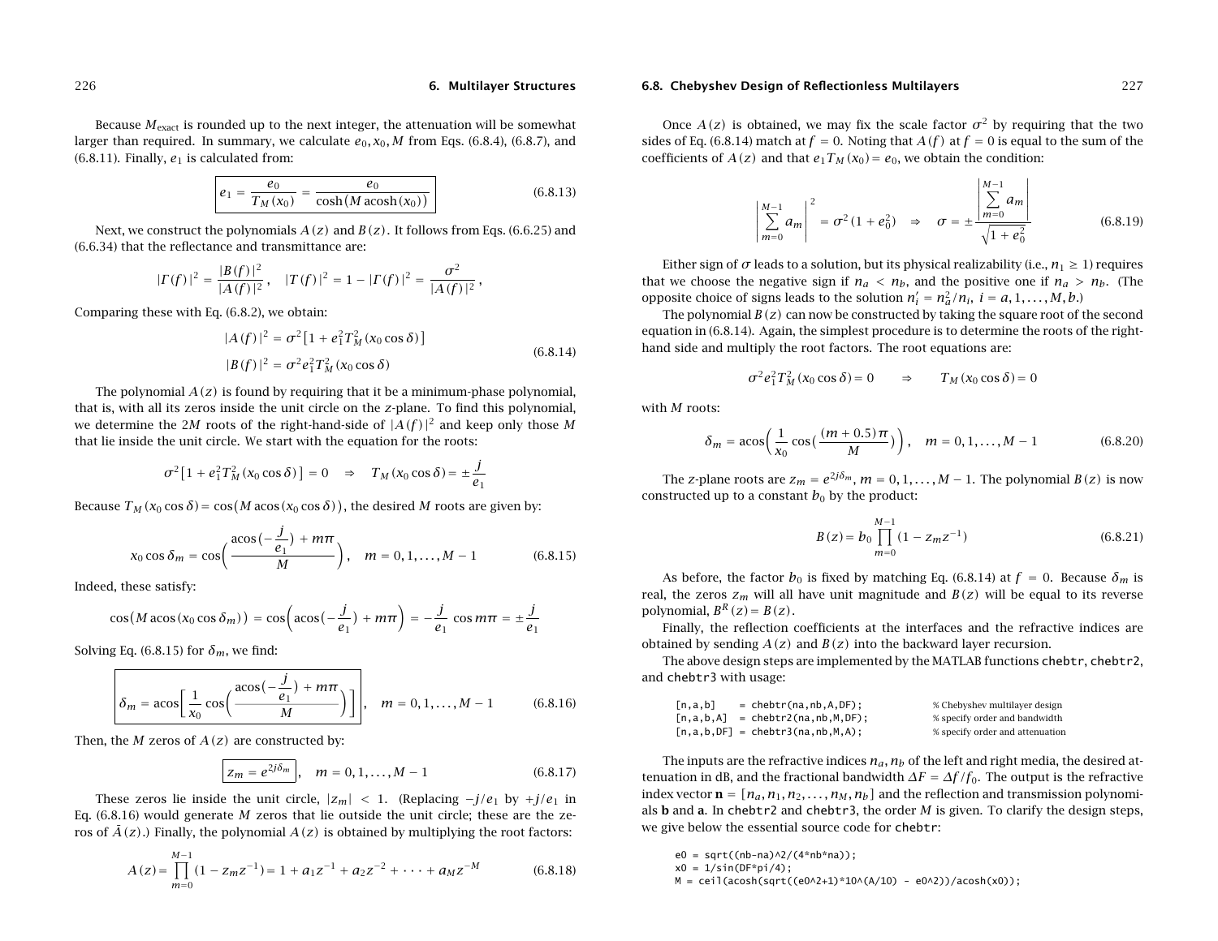Because $M_{\text{exact}}$ is rounded up to the next integer, the attenuation will be somewhat larger than required. In summary, we calculate $e_0, x_0, M$ from Eqs. (6.8.4), (6.8.7), and (6.8.11). Finally, $e_1$ is calculated from:

$$e_1 = \frac{e_0}{T_M(x_0)} = \frac{e_0}{\cosh\big(M\,\text{acosh}(x_0)\big)} \tag{6.8.13}$$

Next, we construct the polynomials $A(z)$ and $B(z)$. It follows from Eqs. (6.6.25) and (6.6.34) that the reflectance and transmittance are:

$$|\Gamma(f)|^2 = \frac{|B(f)|^2}{|A(f)|^2}\,, \quad |T(f)|^2 = 1 - |\Gamma(f)|^2 = \frac{\sigma^2}{|A(f)|^2}\,,$$

Comparing these with Eq. (6.8.2), we obtain:

$$\begin{aligned} |A(f)|^2 &= \sigma^2\big[1 + e_1^2 T_M^2(x_0\cos\delta)\big] \\ |B(f)|^2 &= \sigma^2 e_1^2 T_M^2(x_0\cos\delta) \end{aligned} \tag{6.8.14}$$

The polynomial $A(z)$ is found by requiring that it be a minimum-phase polynomial, that is, with all its zeros inside the unit circle on the $z$-plane. To find this polynomial, we determine the $2M$ roots of the right-hand-side of $|A(f)|^2$ and keep only those $M$ that lie inside the unit circle. We start with the equation for the roots:

$$\sigma^2\big[1 + e_1^2 T_M^2(x_0\cos\delta)\big] = 0 \quad\Rightarrow\quad T_M(x_0\cos\delta) = \pm\frac{j}{e_1}$$

Because $T_M(x_0\cos\delta) = \cos\big(M\,\text{acos}(x_0\cos\delta)\big)$, the desired $M$ roots are given by:

$$x_0\cos\delta_m = \cos\left(\frac{\text{acos}(-\dfrac{j}{e_1}) + m\pi}{M}\right), \quad m = 0, 1, \dots, M-1 \tag{6.8.15}$$

Indeed, these satisfy:

$$\cos\big(M\,\text{acos}(x_0\cos\delta_m)\big) = \cos\Big(\text{acos}(-\frac{j}{e_1}) + m\pi\Big) = -\frac{j}{e_1}\cos m\pi = \pm\frac{j}{e_1}$$

Solving Eq. (6.8.15) for $\delta_m$, we find:

$$\delta_m = \text{acos}\left[\frac{1}{x_0}\cos\left(\frac{\text{acos}(-\dfrac{j}{e_1}) + m\pi}{M}\right)\right], \quad m = 0, 1, \dots, M-1 \tag{6.8.16}$$

Then, the $M$ zeros of $A(z)$ are constructed by:

$$z_m = e^{2j\delta_m}, \quad m = 0, 1, \dots, M-1 \tag{6.8.17}$$

These zeros lie inside the unit circle, $|z_m| < 1$. (Replacing $-j/e_1$ by $+j/e_1$ in Eq. (6.8.16) would generate $M$ zeros that lie outside the unit circle; these are the zeros of $\bar{A}(z)$.) Finally, the polynomial $A(z)$ is obtained by multiplying the root factors:

$$A(z) = \prod_{m=0}^{M-1}(1 - z_m z^{-1}) = 1 + a_1 z^{-1} + a_2 z^{-2} + \cdots + a_M z^{-M} \tag{6.8.18}$$

Once $A(z)$ is obtained, we may fix the scale factor $\sigma^2$ by requiring that the two sides of Eq. (6.8.14) match at $f = 0$. Noting that $A(f)$ at $f = 0$ is equal to the sum of the coefficients of $A(z)$ and that $e_1 T_M(x_0) = e_0$, we obtain the condition:

$$\left|\sum_{m=0}^{M-1} a_m\right|^2 = \sigma^2(1 + e_0^2) \quad\Rightarrow\quad \sigma = \pm\frac{\left|\displaystyle\sum_{m=0}^{M-1} a_m\right|}{\sqrt{1 + e_0^2}} \tag{6.8.19}$$

Either sign of $\sigma$ leads to a solution, but its physical realizability (i.e., $n_1 \geq 1$) requires that we choose the negative sign if $n_a < n_b$, and the positive one if $n_a > n_b$. (The opposite choice of signs leads to the solution $n_i' = n_a^2/n_i$, $i = a, 1, \dots, M, b$.)

The polynomial $B(z)$ can now be constructed by taking the square root of the second equation in (6.8.14). Again, the simplest procedure is to determine the roots of the right-hand side and multiply the root factors. The root equations are:

$$\sigma^2 e_1^2 T_M^2(x_0\cos\delta) = 0 \quad\Rightarrow\quad T_M(x_0\cos\delta) = 0$$

with $M$ roots:

$$\delta_m = \text{acos}\Big(\frac{1}{x_0}\cos\big(\frac{(m+0.5)\pi}{M}\big)\Big), \quad m = 0, 1, \dots, M-1 \tag{6.8.20}$$

The $z$-plane roots are $z_m = e^{2j\delta_m}$, $m = 0, 1, \dots, M-1$. The polynomial $B(z)$ is now constructed up to a constant $b_0$ by the product:

$$B(z) = b_0\prod_{m=0}^{M-1}(1 - z_m z^{-1}) \tag{6.8.21}$$

As before, the factor $b_0$ is fixed by matching Eq. (6.8.14) at $f = 0$. Because $\delta_m$ is real, the zeros $z_m$ will all have unit magnitude and $B(z)$ will be equal to its reverse polynomial, $B^R(z) = B(z)$.

Finally, the reflection coefficients at the interfaces and the refractive indices are obtained by sending $A(z)$ and $B(z)$ into the backward layer recursion.

The above design steps are implemented by the MATLAB functions chebtr, chebtr2, and chebtr3 with usage:

```
[n,a,b]    = chebtr(na,nb,A,DF);            % Chebyshev multilayer design
[n,a,b,A]  = chebtr2(na,nb,M,DF);           % specify order and bandwidth
[n,a,b,DF] = chebtr3(na,nb,M,A);            % specify order and attenuation
```

The inputs are the refractive indices $n_a, n_b$ of the left and right media, the desired attenuation in dB, and the fractional bandwidth $\Delta F = \Delta f/f_0$. The output is the refractive index vector $\mathbf{n} = [n_a, n_1, n_2, \dots, n_M, n_b]$ and the reflection and transmission polynomials $\mathbf{b}$ and $\mathbf{a}$. In chebtr2 and chebtr3, the order $M$ is given. To clarify the design steps, we give below the essential source code for chebtr:

```
e0 = sqrt((nb-na)^2/(4*nb*na));
x0 = 1/sin(DF*pi/4);
M = ceil(acosh(sqrt((e0^2+1)*10^(A/10) - e0^2))/acosh(x0));
```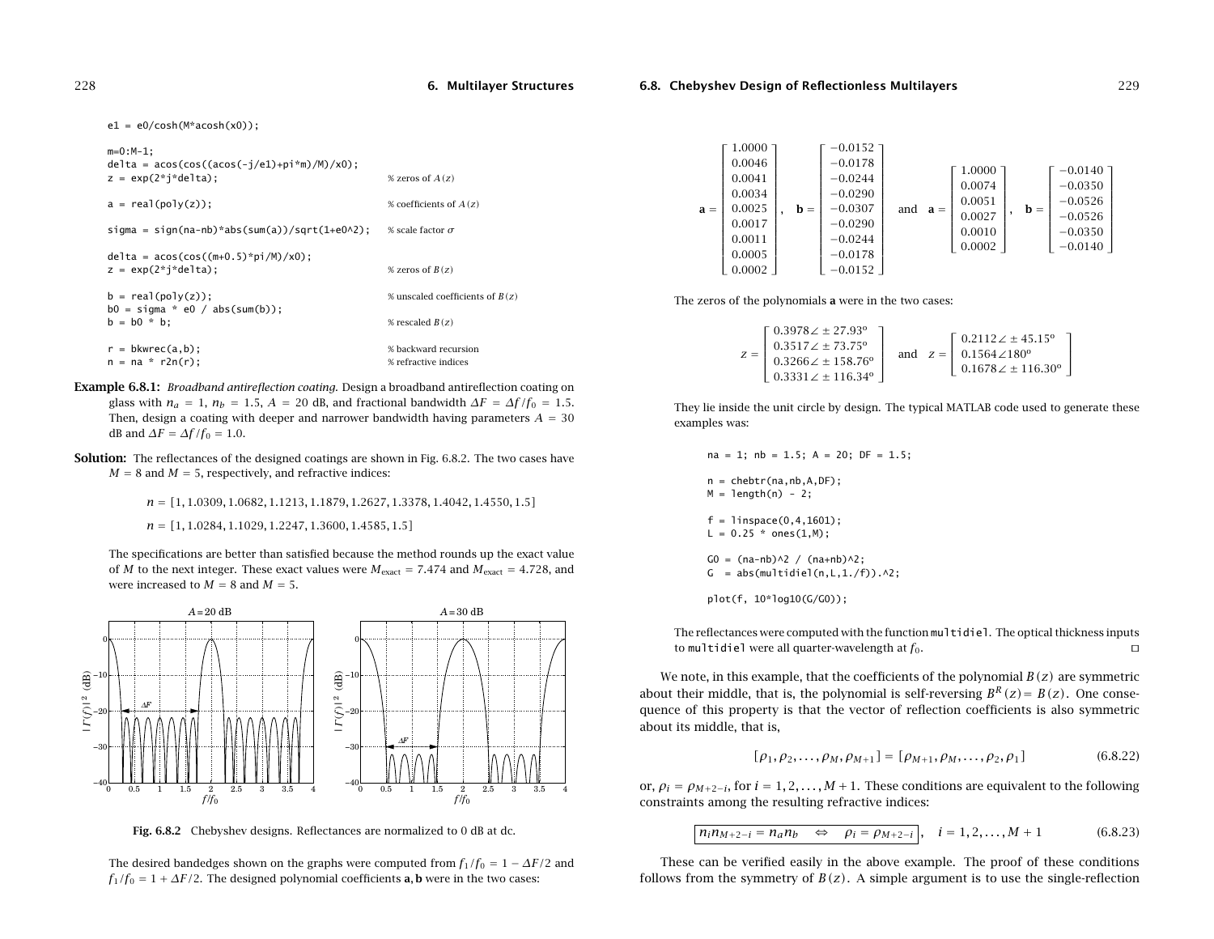```
e1 = e0/cosh(M*acosh(x0));

m=0:M-1;
delta = acos(cos((acos(-j/e1)+pi*m)/M)/x0);
z = exp(2*j*delta);                                % zeros of A(z)

a = real(poly(z));                                 % coefficients of A(z)

sigma = sign(na-nb)*abs(sum(a))/sqrt(1+e0^2);      % scale factor σ

delta = acos(cos((m+0.5)*pi/M)/x0);
z = exp(2*j*delta);                                % zeros of B(z)

b = real(poly(z));                                 % unscaled coefficients of B(z)
b0 = sigma * e0 / abs(sum(b));
b = b0 * b;                                        % rescaled B(z)

r = bkwrec(a,b);                                   % backward recursion
n = na * r2n(r);                                   % refractive indices
```

**Example 6.8.1:** *Broadband antireflection coating.* Design a broadband antireflection coating on glass with $n_a = 1$, $n_b = 1.5$, $A = 20$ dB, and fractional bandwidth $\Delta F = \Delta f / f_0 = 1.5$. Then, design a coating with deeper and narrower bandwidth having parameters $A = 30$ dB and $\Delta F = \Delta f / f_0 = 1.0$.

**Solution:** The reflectances of the designed coatings are shown in Fig. 6.8.2. The two cases have $M = 8$ and $M = 5$, respectively, and refractive indices:

$$n = [1, 1.0309, 1.0682, 1.1213, 1.1879, 1.2627, 1.3378, 1.4042, 1.4550, 1.5]$$

$$n = [1, 1.0284, 1.1029, 1.2247, 1.3600, 1.4585, 1.5]$$

The specifications are better than satisfied because the method rounds up the exact value of $M$ to the next integer. These exact values were $M_{\text{exact}} = 7.474$ and $M_{\text{exact}} = 4.728$, and were increased to $M = 8$ and $M = 5$.

**Fig. 6.8.2** Chebyshev designs. Reflectances are normalized to 0 dB at dc.

The desired bandedges shown on the graphs were computed from $f_1/f_0 = 1 - \Delta F/2$ and $f_1/f_0 = 1 + \Delta F/2$. The designed polynomial coefficients $\mathbf{a}, \mathbf{b}$ were in the two cases:

$$\mathbf{a} = \begin{bmatrix} 1.0000 \\ 0.0046 \\ 0.0041 \\ 0.0034 \\ 0.0025 \\ 0.0017 \\ 0.0011 \\ 0.0005 \\ 0.0002 \end{bmatrix}, \quad \mathbf{b} = \begin{bmatrix} -0.0152 \\ -0.0178 \\ -0.0244 \\ -0.0290 \\ -0.0307 \\ -0.0290 \\ -0.0244 \\ -0.0178 \\ -0.0152 \end{bmatrix} \quad \text{and} \quad \mathbf{a} = \begin{bmatrix} 1.0000 \\ 0.0074 \\ 0.0051 \\ 0.0027 \\ 0.0010 \\ 0.0002 \end{bmatrix}, \quad \mathbf{b} = \begin{bmatrix} -0.0140 \\ -0.0350 \\ -0.0526 \\ -0.0526 \\ -0.0350 \\ -0.0140 \end{bmatrix}$$

The zeros of the polynomials $\mathbf{a}$ were in the two cases:

$$z = \begin{bmatrix} 0.3978\angle \pm 27.93^{\mathrm{o}} \\ 0.3517\angle \pm 73.75^{\mathrm{o}} \\ 0.3266\angle \pm 158.76^{\mathrm{o}} \\ 0.3331\angle \pm 116.34^{\mathrm{o}} \end{bmatrix} \quad \text{and} \quad z = \begin{bmatrix} 0.2112\angle \pm 45.15^{\mathrm{o}} \\ 0.1564\angle 180^{\mathrm{o}} \\ 0.1678\angle \pm 116.30^{\mathrm{o}} \end{bmatrix}$$

They lie inside the unit circle by design. The typical MATLAB code used to generate these examples was:

```
na = 1; nb = 1.5; A = 20; DF = 1.5;

n = chebtr(na,nb,A,DF);
M = length(n) - 2;

f = linspace(0,4,1601);
L = 0.25 * ones(1,M);

G0 = (na-nb)^2 / (na+nb)^2;
G  = abs(multidiel(n,L,1./f)).^2;

plot(f, 10*log10(G/G0));
```

The reflectances were computed with the function `multidiel`. The optical thickness inputs to `multidiel` were all quarter-wavelength at $f_0$. □

We note, in this example, that the coefficients of the polynomial $B(z)$ are symmetric about their middle, that is, the polynomial is self-reversing $B^R(z) = B(z)$. One consequence of this property is that the vector of reflection coefficients is also symmetric about its middle, that is,

$$[\rho_1, \rho_2, \ldots, \rho_M, \rho_{M+1}] = [\rho_{M+1}, \rho_M, \ldots, \rho_2, \rho_1] \tag{6.8.22}$$

or, $\rho_i = \rho_{M+2-i}$, for $i = 1, 2, \ldots, M+1$. These conditions are equivalent to the following constraints among the resulting refractive indices:

$$\boxed{n_i n_{M+2-i} = n_a n_b \quad \Leftrightarrow \quad \rho_i = \rho_{M+2-i}}, \quad i = 1, 2, \ldots, M+1 \tag{6.8.23}$$

These can be verified easily in the above example. The proof of these conditions follows from the symmetry of $B(z)$. A simple argument is to use the single-reflection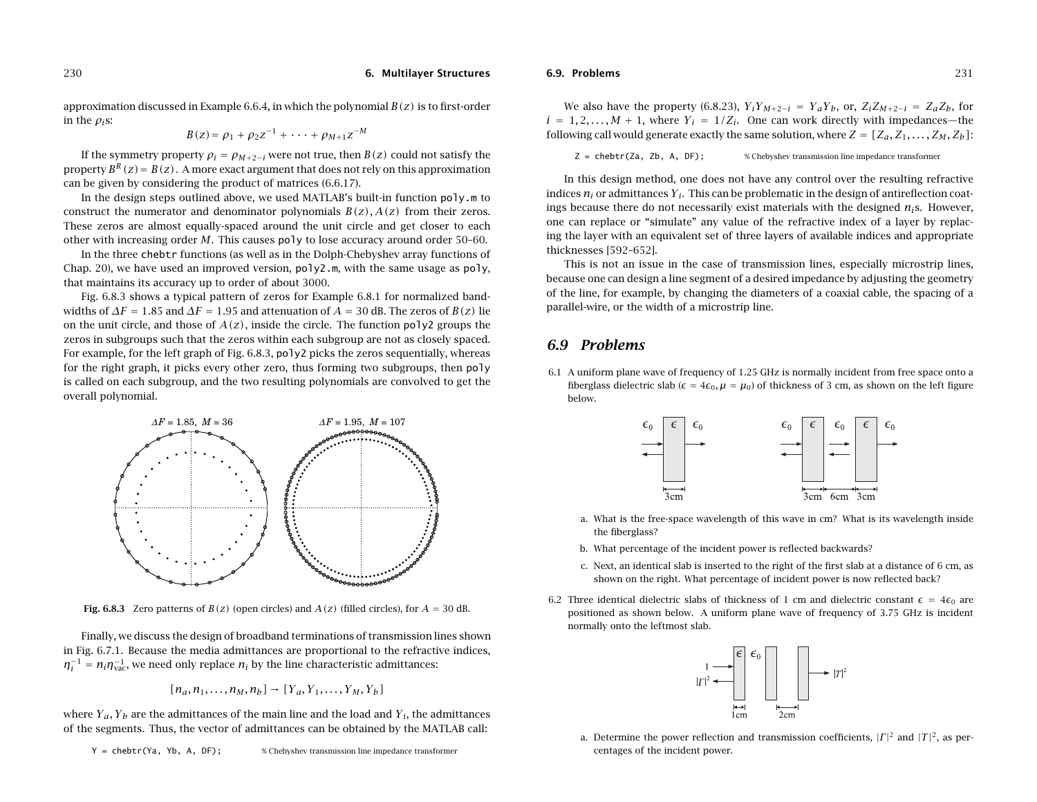approximation discussed in Example 6.6.4, in which the polynomial $B(z)$ is to first-order in the $\rho_i$s:

$$B(z) = \rho_1 + \rho_2 z^{-1} + \cdots + \rho_{M+1} z^{-M}$$

If the symmetry property $\rho_i = \rho_{M+2-i}$ were not true, then $B(z)$ could not satisfy the property $B^R(z) = B(z)$. A more exact argument that does not rely on this approximation can be given by considering the product of matrices (6.6.17).

In the design steps outlined above, we used MATLAB's built-in function `poly.m` to construct the numerator and denominator polynomials $B(z), A(z)$ from their zeros. These zeros are almost equally-spaced around the unit circle and get closer to each other with increasing order $M$. This causes `poly` to lose accuracy around order 50–60.

In the three `chebtr` functions (as well as in the Dolph-Chebyshev array functions of Chap. 20), we have used an improved version, `poly2.m`, with the same usage as `poly`, that maintains its accuracy up to order of about 3000.

Fig. 6.8.3 shows a typical pattern of zeros for Example 6.8.1 for normalized bandwidths of $\Delta F = 1.85$ and $\Delta F = 1.95$ and attenuation of $A = 30$ dB. The zeros of $B(z)$ lie on the unit circle, and those of $A(z)$, inside the circle. The function `poly2` groups the zeros in subgroups such that the zeros within each subgroup are not as closely spaced. For example, for the left graph of Fig. 6.8.3, `poly2` picks the zeros sequentially, whereas for the right graph, it picks every other zero, thus forming two subgroups, then `poly` is called on each subgroup, and the two resulting polynomials are convolved to get the overall polynomial.

**Fig. 6.8.3** Zero patterns of $B(z)$ (open circles) and $A(z)$ (filled circles), for $A = 30$ dB.

Finally, we discuss the design of broadband terminations of transmission lines shown in Fig. 6.7.1. Because the media admittances are proportional to the refractive indices, $\eta_i^{-1} = n_i \eta_{\text{vac}}^{-1}$, we need only replace $n_i$ by the line characteristic admittances:

$$[n_a, n_1, \dots, n_M, n_b] \to [Y_a, Y_1, \dots, Y_M, Y_b]$$

where $Y_a, Y_b$ are the admittances of the main line and the load and $Y_i$, the admittances of the segments. Thus, the vector of admittances can be obtained by the MATLAB call:

```
Y = chebtr(Ya, Yb, A, DF);          % Chebyshev transmission line impedance transformer
```

We also have the property (6.8.23), $Y_i Y_{M+2-i} = Y_a Y_b$, or, $Z_i Z_{M+2-i} = Z_a Z_b$, for $i = 1, 2, \dots, M+1$, where $Y_i = 1/Z_i$. One can work directly with impedances—the following call would generate exactly the same solution, where $Z = [Z_a, Z_1, \dots, Z_M, Z_b]$:

```
Z = chebtr(Za, Zb, A, DF);          % Chebyshev transmission line impedance transformer
```

In this design method, one does not have any control over the resulting refractive indices $n_i$ or admittances $Y_i$. This can be problematic in the design of antireflection coatings because there do not necessarily exist materials with the designed $n_i$s. However, one can replace or "simulate" any value of the refractive index of a layer by replacing the layer with an equivalent set of three layers of available indices and appropriate thicknesses [592–652].

This is not an issue in the case of transmission lines, especially microstrip lines, because one can design a line segment of a desired impedance by adjusting the geometry of the line, for example, by changing the diameters of a coaxial cable, the spacing of a parallel-wire, or the width of a microstrip line.

## 6.9 Problems

6.1 A uniform plane wave of frequency of 1.25 GHz is normally incident from free space onto a fiberglass dielectric slab ($\epsilon = 4\epsilon_0, \mu = \mu_0$) of thickness of 3 cm, as shown on the left figure below.

   a. What is the free-space wavelength of this wave in cm? What is its wavelength inside the fiberglass?

   b. What percentage of the incident power is reflected backwards?

   c. Next, an identical slab is inserted to the right of the first slab at a distance of 6 cm, as shown on the right. What percentage of incident power is now reflected back?

6.2 Three identical dielectric slabs of thickness of 1 cm and dielectric constant $\epsilon = 4\epsilon_0$ are positioned as shown below. A uniform plane wave of frequency of 3.75 GHz is incident normally onto the leftmost slab.

   a. Determine the power reflection and transmission coefficients, $|\Gamma|^2$ and $|T|^2$, as percentages of the incident power.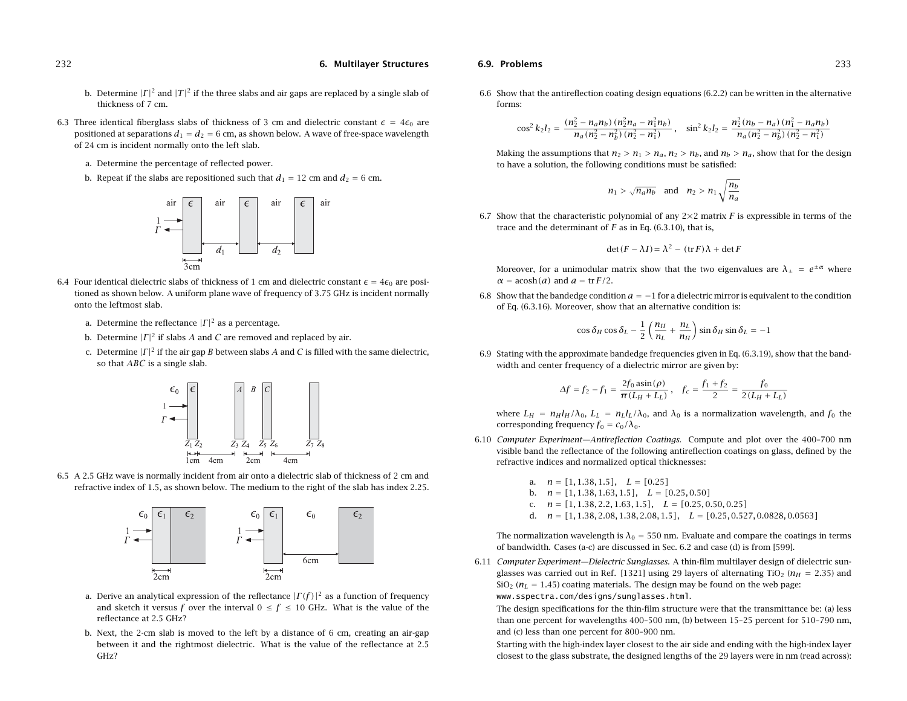b. Determine $|\Gamma|^2$ and $|T|^2$ if the three slabs and air gaps are replaced by a single slab of thickness of 7 cm.

6.3 Three identical fiberglass slabs of thickness of 3 cm and dielectric constant $\epsilon = 4\epsilon_0$ are positioned at separations $d_1 = d_2 = 6$ cm, as shown below. A wave of free-space wavelength of 24 cm is incident normally onto the left slab.

a. Determine the percentage of reflected power.

b. Repeat if the slabs are repositioned such that $d_1 = 12$ cm and $d_2 = 6$ cm.

6.4 Four identical dielectric slabs of thickness of 1 cm and dielectric constant $\epsilon = 4\epsilon_0$ are positioned as shown below. A uniform plane wave of frequency of 3.75 GHz is incident normally onto the leftmost slab.

a. Determine the reflectance $|\Gamma|^2$ as a percentage.

b. Determine $|\Gamma|^2$ if slabs $A$ and $C$ are removed and replaced by air.

c. Determine $|\Gamma|^2$ if the air gap $B$ between slabs $A$ and $C$ is filled with the same dielectric, so that $ABC$ is a single slab.

6.5 A 2.5 GHz wave is normally incident from air onto a dielectric slab of thickness of 2 cm and refractive index of 1.5, as shown below. The medium to the right of the slab has index 2.25.

a. Derive an analytical expression of the reflectance $|\Gamma(f)|^2$ as a function of frequency and sketch it versus $f$ over the interval $0 \le f \le 10$ GHz. What is the value of the reflectance at 2.5 GHz?

b. Next, the 2-cm slab is moved to the left by a distance of 6 cm, creating an air-gap between it and the rightmost dielectric. What is the value of the reflectance at 2.5 GHz?

6.6 Show that the antireflection coating design equations (6.2.2) can be written in the alternative forms:

$$\cos^2 k_2 l_2 = \frac{(n_2^2 - n_a n_b)(n_2^2 n_a - n_1^2 n_b)}{n_a(n_2^2 - n_b^2)(n_2^2 - n_1^2)}\,, \quad \sin^2 k_2 l_2 = \frac{n_2^2(n_b - n_a)(n_1^2 - n_a n_b)}{n_a(n_2^2 - n_b^2)(n_2^2 - n_1^2)}$$

Making the assumptions that $n_2 > n_1 > n_a$, $n_2 > n_b$, and $n_b > n_a$, show that for the design to have a solution, the following conditions must be satisfied:

$$n_1 > \sqrt{n_a n_b} \quad \text{and} \quad n_2 > n_1\sqrt{\frac{n_b}{n_a}}$$

6.7 Show that the characteristic polynomial of any $2\times 2$ matrix $F$ is expressible in terms of the trace and the determinant of $F$ as in Eq. (6.3.10), that is,

$$\det(F - \lambda I) = \lambda^2 - (\operatorname{tr} F)\lambda + \det F$$

Moreover, for a unimodular matrix show that the two eigenvalues are $\lambda_\pm = e^{\pm\alpha}$ where $\alpha = \operatorname{acosh}(a)$ and $a = \operatorname{tr} F/2$.

6.8 Show that the bandedge condition $a = -1$ for a dielectric mirror is equivalent to the condition of Eq. (6.3.16). Moreover, show that an alternative condition is:

$$\cos\delta_H \cos\delta_L - \frac{1}{2}\left(\frac{n_H}{n_L} + \frac{n_L}{n_H}\right)\sin\delta_H \sin\delta_L = -1$$

6.9 Stating with the approximate bandedge frequencies given in Eq. (6.3.19), show that the bandwidth and center frequency of a dielectric mirror are given by:

$$\Delta f = f_2 - f_1 = \frac{2f_0 \operatorname{asin}(\rho)}{\pi(L_H + L_L)}\,, \quad f_c = \frac{f_1 + f_2}{2} = \frac{f_0}{2(L_H + L_L)}$$

where $L_H = n_H l_H/\lambda_0$, $L_L = n_L l_L/\lambda_0$, and $\lambda_0$ is a normalization wavelength, and $f_0$ the corresponding frequency $f_0 = c_0/\lambda_0$.

6.10 *Computer Experiment—Antireflection Coatings.* Compute and plot over the 400–700 nm visible band the reflectance of the following antireflection coatings on glass, defined by the refractive indices and normalized optical thicknesses:

a. $n = [1, 1.38, 1.5]$, $L = [0.25]$
b. $n = [1, 1.38, 1.63, 1.5]$, $L = [0.25, 0.50]$
c. $n = [1, 1.38, 2.2, 1.63, 1.5]$, $L = [0.25, 0.50, 0.25]$
d. $n = [1, 1.38, 2.08, 1.38, 2.08, 1.5]$, $L = [0.25, 0.527, 0.0828, 0.0563]$

The normalization wavelength is $\lambda_0 = 550$ nm. Evaluate and compare the coatings in terms of bandwidth. Cases (a-c) are discussed in Sec. 6.2 and case (d) is from [599].

6.11 *Computer Experiment—Dielectric Sunglasses.* A thin-film multilayer design of dielectric sunglasses was carried out in Ref. [1321] using 29 layers of alternating $TiO_2$ ($n_H = 2.35$) and $SiO_2$ ($n_L = 1.45$) coating materials. The design may be found on the web page:
www.sspectra.com/designs/sunglasses.html.

The design specifications for the thin-film structure were that the transmittance be: (a) less than one percent for wavelengths 400–500 nm, (b) between 15–25 percent for 510–790 nm, and (c) less than one percent for 800–900 nm.

Starting with the high-index layer closest to the air side and ending with the high-index layer closest to the glass substrate, the designed lengths of the 29 layers were in nm (read across):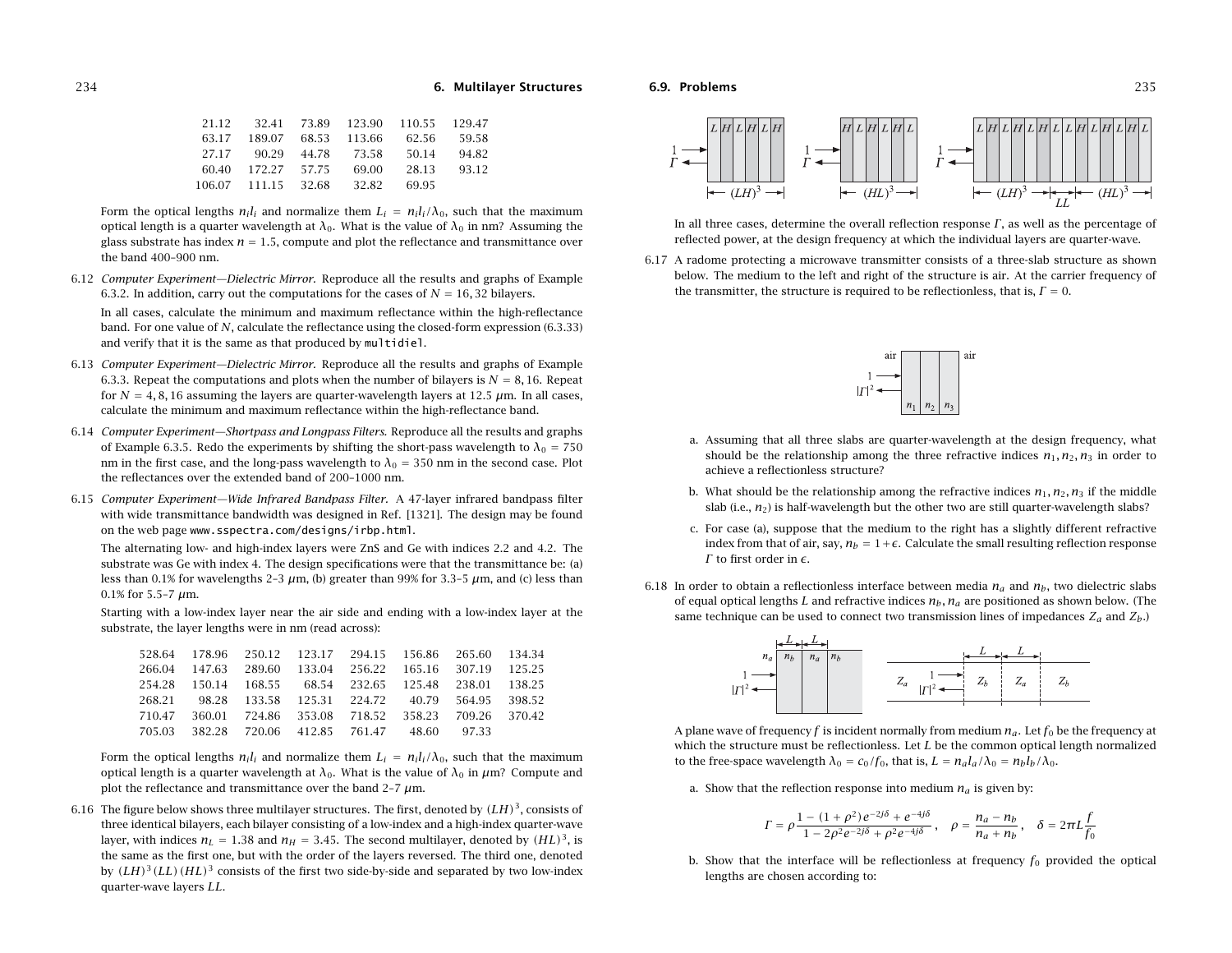| | | | | | |
|---|---|---|---|---|---|
| 21.12 | 32.41 | 73.89 | 123.90 | 110.55 | 129.47 |
| 63.17 | 189.07 | 68.53 | 113.66 | 62.56 | 59.58 |
| 27.17 | 90.29 | 44.78 | 73.58 | 50.14 | 94.82 |
| 60.40 | 172.27 | 57.75 | 69.00 | 28.13 | 93.12 |
| 106.07 | 111.15 | 32.68 | 32.82 | 69.95 | |

Form the optical lengths $n_i l_i$ and normalize them $L_i = n_i l_i / \lambda_0$, such that the maximum optical length is a quarter wavelength at $\lambda_0$. What is the value of $\lambda_0$ in nm? Assuming the glass substrate has index $n = 1.5$, compute and plot the reflectance and transmittance over the band 400–900 nm.

6.12 *Computer Experiment—Dielectric Mirror.* Reproduce all the results and graphs of Example 6.3.2. In addition, carry out the computations for the cases of $N = 16, 32$ bilayers.

In all cases, calculate the minimum and maximum reflectance within the high-reflectance band. For one value of $N$, calculate the reflectance using the closed-form expression (6.3.33) and verify that it is the same as that produced by `multidiel`.

6.13 *Computer Experiment—Dielectric Mirror.* Reproduce all the results and graphs of Example 6.3.3. Repeat the computations and plots when the number of bilayers is $N = 8, 16$. Repeat for $N = 4, 8, 16$ assuming the layers are quarter-wavelength layers at 12.5 $\mu$m. In all cases, calculate the minimum and maximum reflectance within the high-reflectance band.

6.14 *Computer Experiment—Shortpass and Longpass Filters.* Reproduce all the results and graphs of Example 6.3.5. Redo the experiments by shifting the short-pass wavelength to $\lambda_0 = 750$ nm in the first case, and the long-pass wavelength to $\lambda_0 = 350$ nm in the second case. Plot the reflectances over the extended band of 200–1000 nm.

6.15 *Computer Experiment—Wide Infrared Bandpass Filter.* A 47-layer infrared bandpass filter with wide transmittance bandwidth was designed in Ref. [1321]. The design may be found on the web page `www.sspectra.com/designs/irbp.html`.

The alternating low- and high-index layers were ZnS and Ge with indices 2.2 and 4.2. The substrate was Ge with index 4. The design specifications were that the transmittance be: (a) less than 0.1% for wavelengths 2–3 $\mu$m, (b) greater than 99% for 3.3–5 $\mu$m, and (c) less than 0.1% for 5.5–7 $\mu$m.

Starting with a low-index layer near the air side and ending with a low-index layer at the substrate, the layer lengths were in nm (read across):

| | | | | | | | |
|---|---|---|---|---|---|---|---|
| 528.64 | 178.96 | 250.12 | 123.17 | 294.15 | 156.86 | 265.60 | 134.34 |
| 266.04 | 147.63 | 289.60 | 133.04 | 256.22 | 165.16 | 307.19 | 125.25 |
| 254.28 | 150.14 | 168.55 | 68.54 | 232.65 | 125.48 | 238.01 | 138.25 |
| 268.21 | 98.28 | 133.58 | 125.31 | 224.72 | 40.79 | 564.95 | 398.52 |
| 710.47 | 360.01 | 724.86 | 353.08 | 718.52 | 358.23 | 709.26 | 370.42 |
| 705.03 | 382.28 | 720.06 | 412.85 | 761.47 | 48.60 | 97.33 | |

Form the optical lengths $n_i l_i$ and normalize them $L_i = n_i l_i / \lambda_0$, such that the maximum optical length is a quarter wavelength at $\lambda_0$. What is the value of $\lambda_0$ in $\mu$m? Compute and plot the reflectance and transmittance over the band 2–7 $\mu$m.

6.16 The figure below shows three multilayer structures. The first, denoted by $(LH)^3$, consists of three identical bilayers, each bilayer consisting of a low-index and a high-index quarter-wave layer, with indices $n_L = 1.38$ and $n_H = 3.45$. The second multilayer, denoted by $(HL)^3$, is the same as the first one, but with the order of the layers reversed. The third one, denoted by $(LH)^3(LL)(HL)^3$ consists of the first two side-by-side and separated by two low-index quarter-wave layers $LL$.

In all three cases, determine the overall reflection response $\Gamma$, as well as the percentage of reflected power, at the design frequency at which the individual layers are quarter-wave.

6.17 A radome protecting a microwave transmitter consists of a three-slab structure as shown below. The medium to the left and right of the structure is air. At the carrier frequency of the transmitter, the structure is required to be reflectionless, that is, $\Gamma = 0$.

a. Assuming that all three slabs are quarter-wavelength at the design frequency, what should be the relationship among the three refractive indices $n_1, n_2, n_3$ in order to achieve a reflectionless structure?

b. What should be the relationship among the refractive indices $n_1, n_2, n_3$ if the middle slab (i.e., $n_2$) is half-wavelength but the other two are still quarter-wavelength slabs?

c. For case (a), suppose that the medium to the right has a slightly different refractive index from that of air, say, $n_b = 1 + \epsilon$. Calculate the small resulting reflection response $\Gamma$ to first order in $\epsilon$.

6.18 In order to obtain a reflectionless interface between media $n_a$ and $n_b$, two dielectric slabs of equal optical lengths $L$ and refractive indices $n_b, n_a$ are positioned as shown below. (The same technique can be used to connect two transmission lines of impedances $Z_a$ and $Z_b$.)

A plane wave of frequency $f$ is incident normally from medium $n_a$. Let $f_0$ be the frequency at which the structure must be reflectionless. Let $L$ be the common optical length normalized to the free-space wavelength $\lambda_0 = c_0/f_0$, that is, $L = n_a l_a / \lambda_0 = n_b l_b / \lambda_0$.

a. Show that the reflection response into medium $n_a$ is given by:

$$\Gamma = \rho \frac{1 - (1+\rho^2)e^{-2j\delta} + e^{-4j\delta}}{1 - 2\rho^2 e^{-2j\delta} + \rho^2 e^{-4j\delta}}, \quad \rho = \frac{n_a - n_b}{n_a + n_b}, \quad \delta = 2\pi L \frac{f}{f_0}$$

b. Show that the interface will be reflectionless at frequency $f_0$ provided the optical lengths are chosen according to: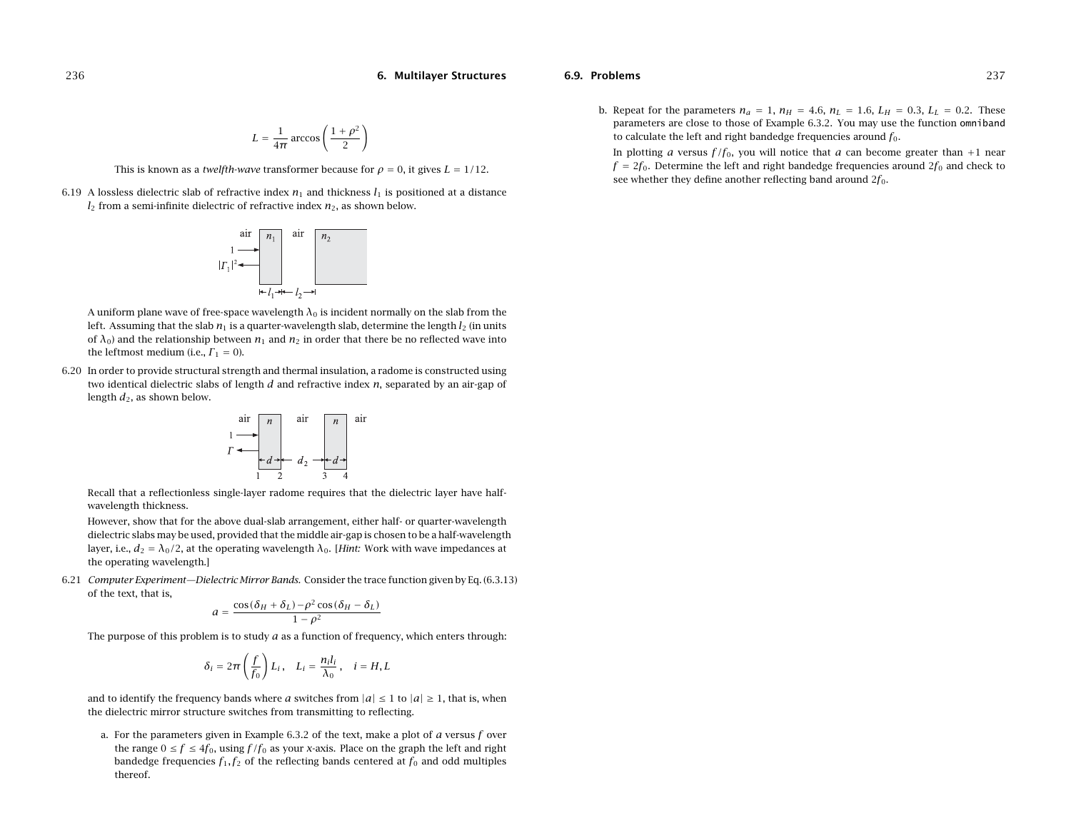$$L = \frac{1}{4\pi}\arccos\left(\frac{1+\rho^2}{2}\right)$$

This is known as a *twelfth-wave* transformer because for $\rho = 0$, it gives $L = 1/12$.

6.19 A lossless dielectric slab of refractive index $n_1$ and thickness $l_1$ is positioned at a distance $l_2$ from a semi-infinite dielectric of refractive index $n_2$, as shown below.

air $n_1$ air $n_2$

1

$|\Gamma_1|^2$

$l_1$ $l_2$

A uniform plane wave of free-space wavelength $\lambda_0$ is incident normally on the slab from the left. Assuming that the slab $n_1$ is a quarter-wavelength slab, determine the length $l_2$ (in units of $\lambda_0$) and the relationship between $n_1$ and $n_2$ in order that there be no reflected wave into the leftmost medium (i.e., $\Gamma_1 = 0$).

6.20 In order to provide structural strength and thermal insulation, a radome is constructed using two identical dielectric slabs of length $d$ and refractive index $n$, separated by an air-gap of length $d_2$, as shown below.

air $n$ air $n$ air

1

$\Gamma$

$d$ $d_2$ $d$

1 2 3 4

Recall that a reflectionless single-layer radome requires that the dielectric layer have half-wavelength thickness.

However, show that for the above dual-slab arrangement, either half- or quarter-wavelength dielectric slabs may be used, provided that the middle air-gap is chosen to be a half-wavelength layer, i.e., $d_2 = \lambda_0/2$, at the operating wavelength $\lambda_0$. [*Hint:* Work with wave impedances at the operating wavelength.]

6.21 *Computer Experiment—Dielectric Mirror Bands.* Consider the trace function given by Eq. (6.3.13) of the text, that is,

$$a = \frac{\cos(\delta_H + \delta_L) - \rho^2\cos(\delta_H - \delta_L)}{1-\rho^2}$$

The purpose of this problem is to study $a$ as a function of frequency, which enters through:

$$\delta_i = 2\pi\left(\frac{f}{f_0}\right)L_i\,,\quad L_i = \frac{n_i l_i}{\lambda_0}\,,\quad i = H, L$$

and to identify the frequency bands where $a$ switches from $|a| \le 1$ to $|a| \ge 1$, that is, when the dielectric mirror structure switches from transmitting to reflecting.

a. For the parameters given in Example 6.3.2 of the text, make a plot of $a$ versus $f$ over the range $0 \le f \le 4f_0$, using $f/f_0$ as your $x$-axis. Place on the graph the left and right bandedge frequencies $f_1, f_2$ of the reflecting bands centered at $f_0$ and odd multiples thereof.

b. Repeat for the parameters $n_a = 1$, $n_H = 4.6$, $n_L = 1.6$, $L_H = 0.3$, $L_L = 0.2$. These parameters are close to those of Example 6.3.2. You may use the function `omniband` to calculate the left and right bandedge frequencies around $f_0$.

   In plotting $a$ versus $f/f_0$, you will notice that $a$ can become greater than $+1$ near $f = 2f_0$. Determine the left and right bandedge frequencies around $2f_0$ and check to see whether they define another reflecting band around $2f_0$.